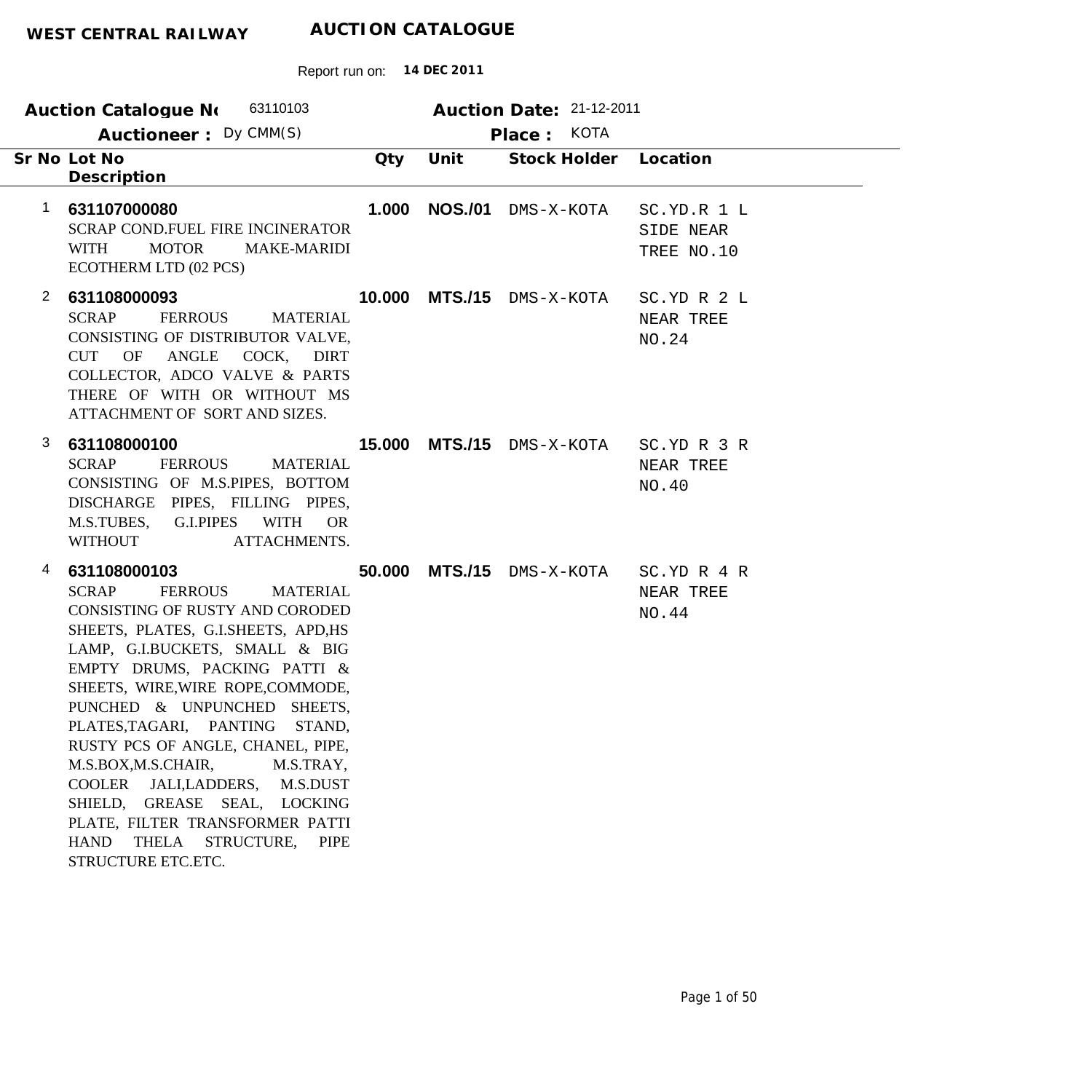**WEST CENTRAL RAILWAY** **AUCTION CATALOGUE**

Report run on: **14 DEC 2011**

**Auction Catalogue No** 63110103 **Auction Date:** 21-12-2011

**Auctioneer :** Dy CMM(S) **Place :** KOTA

| Sr No | Lot No / Description | Qty | Unit | Stock Holder | Location |
|---|---|---|---|---|---|
| 1 | **631107000080**<br>SCRAP COND.FUEL FIRE INCINERATOR WITH MOTOR MAKE-MARIDI ECOTHERM LTD (02 PCS) | **1.000** | **NOS./01** | DMS-X-KOTA | SC.YD.R 1 L SIDE NEAR TREE NO.10 |
| 2 | **631108000093**<br>SCRAP FERROUS MATERIAL CONSISTING OF DISTRIBUTOR VALVE, CUT OF ANGLE COCK, DIRT COLLECTOR, ADCO VALVE & PARTS THERE OF WITH OR WITHOUT MS ATTACHMENT OF SORT AND SIZES. | **10.000** | **MTS./15** | DMS-X-KOTA | SC.YD R 2 L NEAR TREE NO.24 |
| 3 | **631108000100**<br>SCRAP FERROUS MATERIAL CONSISTING OF M.S.PIPES, BOTTOM DISCHARGE PIPES, FILLING PIPES, M.S.TUBES, G.I.PIPES WITH OR WITHOUT ATTACHMENTS. | **15.000** | **MTS./15** | DMS-X-KOTA | SC.YD R 3 R NEAR TREE NO.40 |
| 4 | **631108000103**<br>SCRAP FERROUS MATERIAL CONSISTING OF RUSTY AND CORODED SHEETS, PLATES, G.I.SHEETS, APD,HS LAMP, G.I.BUCKETS, SMALL & BIG EMPTY DRUMS, PACKING PATTI & SHEETS, WIRE,WIRE ROPE,COMMODE, PUNCHED & UNPUNCHED SHEETS, PLATES,TAGARI, PANTING STAND, RUSTY PCS OF ANGLE, CHANEL, PIPE, M.S.BOX,M.S.CHAIR, M.S.TRAY, COOLER JALI,LADDERS, M.S.DUST SHIELD, GREASE SEAL, LOCKING PLATE, FILTER TRANSFORMER PATTI HAND THELA STRUCTURE, PIPE STRUCTURE ETC.ETC. | **50.000** | **MTS./15** | DMS-X-KOTA | SC.YD R 4 R NEAR TREE NO.44 |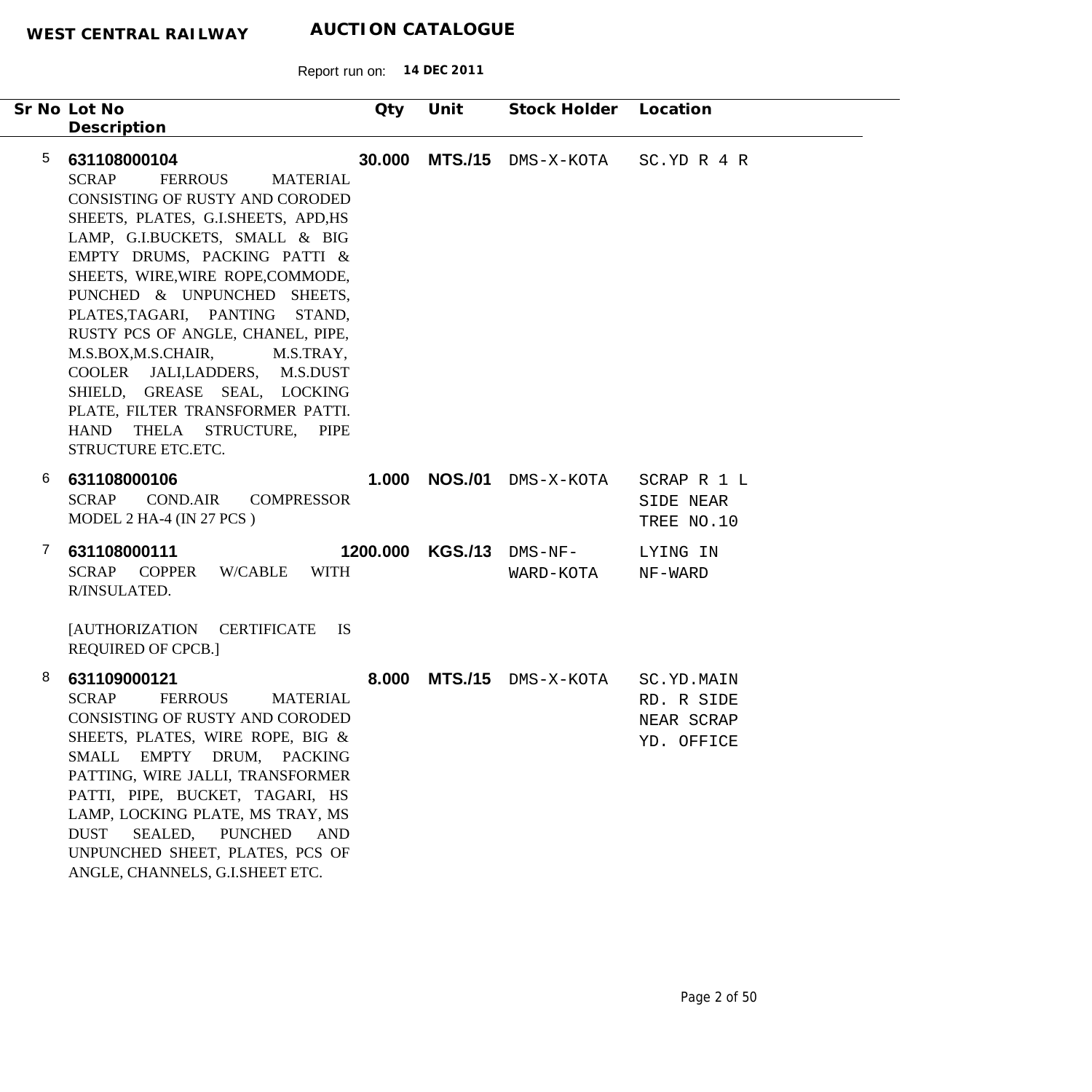**WEST CENTRAL RAILWAY** **AUCTION CATALOGUE**

Report run on: **14 DEC 2011**

| Sr No | Lot No / Description | Qty | Unit | Stock Holder | Location |
|---|---|---|---|---|---|
| 5 | **631108000104**<br>SCRAP FERROUS MATERIAL CONSISTING OF RUSTY AND CORODED SHEETS, PLATES, G.I.SHEETS, APD,HS LAMP, G.I.BUCKETS, SMALL & BIG EMPTY DRUMS, PACKING PATTI & SHEETS, WIRE,WIRE ROPE,COMMODE, PUNCHED & UNPUNCHED SHEETS, PLATES,TAGARI, PANTING STAND, RUSTY PCS OF ANGLE, CHANEL, PIPE, M.S.BOX,M.S.CHAIR, M.S.TRAY, COOLER JALI,LADDERS, M.S.DUST SHIELD, GREASE SEAL, LOCKING PLATE, FILTER TRANSFORMER PATTI. HAND THELA STRUCTURE, PIPE STRUCTURE ETC.ETC. | **30.000** | **MTS./15** | DMS-X-KOTA | SC.YD R 4 R |
| 6 | **631108000106**<br>SCRAP COND.AIR COMPRESSOR MODEL 2 HA-4 (IN 27 PCS ) | **1.000** | **NOS./01** | DMS-X-KOTA | SCRAP R 1 L SIDE NEAR TREE NO.10 |
| 7 | **631108000111**<br>SCRAP COPPER W/CABLE WITH R/INSULATED.<br><br>[AUTHORIZATION CERTIFICATE IS REQUIRED OF CPCB.] | **1200.000** | **KGS./13** | DMS-NF-WARD-KOTA | LYING IN NF-WARD |
| 8 | **631109000121**<br>SCRAP FERROUS MATERIAL CONSISTING OF RUSTY AND CORODED SHEETS, PLATES, WIRE ROPE, BIG & SMALL EMPTY DRUM, PACKING PATTING, WIRE JALLI, TRANSFORMER PATTI, PIPE, BUCKET, TAGARI, HS LAMP, LOCKING PLATE, MS TRAY, MS DUST SEALED, PUNCHED AND UNPUNCHED SHEET, PLATES, PCS OF ANGLE, CHANNELS, G.I.SHEET ETC. | **8.000** | **MTS./15** | DMS-X-KOTA | SC.YD.MAIN RD. R SIDE NEAR SCRAP YD. OFFICE |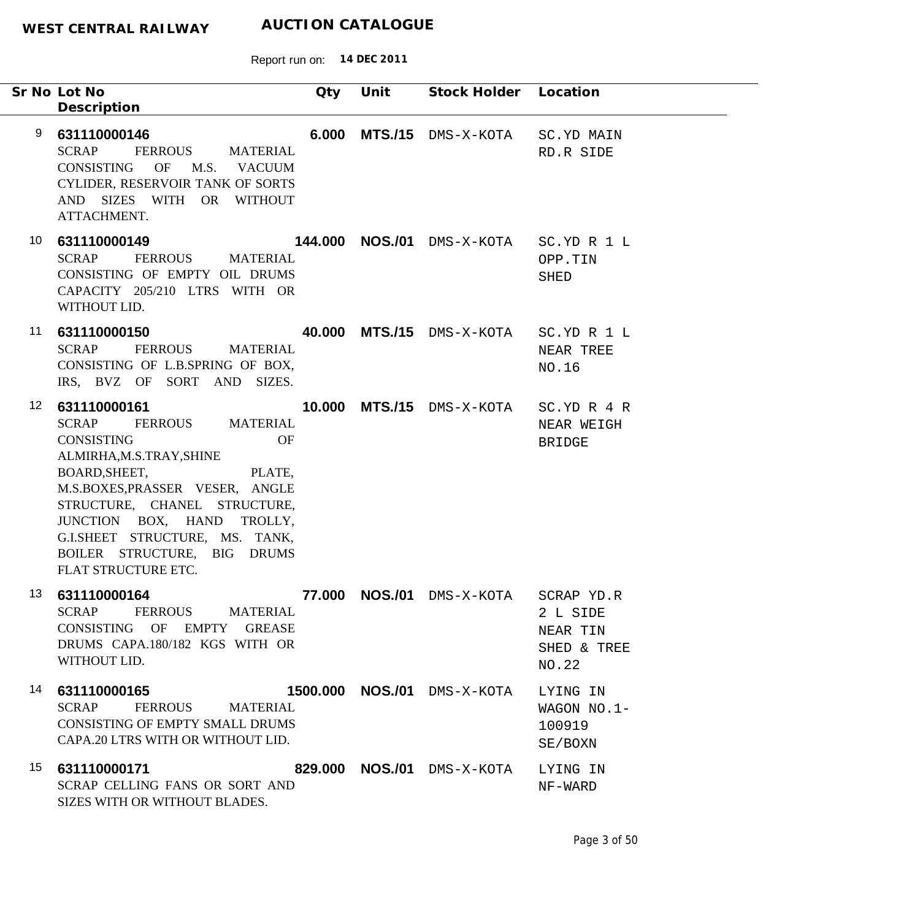**WEST CENTRAL RAILWAY** **AUCTION CATALOGUE**

Report run on: **14 DEC 2011**

| Sr No | Lot No / Description | Qty | Unit | Stock Holder | Location |
|---|---|---|---|---|---|
| 9 | **631110000146**<br>SCRAP FERROUS MATERIAL CONSISTING OF M.S. VACUUM CYLIDER, RESERVOIR TANK OF SORTS AND SIZES WITH OR WITHOUT ATTACHMENT. | **6.000** | **MTS./15** | DMS-X-KOTA | SC.YD MAIN RD.R SIDE |
| 10 | **631110000149**<br>SCRAP FERROUS MATERIAL CONSISTING OF EMPTY OIL DRUMS CAPACITY 205/210 LTRS WITH OR WITHOUT LID. | **144.000** | **NOS./01** | DMS-X-KOTA | SC.YD R 1 L OPP.TIN SHED |
| 11 | **631110000150**<br>SCRAP FERROUS MATERIAL CONSISTING OF L.B.SPRING OF BOX, IRS, BVZ OF SORT AND SIZES. | **40.000** | **MTS./15** | DMS-X-KOTA | SC.YD R 1 L NEAR TREE NO.16 |
| 12 | **631110000161**<br>SCRAP FERROUS MATERIAL CONSISTING OF ALMIRHA,M.S.TRAY,SHINE BOARD,SHEET, PLATE, M.S.BOXES,PRASSER VESER, ANGLE STRUCTURE, CHANEL STRUCTURE, JUNCTION BOX, HAND TROLLY, G.I.SHEET STRUCTURE, MS. TANK, BOILER STRUCTURE, BIG DRUMS FLAT STRUCTURE ETC. | **10.000** | **MTS./15** | DMS-X-KOTA | SC.YD R 4 R NEAR WEIGH BRIDGE |
| 13 | **631110000164**<br>SCRAP FERROUS MATERIAL CONSISTING OF EMPTY GREASE DRUMS CAPA.180/182 KGS WITH OR WITHOUT LID. | **77.000** | **NOS./01** | DMS-X-KOTA | SCRAP YD.R 2 L SIDE NEAR TIN SHED & TREE NO.22 |
| 14 | **631110000165**<br>SCRAP FERROUS MATERIAL CONSISTING OF EMPTY SMALL DRUMS CAPA.20 LTRS WITH OR WITHOUT LID. | **1500.000** | **NOS./01** | DMS-X-KOTA | LYING IN WAGON NO.1-100919 SE/BOXN |
| 15 | **631110000171**<br>SCRAP CELLING FANS OR SORT AND SIZES WITH OR WITHOUT BLADES. | **829.000** | **NOS./01** | DMS-X-KOTA | LYING IN NF-WARD |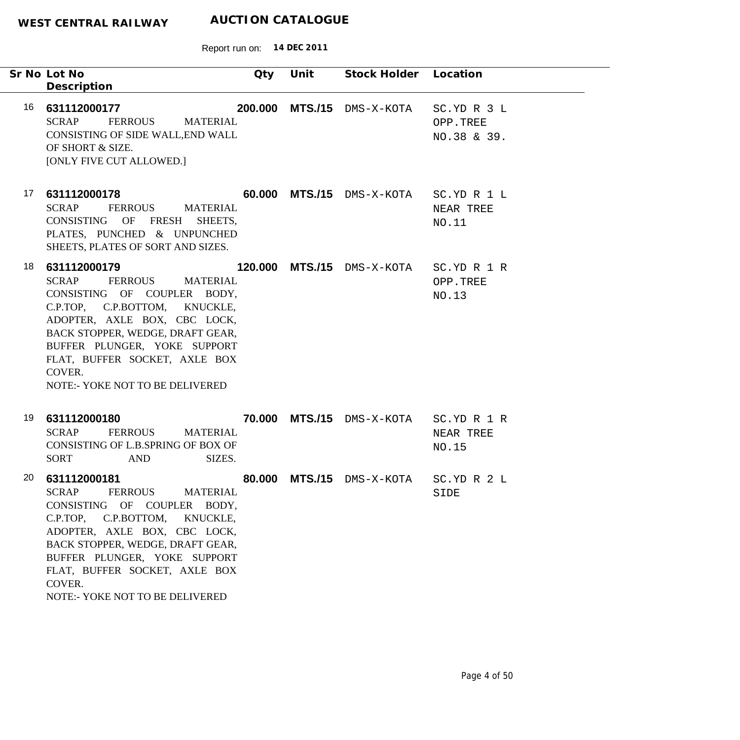**WEST CENTRAL RAILWAY** **AUCTION CATALOGUE**

Report run on: **14 DEC 2011**

| Sr No | Lot No / Description | Qty | Unit | Stock Holder | Location |
|---|---|---|---|---|---|
| 16 | **631112000177**<br>SCRAP FERROUS MATERIAL CONSISTING OF SIDE WALL,END WALL OF SHORT & SIZE.<br>[ONLY FIVE CUT ALLOWED.] | **200.000** | **MTS./15** | DMS-X-KOTA | SC.YD R 3 L OPP.TREE NO.38 & 39. |
| 17 | **631112000178**<br>SCRAP FERROUS MATERIAL CONSISTING OF FRESH SHEETS, PLATES, PUNCHED & UNPUNCHED SHEETS, PLATES OF SORT AND SIZES. | **60.000** | **MTS./15** | DMS-X-KOTA | SC.YD R 1 L NEAR TREE NO.11 |
| 18 | **631112000179**<br>SCRAP FERROUS MATERIAL CONSISTING OF COUPLER BODY, C.P.TOP, C.P.BOTTOM, KNUCKLE, ADOPTER, AXLE BOX, CBC LOCK, BACK STOPPER, WEDGE, DRAFT GEAR, BUFFER PLUNGER, YOKE SUPPORT FLAT, BUFFER SOCKET, AXLE BOX COVER.<br>NOTE:- YOKE NOT TO BE DELIVERED | **120.000** | **MTS./15** | DMS-X-KOTA | SC.YD R 1 R OPP.TREE NO.13 |
| 19 | **631112000180**<br>SCRAP FERROUS MATERIAL CONSISTING OF L.B.SPRING OF BOX OF SORT AND SIZES. | **70.000** | **MTS./15** | DMS-X-KOTA | SC.YD R 1 R NEAR TREE NO.15 |
| 20 | **631112000181**<br>SCRAP FERROUS MATERIAL CONSISTING OF COUPLER BODY, C.P.TOP, C.P.BOTTOM, KNUCKLE, ADOPTER, AXLE BOX, CBC LOCK, BACK STOPPER, WEDGE, DRAFT GEAR, BUFFER PLUNGER, YOKE SUPPORT FLAT, BUFFER SOCKET, AXLE BOX COVER.<br>NOTE:- YOKE NOT TO BE DELIVERED | **80.000** | **MTS./15** | DMS-X-KOTA | SC.YD R 2 L SIDE |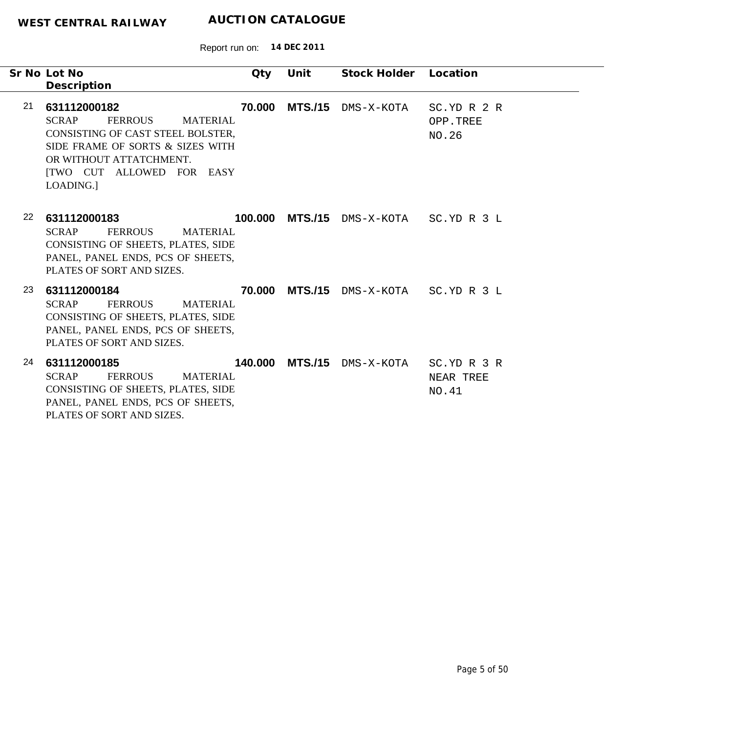**WEST CENTRAL RAILWAY** **AUCTION CATALOGUE**

Report run on: **14 DEC 2011**

| Sr No | Lot No / Description | Qty | Unit | Stock Holder | Location |
|---|---|---|---|---|---|
| 21 | **631112000182**<br>SCRAP FERROUS MATERIAL CONSISTING OF CAST STEEL BOLSTER, SIDE FRAME OF SORTS & SIZES WITH OR WITHOUT ATTATCHMENT.<br>[TWO CUT ALLOWED FOR EASY LOADING.] | **70.000** | **MTS./15** | DMS-X-KOTA | SC.YD R 2 R OPP.TREE NO.26 |
| 22 | **631112000183**<br>SCRAP FERROUS MATERIAL CONSISTING OF SHEETS, PLATES, SIDE PANEL, PANEL ENDS, PCS OF SHEETS, PLATES OF SORT AND SIZES. | **100.000** | **MTS./15** | DMS-X-KOTA | SC.YD R 3 L |
| 23 | **631112000184**<br>SCRAP FERROUS MATERIAL CONSISTING OF SHEETS, PLATES, SIDE PANEL, PANEL ENDS, PCS OF SHEETS, PLATES OF SORT AND SIZES. | **70.000** | **MTS./15** | DMS-X-KOTA | SC.YD R 3 L |
| 24 | **631112000185**<br>SCRAP FERROUS MATERIAL CONSISTING OF SHEETS, PLATES, SIDE PANEL, PANEL ENDS, PCS OF SHEETS, PLATES OF SORT AND SIZES. | **140.000** | **MTS./15** | DMS-X-KOTA | SC.YD R 3 R NEAR TREE NO.41 |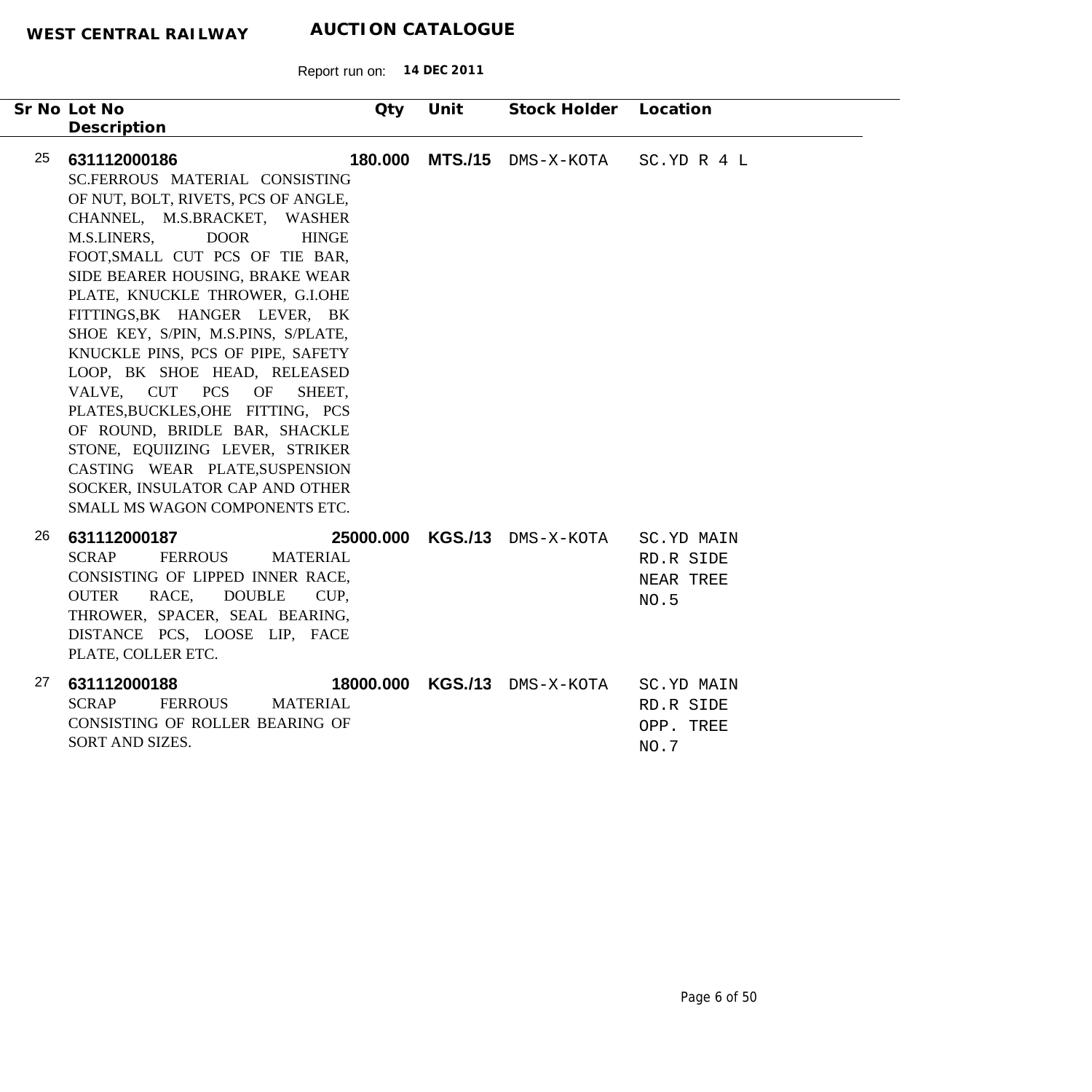**WEST CENTRAL RAILWAY** **AUCTION CATALOGUE**

Report run on: **14 DEC 2011**

| Sr No | Lot No / Description | Qty | Unit | Stock Holder | Location |
|---|---|---|---|---|---|
| 25 | **631112000186** SC.FERROUS MATERIAL CONSISTING OF NUT, BOLT, RIVETS, PCS OF ANGLE, CHANNEL, M.S.BRACKET, WASHER M.S.LINERS, DOOR HINGE FOOT,SMALL CUT PCS OF TIE BAR, SIDE BEARER HOUSING, BRAKE WEAR PLATE, KNUCKLE THROWER, G.I.OHE FITTINGS,BK HANGER LEVER, BK SHOE KEY, S/PIN, M.S.PINS, S/PLATE, KNUCKLE PINS, PCS OF PIPE, SAFETY LOOP, BK SHOE HEAD, RELEASED VALVE, CUT PCS OF SHEET, PLATES,BUCKLES,OHE FITTING, PCS OF ROUND, BRIDLE BAR, SHACKLE STONE, EQUIIZING LEVER, STRIKER CASTING WEAR PLATE,SUSPENSION SOCKER, INSULATOR CAP AND OTHER SMALL MS WAGON COMPONENTS ETC. | **180.000** | **MTS./15** | DMS-X-KOTA | SC.YD R 4 L |
| 26 | **631112000187** SCRAP FERROUS MATERIAL CONSISTING OF LIPPED INNER RACE, OUTER RACE, DOUBLE CUP, THROWER, SPACER, SEAL BEARING, DISTANCE PCS, LOOSE LIP, FACE PLATE, COLLER ETC. | **25000.000** | **KGS./13** | DMS-X-KOTA | SC.YD MAIN RD.R SIDE NEAR TREE NO.5 |
| 27 | **631112000188** SCRAP FERROUS MATERIAL CONSISTING OF ROLLER BEARING OF SORT AND SIZES. | **18000.000** | **KGS./13** | DMS-X-KOTA | SC.YD MAIN RD.R SIDE OPP. TREE NO.7 |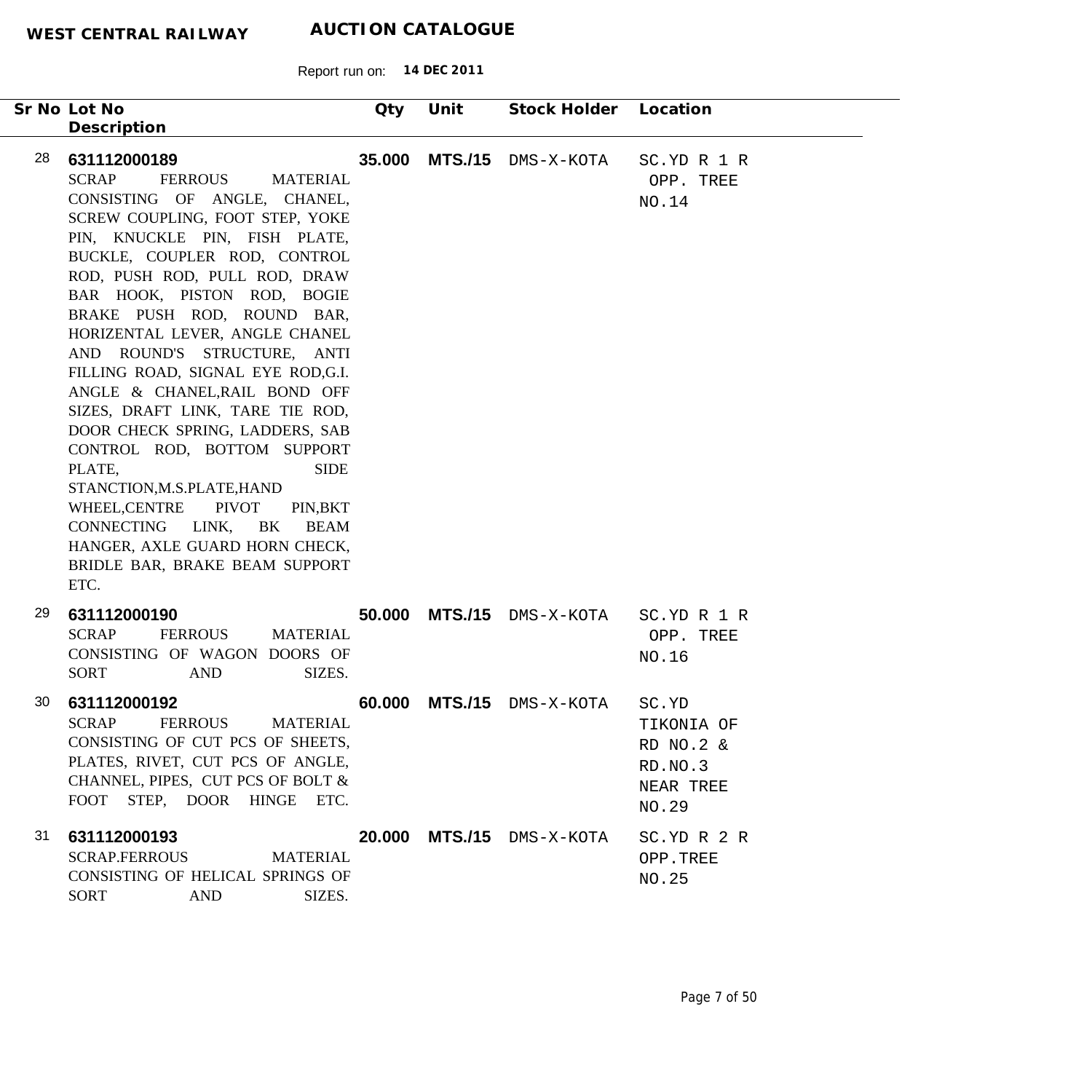**WEST CENTRAL RAILWAY** **AUCTION CATALOGUE**

Report run on: **14 DEC 2011**

| Sr No | Lot No / Description | Qty | Unit | Stock Holder | Location |
|---|---|---|---|---|---|
| 28 | **631112000189**<br>SCRAP FERROUS MATERIAL CONSISTING OF ANGLE, CHANEL, SCREW COUPLING, FOOT STEP, YOKE PIN, KNUCKLE PIN, FISH PLATE, BUCKLE, COUPLER ROD, CONTROL ROD, PUSH ROD, PULL ROD, DRAW BAR HOOK, PISTON ROD, BOGIE BRAKE PUSH ROD, ROUND BAR, HORIZENTAL LEVER, ANGLE CHANEL AND ROUND'S STRUCTURE, ANTI FILLING ROAD, SIGNAL EYE ROD,G.I. ANGLE & CHANEL,RAIL BOND OFF SIZES, DRAFT LINK, TARE TIE ROD, DOOR CHECK SPRING, LADDERS, SAB CONTROL ROD, BOTTOM SUPPORT PLATE, SIDE STANCTION,M.S.PLATE,HAND WHEEL,CENTRE PIVOT PIN,BKT CONNECTING LINK, BK BEAM HANGER, AXLE GUARD HORN CHECK, BRIDLE BAR, BRAKE BEAM SUPPORT ETC. | **35.000** | **MTS./15** | DMS-X-KOTA | SC.YD R 1 R OPP. TREE NO.14 |
| 29 | **631112000190**<br>SCRAP FERROUS MATERIAL CONSISTING OF WAGON DOORS OF SORT AND SIZES. | **50.000** | **MTS./15** | DMS-X-KOTA | SC.YD R 1 R OPP. TREE NO.16 |
| 30 | **631112000192**<br>SCRAP FERROUS MATERIAL CONSISTING OF CUT PCS OF SHEETS, PLATES, RIVET, CUT PCS OF ANGLE, CHANNEL, PIPES, CUT PCS OF BOLT & FOOT STEP, DOOR HINGE ETC. | **60.000** | **MTS./15** | DMS-X-KOTA | SC.YD TIKONIA OF RD NO.2 & RD.NO.3 NEAR TREE NO.29 |
| 31 | **631112000193**<br>SCRAP.FERROUS MATERIAL CONSISTING OF HELICAL SPRINGS OF SORT AND SIZES. | **20.000** | **MTS./15** | DMS-X-KOTA | SC.YD R 2 R OPP.TREE NO.25 |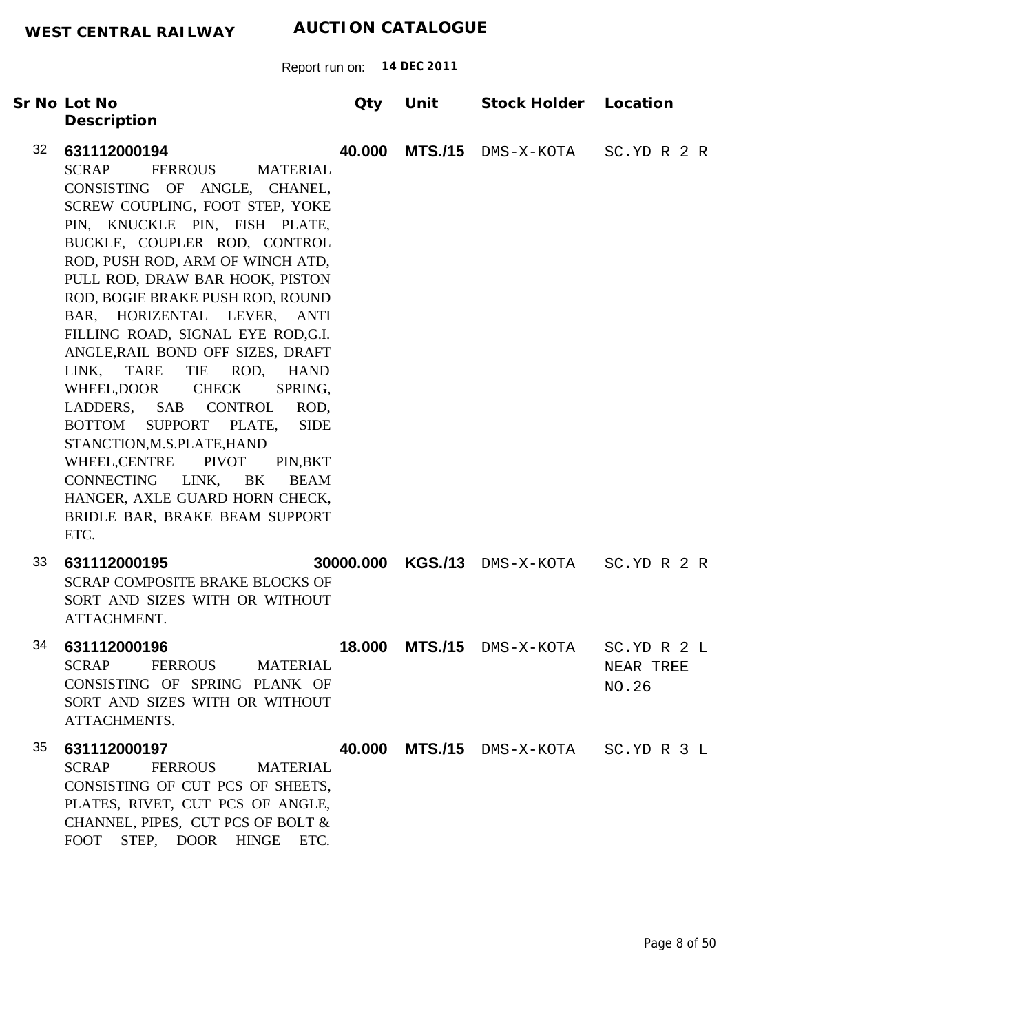**WEST CENTRAL RAILWAY** **AUCTION CATALOGUE**

Report run on: **14 DEC 2011**

| Sr No | Lot No / Description | Qty | Unit | Stock Holder | Location |
|---|---|---|---|---|---|
| 32 | **631112000194**<br>SCRAP FERROUS MATERIAL CONSISTING OF ANGLE, CHANEL, SCREW COUPLING, FOOT STEP, YOKE PIN, KNUCKLE PIN, FISH PLATE, BUCKLE, COUPLER ROD, CONTROL ROD, PUSH ROD, ARM OF WINCH ATD, PULL ROD, DRAW BAR HOOK, PISTON ROD, BOGIE BRAKE PUSH ROD, ROUND BAR, HORIZENTAL LEVER, ANTI FILLING ROAD, SIGNAL EYE ROD,G.I. ANGLE,RAIL BOND OFF SIZES, DRAFT LINK, TARE TIE ROD, HAND WHEEL,DOOR CHECK SPRING, LADDERS, SAB CONTROL ROD, BOTTOM SUPPORT PLATE, SIDE STANCTION,M.S.PLATE,HAND WHEEL,CENTRE PIVOT PIN,BKT CONNECTING LINK, BK BEAM HANGER, AXLE GUARD HORN CHECK, BRIDLE BAR, BRAKE BEAM SUPPORT ETC. | **40.000** | **MTS./15** | DMS-X-KOTA | SC.YD R 2 R |
| 33 | **631112000195**<br>SCRAP COMPOSITE BRAKE BLOCKS OF SORT AND SIZES WITH OR WITHOUT ATTACHMENT. | **30000.000** | **KGS./13** | DMS-X-KOTA | SC.YD R 2 R |
| 34 | **631112000196**<br>SCRAP FERROUS MATERIAL CONSISTING OF SPRING PLANK OF SORT AND SIZES WITH OR WITHOUT ATTACHMENTS. | **18.000** | **MTS./15** | DMS-X-KOTA | SC.YD R 2 L NEAR TREE NO.26 |
| 35 | **631112000197**<br>SCRAP FERROUS MATERIAL CONSISTING OF CUT PCS OF SHEETS, PLATES, RIVET, CUT PCS OF ANGLE, CHANNEL, PIPES, CUT PCS OF BOLT & FOOT STEP, DOOR HINGE ETC. | **40.000** | **MTS./15** | DMS-X-KOTA | SC.YD R 3 L |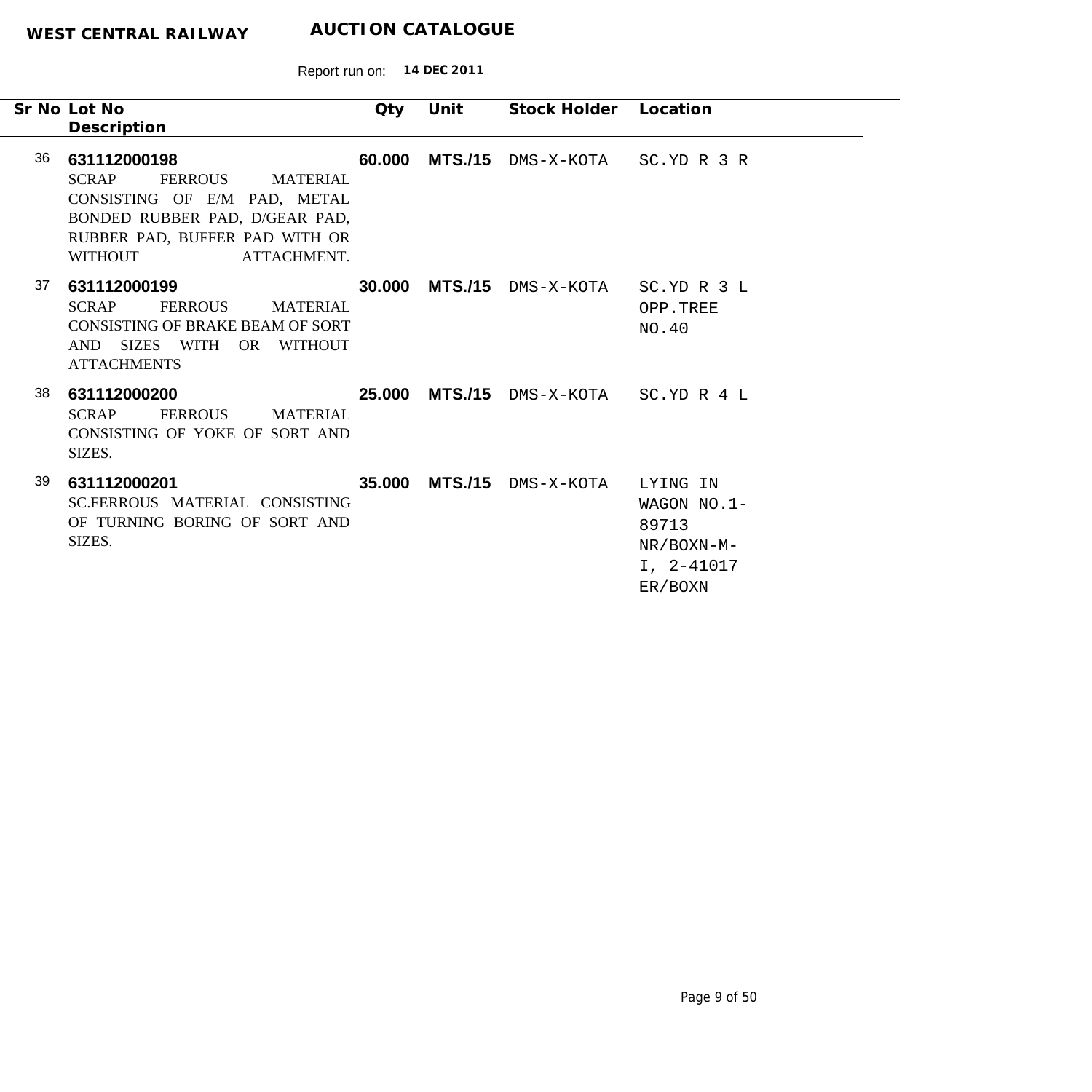**WEST CENTRAL RAILWAY** **AUCTION CATALOGUE**

Report run on: **14 DEC 2011**

| Sr No | Lot No / Description | Qty | Unit | Stock Holder | Location |
|---|---|---|---|---|---|
| 36 | **631112000198**<br>SCRAP FERROUS MATERIAL CONSISTING OF E/M PAD, METAL BONDED RUBBER PAD, D/GEAR PAD, RUBBER PAD, BUFFER PAD WITH OR WITHOUT ATTACHMENT. | **60.000** | **MTS./15** | DMS-X-KOTA | SC.YD R 3 R |
| 37 | **631112000199**<br>SCRAP FERROUS MATERIAL CONSISTING OF BRAKE BEAM OF SORT AND SIZES WITH OR WITHOUT ATTACHMENTS | **30.000** | **MTS./15** | DMS-X-KOTA | SC.YD R 3 L OPP.TREE NO.40 |
| 38 | **631112000200**<br>SCRAP FERROUS MATERIAL CONSISTING OF YOKE OF SORT AND SIZES. | **25.000** | **MTS./15** | DMS-X-KOTA | SC.YD R 4 L |
| 39 | **631112000201**<br>SC.FERROUS MATERIAL CONSISTING OF TURNING BORING OF SORT AND SIZES. | **35.000** | **MTS./15** | DMS-X-KOTA | LYING IN WAGON NO.1-89713 NR/BOXN-M-I, 2-41017 ER/BOXN |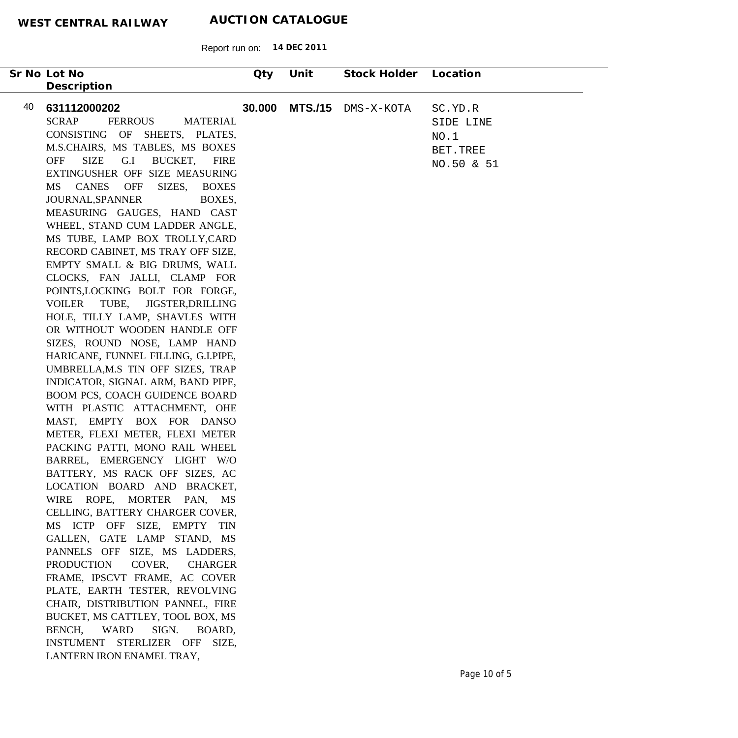**WEST CENTRAL RAILWAY** **AUCTION CATALOGUE**

Report run on: **14 DEC 2011**

| Sr No | Lot No / Description | Qty | Unit | Stock Holder | Location |
|---|---|---|---|---|---|
| 40 | **631112000202**<br>SCRAP FERROUS MATERIAL CONSISTING OF SHEETS, PLATES, M.S.CHAIRS, MS TABLES, MS BOXES OFF SIZE G.I BUCKET, FIRE EXTINGUSHER OFF SIZE MEASURING MS CANES OFF SIZES, BOXES JOURNAL,SPANNER BOXES, MEASURING GAUGES, HAND CAST WHEEL, STAND CUM LADDER ANGLE, MS TUBE, LAMP BOX TROLLY,CARD RECORD CABINET, MS TRAY OFF SIZE, EMPTY SMALL & BIG DRUMS, WALL CLOCKS, FAN JALLI, CLAMP FOR POINTS,LOCKING BOLT FOR FORGE, VOILER TUBE, JIGSTER,DRILLING HOLE, TILLY LAMP, SHAVLES WITH OR WITHOUT WOODEN HANDLE OFF SIZES, ROUND NOSE, LAMP HAND HARICANE, FUNNEL FILLING, G.I.PIPE, UMBRELLA,M.S TIN OFF SIZES, TRAP INDICATOR, SIGNAL ARM, BAND PIPE, BOOM PCS, COACH GUIDENCE BOARD WITH PLASTIC ATTACHMENT, OHE MAST, EMPTY BOX FOR DANSO METER, FLEXI METER, FLEXI METER PACKING PATTI, MONO RAIL WHEEL BARREL, EMERGENCY LIGHT W/O BATTERY, MS RACK OFF SIZES, AC LOCATION BOARD AND BRACKET, WIRE ROPE, MORTER PAN, MS CELLING, BATTERY CHARGER COVER, MS ICTP OFF SIZE, EMPTY TIN GALLEN, GATE LAMP STAND, MS PANNELS OFF SIZE, MS LADDERS, PRODUCTION COVER, CHARGER FRAME, IPSCVT FRAME, AC COVER PLATE, EARTH TESTER, REVOLVING CHAIR, DISTRIBUTION PANNEL, FIRE BUCKET, MS CATTLEY, TOOL BOX, MS BENCH, WARD SIGN. BOARD, INSTUMENT STERLIZER OFF SIZE, LANTERN IRON ENAMEL TRAY, | **30.000** | **MTS./15** | DMS-X-KOTA | SC.YD.R SIDE LINE NO.1 BET.TREE NO.50 & 51 |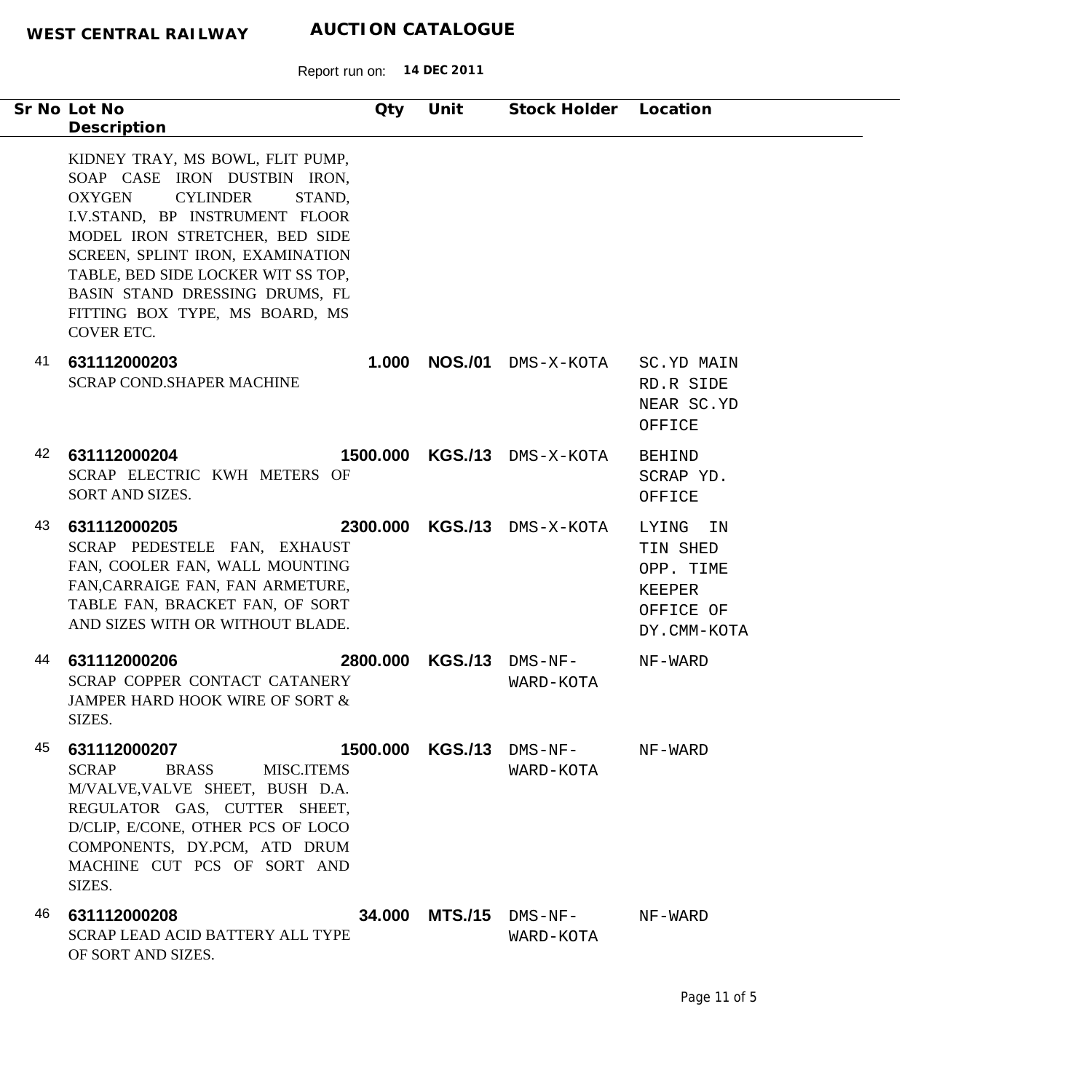| Sr No | Lot No / Description | Qty | Unit | Stock Holder | Location |
|---|---|---|---|---|---|
| | KIDNEY TRAY, MS BOWL, FLIT PUMP, SOAP CASE IRON DUSTBIN IRON, OXYGEN CYLINDER STAND, I.V.STAND, BP INSTRUMENT FLOOR MODEL IRON STRETCHER, BED SIDE SCREEN, SPLINT IRON, EXAMINATION TABLE, BED SIDE LOCKER WIT SS TOP, BASIN STAND DRESSING DRUMS, FL FITTING BOX TYPE, MS BOARD, MS COVER ETC. | | | | |
| 41 | **631112000203**<br>SCRAP COND.SHAPER MACHINE | **1.000** | **NOS./01** | DMS-X-KOTA | SC.YD MAIN RD.R SIDE NEAR SC.YD OFFICE |
| 42 | **631112000204**<br>SCRAP ELECTRIC KWH METERS OF SORT AND SIZES. | **1500.000** | **KGS./13** | DMS-X-KOTA | BEHIND SCRAP YD. OFFICE |
| 43 | **631112000205**<br>SCRAP PEDESTELE FAN, EXHAUST FAN, COOLER FAN, WALL MOUNTING FAN,CARRAIGE FAN, FAN ARMETURE, TABLE FAN, BRACKET FAN, OF SORT AND SIZES WITH OR WITHOUT BLADE. | **2300.000** | **KGS./13** | DMS-X-KOTA | LYING IN TIN SHED OPP. TIME KEEPER OFFICE OF DY.CMM-KOTA |
| 44 | **631112000206**<br>SCRAP COPPER CONTACT CATANERY JAMPER HARD HOOK WIRE OF SORT & SIZES. | **2800.000** | **KGS./13** | DMS-NF-WARD-KOTA | NF-WARD |
| 45 | **631112000207**<br>SCRAP BRASS MISC.ITEMS M/VALVE,VALVE SHEET, BUSH D.A. REGULATOR GAS, CUTTER SHEET, D/CLIP, E/CONE, OTHER PCS OF LOCO COMPONENTS, DY.PCM, ATD DRUM MACHINE CUT PCS OF SORT AND SIZES. | **1500.000** | **KGS./13** | DMS-NF-WARD-KOTA | NF-WARD |
| 46 | **631112000208**<br>SCRAP LEAD ACID BATTERY ALL TYPE OF SORT AND SIZES. | **34.000** | **MTS./15** | DMS-NF-WARD-KOTA | NF-WARD |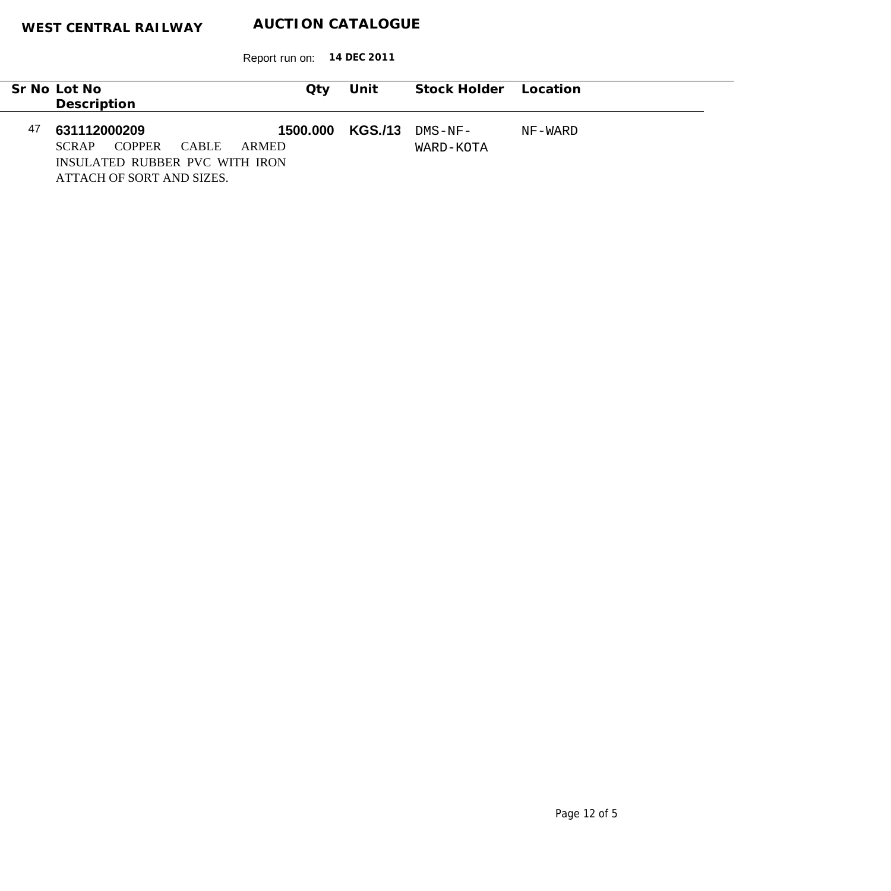**WEST CENTRAL RAILWAY** **AUCTION CATALOGUE**

Report run on: **14 DEC 2011**

| Sr No | Lot No / Description | Qty | Unit | Stock Holder | Location |
|---|---|---|---|---|---|
| 47 | **631112000209**<br>SCRAP COPPER CABLE ARMED INSULATED RUBBER PVC WITH IRON ATTACH OF SORT AND SIZES. | **1500.000** | **KGS./13** | DMS-NF-WARD-KOTA | NF-WARD |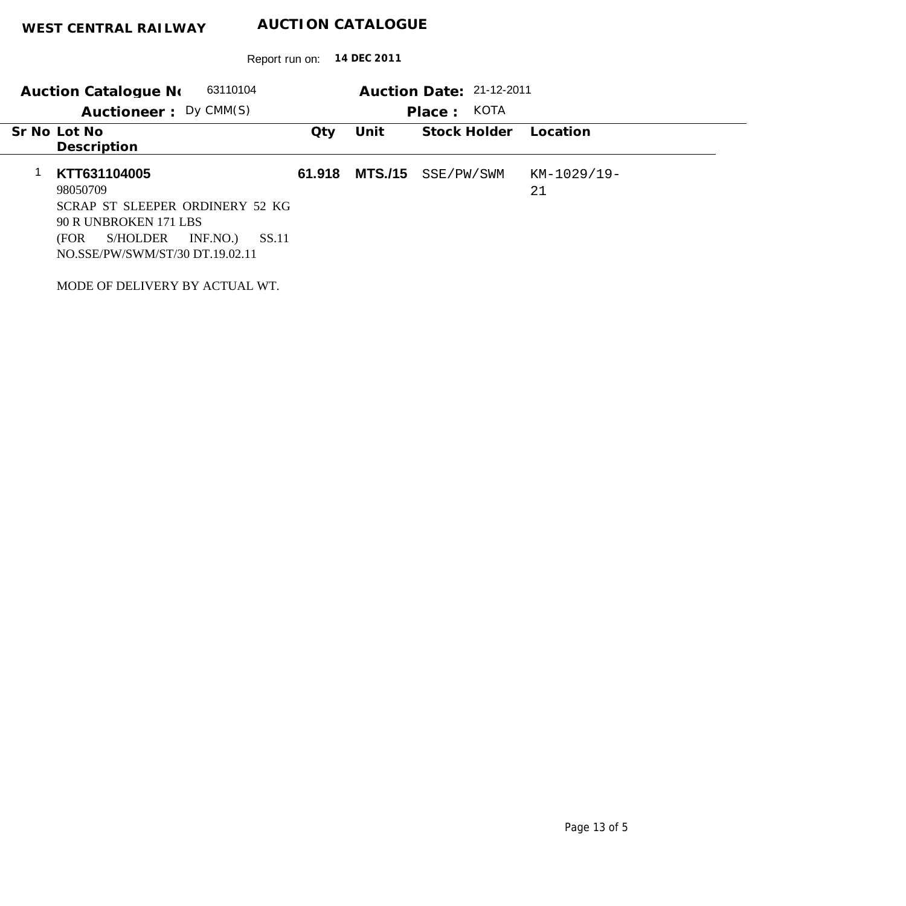**WEST CENTRAL RAILWAY** **AUCTION CATALOGUE**

Report run on: **14 DEC 2011**

**Auction Catalogue No** 63110104 **Auction Date:** 21-12-2011

**Auctioneer :** Dy CMM(S) **Place :** KOTA

| Sr No | Lot No / Description | Qty | Unit | Stock Holder | Location |
|---|---|---|---|---|---|
| 1 | **KTT631104005**<br>98050709<br>SCRAP ST SLEEPER ORDINARY 52 KG 90 R UNBROKEN 171 LBS<br>(FOR S/HOLDER INF.NO.) SS.11 NO.SSE/PW/SWM/ST/30 DT.19.02.11<br><br>MODE OF DELIVERY BY ACTUAL WT. | **61.918** | **MTS./15** | SSE/PW/SWM | KM-1029/19-21 |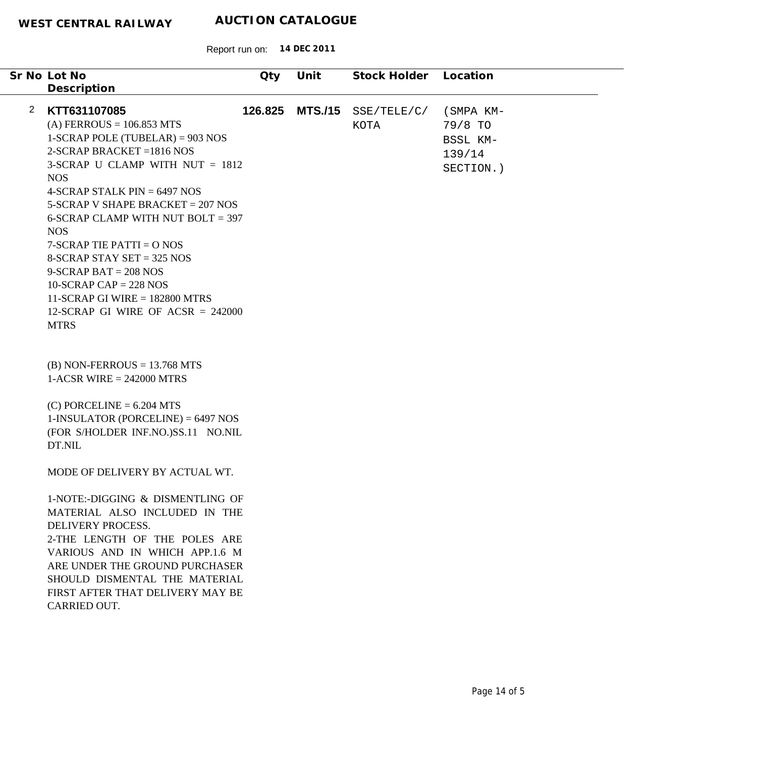**WEST CENTRAL RAILWAY** **AUCTION CATALOGUE**

Report run on: **14 DEC 2011**

| Sr No | Lot No / Description | Qty | Unit | Stock Holder | Location |
|---|---|---|---|---|---|
| 2 | **KTT631107085** | **126.825** | **MTS./15** | SSE/TELE/C/ KOTA | (SMPA KM-79/8 TO BSSL KM-139/14 SECTION.) |

(A) FERROUS = 106.853 MTS
1-SCRAP POLE (TUBELAR) = 903 NOS
2-SCRAP BRACKET =1816 NOS
3-SCRAP U CLAMP WITH NUT = 1812 NOS
4-SCRAP STALK PIN = 6497 NOS
5-SCRAP V SHAPE BRACKET = 207 NOS
6-SCRAP CLAMP WITH NUT BOLT = 397 NOS
7-SCRAP TIE PATTI = O NOS
8-SCRAP STAY SET = 325 NOS
9-SCRAP BAT = 208 NOS
10-SCRAP CAP = 228 NOS
11-SCRAP GI WIRE = 182800 MTRS
12-SCRAP GI WIRE OF ACSR = 242000 MTRS

(B) NON-FERROUS = 13.768 MTS
1-ACSR WIRE = 242000 MTRS

(C) PORCELINE = 6.204 MTS
1-INSULATOR (PORCELINE) = 6497 NOS
(FOR S/HOLDER INF.NO.)SS.11 NO.NIL DT.NIL

MODE OF DELIVERY BY ACTUAL WT.

1-NOTE:-DIGGING & DISMENTLING OF MATERIAL ALSO INCLUDED IN THE DELIVERY PROCESS.
2-THE LENGTH OF THE POLES ARE VARIOUS AND IN WHICH APP.1.6 M ARE UNDER THE GROUND PURCHASER SHOULD DISMENTAL THE MATERIAL FIRST AFTER THAT DELIVERY MAY BE CARRIED OUT.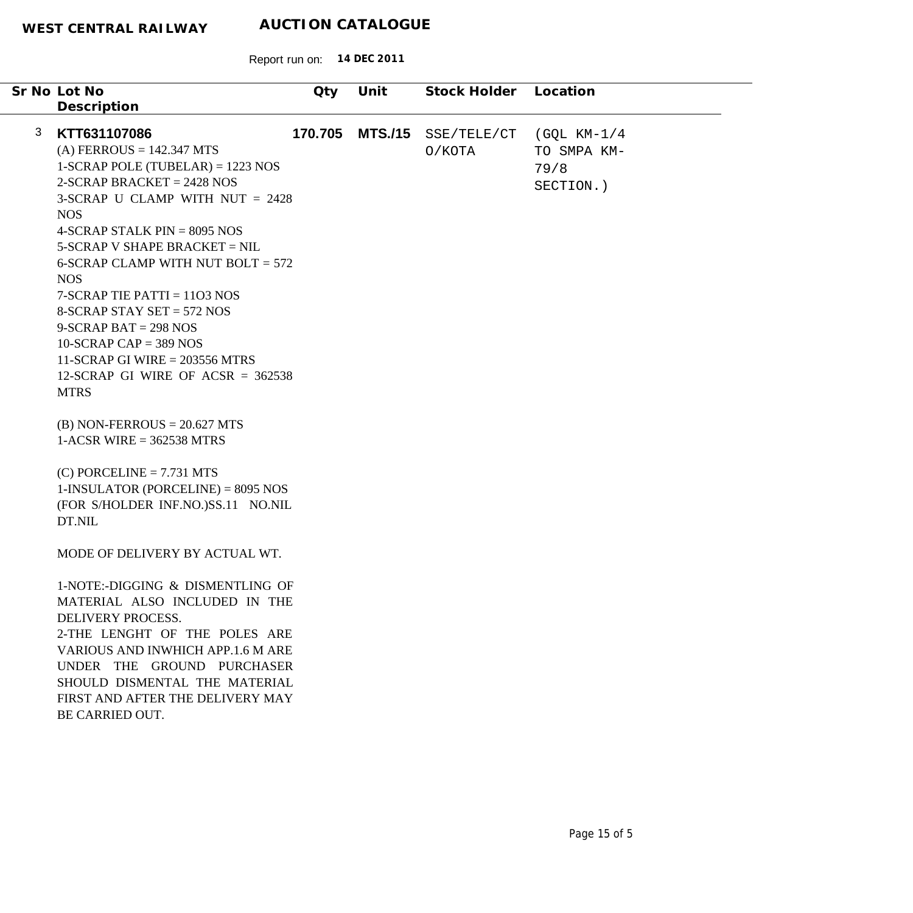**WEST CENTRAL RAILWAY** **AUCTION CATALOGUE**

Report run on: **14 DEC 2011**

| Sr No | Lot No / Description | Qty | Unit | Stock Holder | Location |
|---|---|---|---|---|---|
| 3 | **KTT631107086** | **170.705** | **MTS./15** | SSE/TELE/CTO/KOTA | (GQL KM-1/4 TO SMPA KM-79/8 SECTION.) |

(A) FERROUS = 142.347 MTS
1-SCRAP POLE (TUBELAR) = 1223 NOS
2-SCRAP BRACKET = 2428 NOS
3-SCRAP U CLAMP WITH NUT = 2428 NOS
4-SCRAP STALK PIN = 8095 NOS
5-SCRAP V SHAPE BRACKET = NIL
6-SCRAP CLAMP WITH NUT BOLT = 572 NOS
7-SCRAP TIE PATTI = 11O3 NOS
8-SCRAP STAY SET = 572 NOS
9-SCRAP BAT = 298 NOS
10-SCRAP CAP = 389 NOS
11-SCRAP GI WIRE = 203556 MTRS
12-SCRAP GI WIRE OF ACSR = 362538 MTRS

(B) NON-FERROUS = 20.627 MTS
1-ACSR WIRE = 362538 MTRS

(C) PORCELINE = 7.731 MTS
1-INSULATOR (PORCELINE) = 8095 NOS
(FOR S/HOLDER INF.NO.)SS.11 NO.NIL DT.NIL

MODE OF DELIVERY BY ACTUAL WT.

1-NOTE:-DIGGING & DISMENTLING OF MATERIAL ALSO INCLUDED IN THE DELIVERY PROCESS.
2-THE LENGHT OF THE POLES ARE VARIOUS AND INWHICH APP.1.6 M ARE UNDER THE GROUND PURCHASER SHOULD DISMENTAL THE MATERIAL FIRST AND AFTER THE DELIVERY MAY BE CARRIED OUT.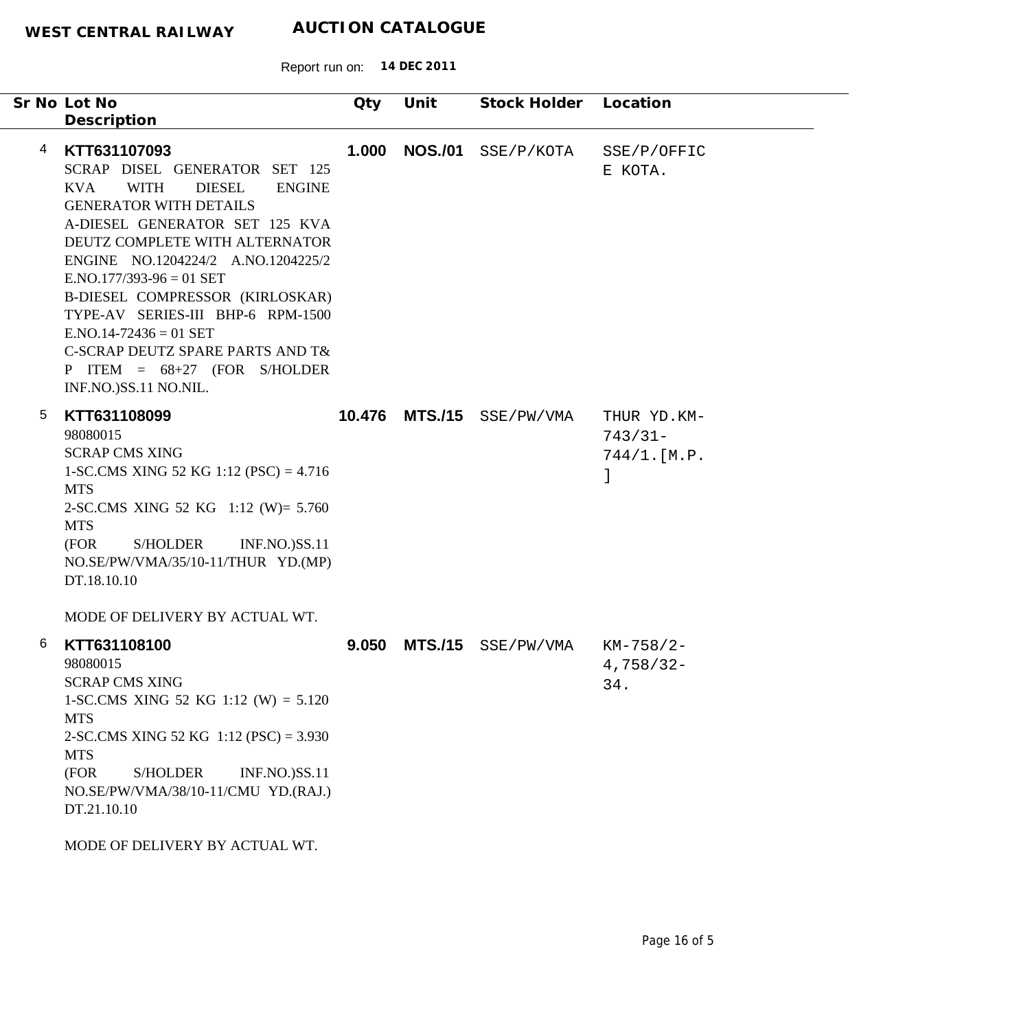**WEST CENTRAL RAILWAY** **AUCTION CATALOGUE**

Report run on: **14 DEC 2011**

| Sr No | Lot No / Description | Qty | Unit | Stock Holder | Location |
|---|---|---|---|---|---|
| 4 | **KTT631107093**<br>SCRAP DISEL GENERATOR SET 125 KVA WITH DIESEL ENGINE GENERATOR WITH DETAILS<br>A-DIESEL GENERATOR SET 125 KVA DEUTZ COMPLETE WITH ALTERNATOR ENGINE NO.1204224/2 A.NO.1204225/2 E.NO.177/393-96 = 01 SET<br>B-DIESEL COMPRESSOR (KIRLOSKAR) TYPE-AV SERIES-III BHP-6 RPM-1500 E.NO.14-72436 = 01 SET<br>C-SCRAP DEUTZ SPARE PARTS AND T& P ITEM = 68+27 (FOR S/HOLDER INF.NO.)SS.11 NO.NIL. | 1.000 | NOS./01 | SSE/P/KOTA | SSE/P/OFFICE KOTA. |
| 5 | **KTT631108099**<br>98080015<br>SCRAP CMS XING<br>1-SC.CMS XING 52 KG 1:12 (PSC) = 4.716 MTS<br>2-SC.CMS XING 52 KG 1:12 (W)= 5.760 MTS<br>(FOR S/HOLDER INF.NO.)SS.11 NO.SE/PW/VMA/35/10-11/THUR YD.(MP) DT.18.10.10<br><br>MODE OF DELIVERY BY ACTUAL WT. | 10.476 | MTS./15 | SSE/PW/VMA | THUR YD.KM-743/31-744/1.[M.P.] |
| 6 | **KTT631108100**<br>98080015<br>SCRAP CMS XING<br>1-SC.CMS XING 52 KG 1:12 (W) = 5.120 MTS<br>2-SC.CMS XING 52 KG 1:12 (PSC) = 3.930 MTS<br>(FOR S/HOLDER INF.NO.)SS.11 NO.SE/PW/VMA/38/10-11/CMU YD.(RAJ.) DT.21.10.10<br><br>MODE OF DELIVERY BY ACTUAL WT. | 9.050 | MTS./15 | SSE/PW/VMA | KM-758/2-4,758/32-34. |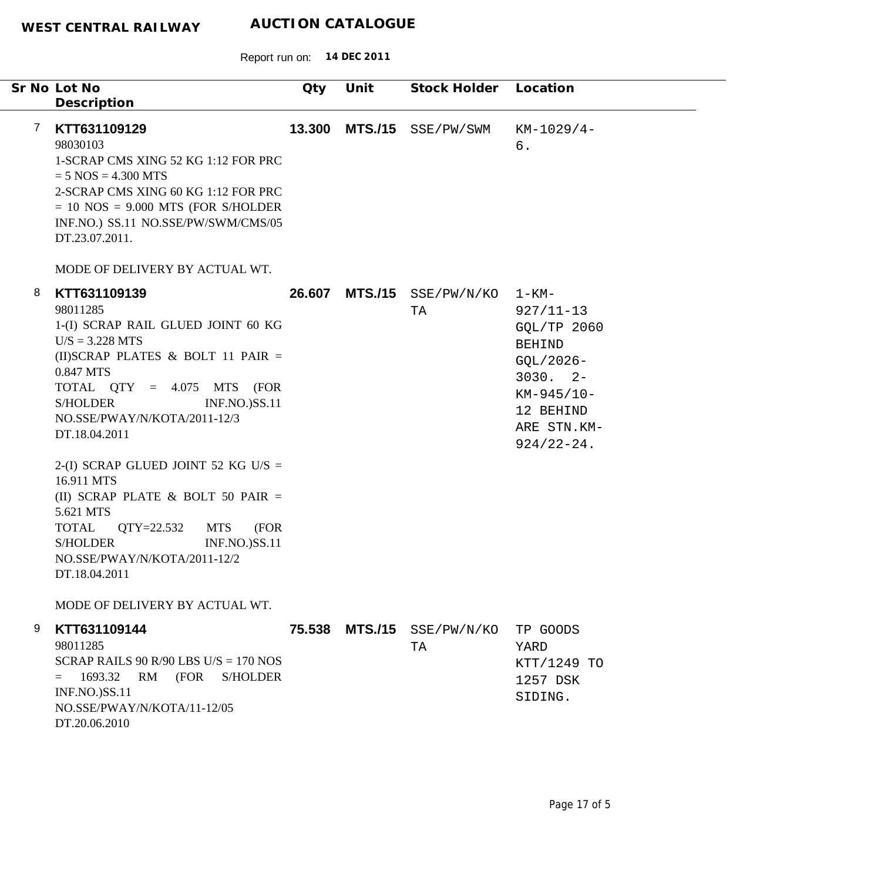| Sr No | Lot No<br>Description | Qty | Unit | Stock Holder | Location |
|---|---|---|---|---|---|
| 7 | **KTT631109129**<br>98030103<br>1-SCRAP CMS XING 52 KG 1:12 FOR PRC = 5 NOS = 4.300 MTS<br>2-SCRAP CMS XING 60 KG 1:12 FOR PRC = 10 NOS = 9.000 MTS (FOR S/HOLDER INF.NO.) SS.11 NO.SSE/PW/SWM/CMS/05 DT.23.07.2011.<br><br>MODE OF DELIVERY BY ACTUAL WT. | **13.300** | **MTS./15** | SSE/PW/SWM | KM-1029/4-6. |
| 8 | **KTT631109139**<br>98011285<br>1-(I) SCRAP RAIL GLUED JOINT 60 KG U/S = 3.228 MTS<br>(II)SCRAP PLATES & BOLT 11 PAIR = 0.847 MTS<br>TOTAL QTY = 4.075 MTS (FOR S/HOLDER INF.NO.)SS.11 NO.SSE/PWAY/N/KOTA/2011-12/3 DT.18.04.2011<br><br>2-(I) SCRAP GLUED JOINT 52 KG U/S = 16.911 MTS<br>(II) SCRAP PLATE & BOLT 50 PAIR = 5.621 MTS<br>TOTAL QTY=22.532 MTS (FOR S/HOLDER INF.NO.)SS.11 NO.SSE/PWAY/N/KOTA/2011-12/2 DT.18.04.2011<br><br>MODE OF DELIVERY BY ACTUAL WT. | **26.607** | **MTS./15** | SSE/PW/N/KOTA | 1-KM-927/11-13 GQL/TP 2060 BEHIND GQL/2026-3030. 2-KM-945/10-12 BEHIND ARE STN.KM-924/22-24. |
| 9 | **KTT631109144**<br>98011285<br>SCRAP RAILS 90 R/90 LBS U/S = 170 NOS = 1693.32 RM (FOR S/HOLDER INF.NO.)SS.11 NO.SSE/PWAY/N/KOTA/11-12/05 DT.20.06.2010 | **75.538** | **MTS./15** | SSE/PW/N/KOTA | TP GOODS YARD KTT/1249 TO 1257 DSK SIDING. |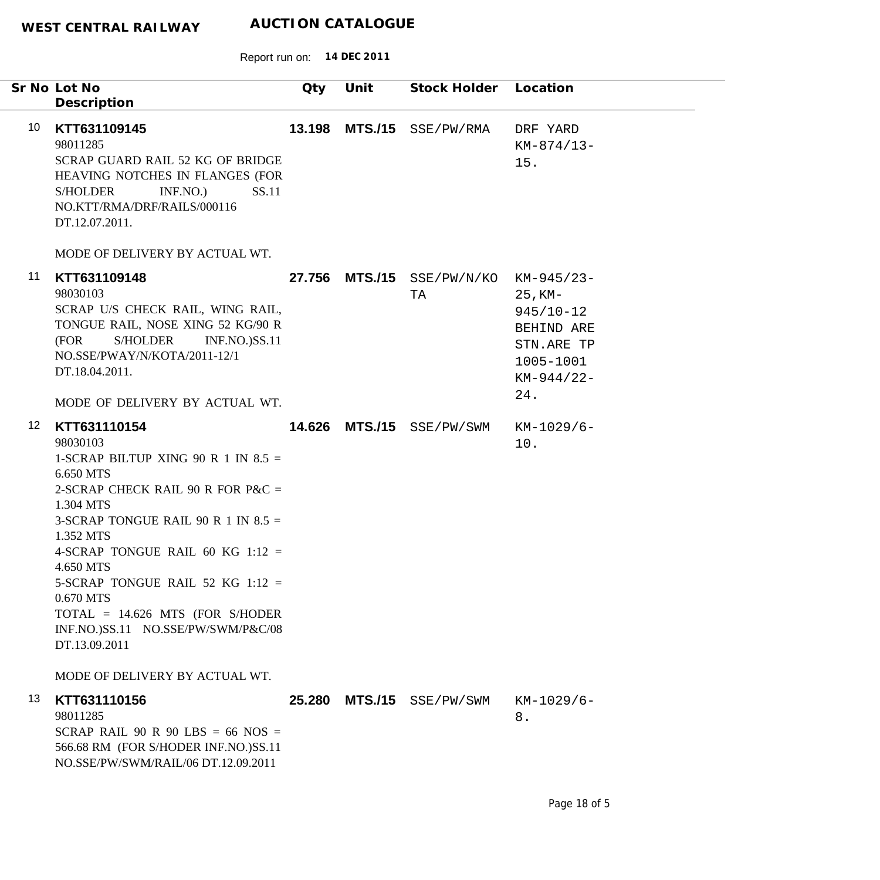**WEST CENTRAL RAILWAY** **AUCTION CATALOGUE**

Report run on: **14 DEC 2011**

| Sr No | Lot No / Description | Qty | Unit | Stock Holder | Location |
|---|---|---|---|---|---|
| 10 | **KTT631109145**<br>98011285<br>SCRAP GUARD RAIL 52 KG OF BRIDGE HEAVING NOTCHES IN FLANGES (FOR S/HOLDER INF.NO.) SS.11 NO.KTT/RMA/DRF/RAILS/000116 DT.12.07.2011.<br><br>MODE OF DELIVERY BY ACTUAL WT. | **13.198** | **MTS./15** | SSE/PW/RMA | DRF YARD KM-874/13-15. |
| 11 | **KTT631109148**<br>98030103<br>SCRAP U/S CHECK RAIL, WING RAIL, TONGUE RAIL, NOSE XING 52 KG/90 R (FOR S/HOLDER INF.NO.)SS.11 NO.SSE/PWAY/N/KOTA/2011-12/1 DT.18.04.2011.<br><br>MODE OF DELIVERY BY ACTUAL WT. | **27.756** | **MTS./15** | SSE/PW/N/KOTA | KM-945/23-25,KM-945/10-12 BEHIND ARE STN.ARE TP 1005-1001 KM-944/22-24. |
| 12 | **KTT631110154**<br>98030103<br>1-SCRAP BILTUP XING 90 R 1 IN 8.5 = 6.650 MTS<br>2-SCRAP CHECK RAIL 90 R FOR P&C = 1.304 MTS<br>3-SCRAP TONGUE RAIL 90 R 1 IN 8.5 = 1.352 MTS<br>4-SCRAP TONGUE RAIL 60 KG 1:12 = 4.650 MTS<br>5-SCRAP TONGUE RAIL 52 KG 1:12 = 0.670 MTS<br>TOTAL = 14.626 MTS (FOR S/HODER INF.NO.)SS.11 NO.SSE/PW/SWM/P&C/08 DT.13.09.2011<br><br>MODE OF DELIVERY BY ACTUAL WT. | **14.626** | **MTS./15** | SSE/PW/SWM | KM-1029/6-10. |
| 13 | **KTT631110156**<br>98011285<br>SCRAP RAIL 90 R 90 LBS = 66 NOS = 566.68 RM (FOR S/HODER INF.NO.)SS.11 NO.SSE/PW/SWM/RAIL/06 DT.12.09.2011 | **25.280** | **MTS./15** | SSE/PW/SWM | KM-1029/6-8. |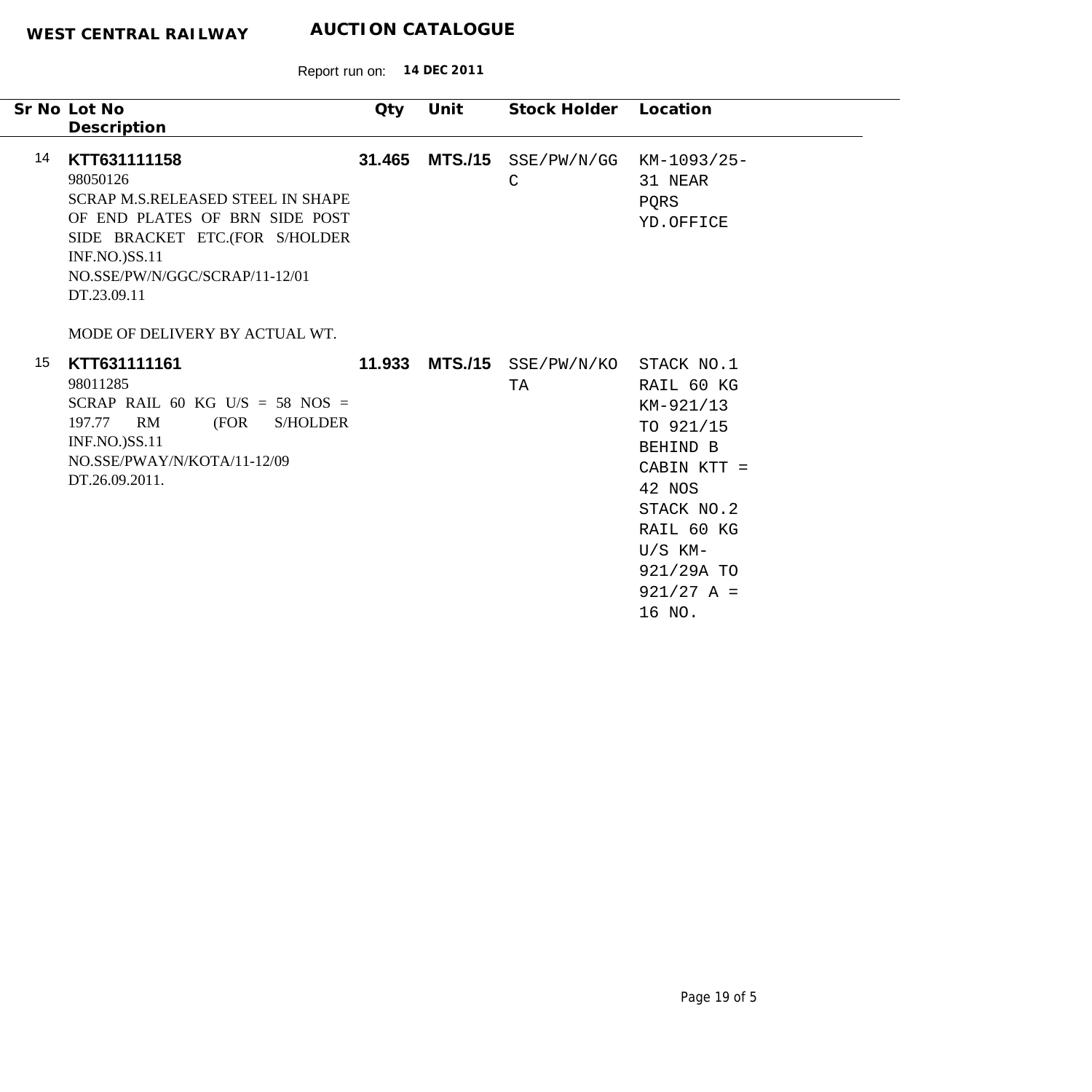**WEST CENTRAL RAILWAY** **AUCTION CATALOGUE**

Report run on: **14 DEC 2011**

| Sr No | Lot No<br>Description | Qty | Unit | Stock Holder | Location |
|---|---|---|---|---|---|
| 14 | **KTT631111158**<br>98050126<br>SCRAP M.S.RELEASED STEEL IN SHAPE OF END PLATES OF BRN SIDE POST SIDE BRACKET ETC.(FOR S/HOLDER INF.NO.)SS.11 NO.SSE/PW/N/GGC/SCRAP/11-12/01 DT.23.09.11<br><br>MODE OF DELIVERY BY ACTUAL WT. | **31.465** | **MTS./15** | SSE/PW/N/GGC | KM-1093/25-31 NEAR PQRS YD.OFFICE |
| 15 | **KTT631111161**<br>98011285<br>SCRAP RAIL 60 KG U/S = 58 NOS = 197.77 RM (FOR S/HOLDER INF.NO.)SS.11 NO.SSE/PWAY/N/KOTA/11-12/09 DT.26.09.2011. | **11.933** | **MTS./15** | SSE/PW/N/KOTA | STACK NO.1 RAIL 60 KG KM-921/13 TO 921/15 BEHIND B CABIN KTT = 42 NOS STACK NO.2 RAIL 60 KG U/S KM-921/29A TO 921/27 A = 16 NO. |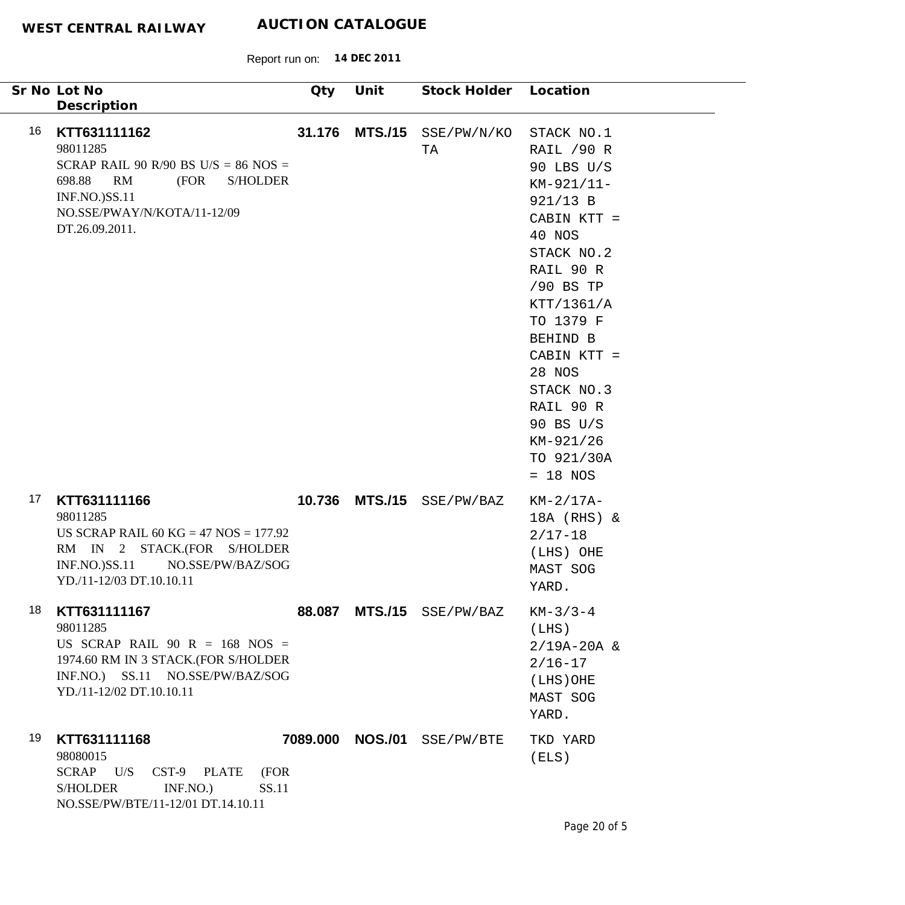**WEST CENTRAL RAILWAY** **AUCTION CATALOGUE**

Report run on: **14 DEC 2011**

| Sr No | Lot No / Description | Qty | Unit | Stock Holder | Location |
|---|---|---|---|---|---|
| 16 | **KTT631111162**<br>98011285<br>SCRAP RAIL 90 R/90 BS U/S = 86 NOS = 698.88 RM (FOR S/HOLDER INF.NO.)SS.11 NO.SSE/PWAY/N/KOTA/11-12/09 DT.26.09.2011. | **31.176** | **MTS./15** | SSE/PW/N/KOTA | STACK NO.1 RAIL /90 R 90 LBS U/S KM-921/11-921/13 B CABIN KTT = 40 NOS STACK NO.2 RAIL 90 R /90 BS TP KTT/1361/A TO 1379 F BEHIND B CABIN KTT = 28 NOS STACK NO.3 RAIL 90 R 90 BS U/S KM-921/26 TO 921/30A = 18 NOS |
| 17 | **KTT631111166**<br>98011285<br>US SCRAP RAIL 60 KG = 47 NOS = 177.92 RM IN 2 STACK.(FOR S/HOLDER INF.NO.)SS.11 NO.SSE/PW/BAZ/SOG YD./11-12/03 DT.10.10.11 | **10.736** | **MTS./15** | SSE/PW/BAZ | KM-2/17A-18A (RHS) & 2/17-18 (LHS) OHE MAST SOG YARD. |
| 18 | **KTT631111167**<br>98011285<br>US SCRAP RAIL 90 R = 168 NOS = 1974.60 RM IN 3 STACK.(FOR S/HOLDER INF.NO.) SS.11 NO.SSE/PW/BAZ/SOG YD./11-12/02 DT.10.10.11 | **88.087** | **MTS./15** | SSE/PW/BAZ | KM-3/3-4 (LHS) 2/19A-20A & 2/16-17 (LHS)OHE MAST SOG YARD. |
| 19 | **KTT631111168**<br>98080015<br>SCRAP U/S CST-9 PLATE (FOR S/HOLDER INF.NO.) SS.11 NO.SSE/PW/BTE/11-12/01 DT.14.10.11 | **7089.000** | **NOS./01** | SSE/PW/BTE | TKD YARD (ELS) |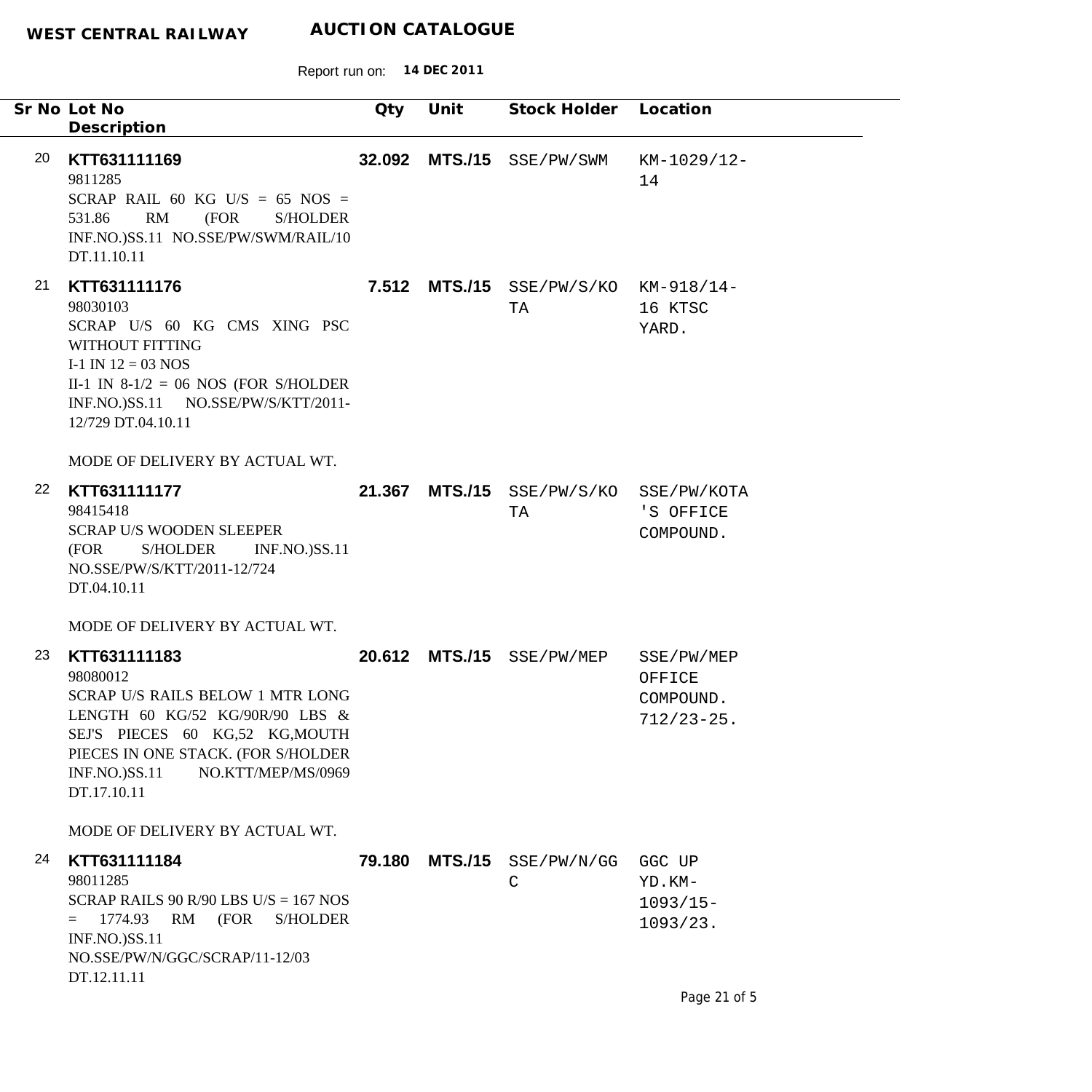**WEST CENTRAL RAILWAY** **AUCTION CATALOGUE**

Report run on: **14 DEC 2011**

| Sr No | Lot No / Description | Qty | Unit | Stock Holder | Location |
|---|---|---|---|---|---|
| 20 | **KTT631111169**<br>9811285<br>SCRAP RAIL 60 KG U/S = 65 NOS = 531.86 RM (FOR S/HOLDER INF.NO.)SS.11 NO.SSE/PW/SWM/RAIL/10 DT.11.10.11 | **32.092** | **MTS./15** | SSE/PW/SWM | KM-1029/12-14 |
| 21 | **KTT631111176**<br>98030103<br>SCRAP U/S 60 KG CMS XING PSC WITHOUT FITTING<br>I-1 IN 12 = 03 NOS<br>II-1 IN 8-1/2 = 06 NOS (FOR S/HOLDER INF.NO.)SS.11 NO.SSE/PW/S/KTT/2011-12/729 DT.04.10.11<br><br>MODE OF DELIVERY BY ACTUAL WT. | **7.512** | **MTS./15** | SSE/PW/S/KOTA | KM-918/14-16 KTSC YARD. |
| 22 | **KTT631111177**<br>98415418<br>SCRAP U/S WOODEN SLEEPER<br>(FOR S/HOLDER INF.NO.)SS.11 NO.SSE/PW/S/KTT/2011-12/724 DT.04.10.11<br><br>MODE OF DELIVERY BY ACTUAL WT. | **21.367** | **MTS./15** | SSE/PW/S/KOTA | SSE/PW/KOTA'S OFFICE COMPOUND. |
| 23 | **KTT631111183**<br>98080012<br>SCRAP U/S RAILS BELOW 1 MTR LONG LENGTH 60 KG/52 KG/90R/90 LBS & SEJ'S PIECES 60 KG,52 KG,MOUTH PIECES IN ONE STACK. (FOR S/HOLDER INF.NO.)SS.11 NO.KTT/MEP/MS/0969 DT.17.10.11<br><br>MODE OF DELIVERY BY ACTUAL WT. | **20.612** | **MTS./15** | SSE/PW/MEP | SSE/PW/MEP OFFICE COMPOUND. 712/23-25. |
| 24 | **KTT631111184**<br>98011285<br>SCRAP RAILS 90 R/90 LBS U/S = 167 NOS = 1774.93 RM (FOR S/HOLDER INF.NO.)SS.11 NO.SSE/PW/N/GGC/SCRAP/11-12/03 DT.12.11.11 | **79.180** | **MTS./15** | SSE/PW/N/GGC | GGC UP YD.KM-1093/15-1093/23. |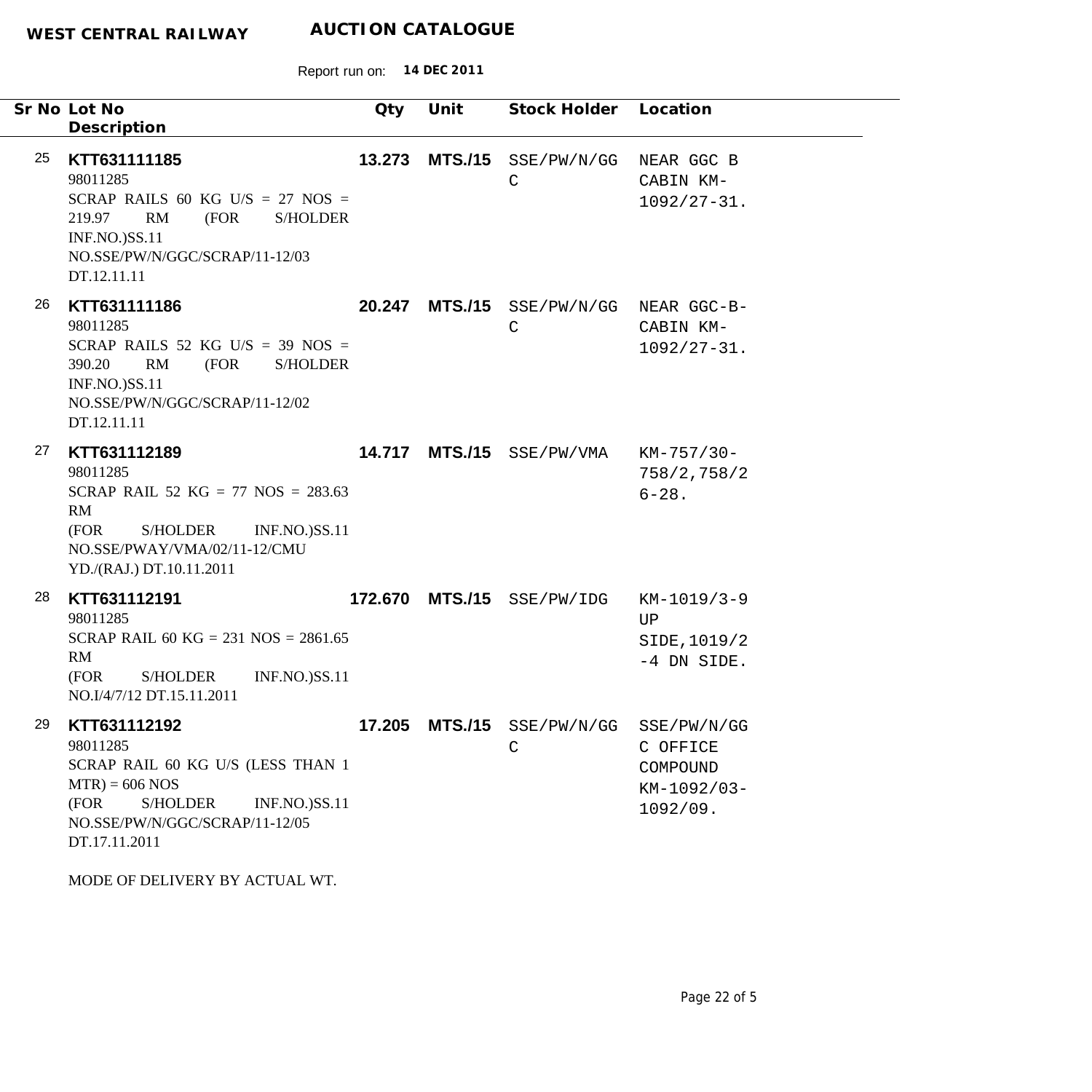**WEST CENTRAL RAILWAY** **AUCTION CATALOGUE**

Report run on: **14 DEC 2011**

| Sr No | Lot No<br>Description | Qty | Unit | Stock Holder | Location |
|---|---|---|---|---|---|
| 25 | **KTT631111185**<br>98011285<br>SCRAP RAILS 60 KG U/S = 27 NOS = 219.97 RM (FOR S/HOLDER INF.NO.)SS.11 NO.SSE/PW/N/GGC/SCRAP/11-12/03 DT.12.11.11 | **13.273** | **MTS./15** | SSE/PW/N/GGC | NEAR GGC B CABIN KM-1092/27-31. |
| 26 | **KTT631111186**<br>98011285<br>SCRAP RAILS 52 KG U/S = 39 NOS = 390.20 RM (FOR S/HOLDER INF.NO.)SS.11 NO.SSE/PW/N/GGC/SCRAP/11-12/02 DT.12.11.11 | **20.247** | **MTS./15** | SSE/PW/N/GGC | NEAR GGC-B-CABIN KM-1092/27-31. |
| 27 | **KTT631112189**<br>98011285<br>SCRAP RAIL 52 KG = 77 NOS = 283.63 RM<br>(FOR S/HOLDER INF.NO.)SS.11 NO.SSE/PWAY/VMA/02/11-12/CMU YD./(RAJ.) DT.10.11.2011 | **14.717** | **MTS./15** | SSE/PW/VMA | KM-757/30-758/2,758/26-28. |
| 28 | **KTT631112191**<br>98011285<br>SCRAP RAIL 60 KG = 231 NOS = 2861.65 RM<br>(FOR S/HOLDER INF.NO.)SS.11 NO.I/4/7/12 DT.15.11.2011 | **172.670** | **MTS./15** | SSE/PW/IDG | KM-1019/3-9 UP SIDE,1019/2-4 DN SIDE. |
| 29 | **KTT631112192**<br>98011285<br>SCRAP RAIL 60 KG U/S (LESS THAN 1 MTR) = 606 NOS<br>(FOR S/HOLDER INF.NO.)SS.11 NO.SSE/PW/N/GGC/SCRAP/11-12/05 DT.17.11.2011<br><br>MODE OF DELIVERY BY ACTUAL WT. | **17.205** | **MTS./15** | SSE/PW/N/GGC | SSE/PW/N/GGC OFFICE COMPOUND KM-1092/03-1092/09. |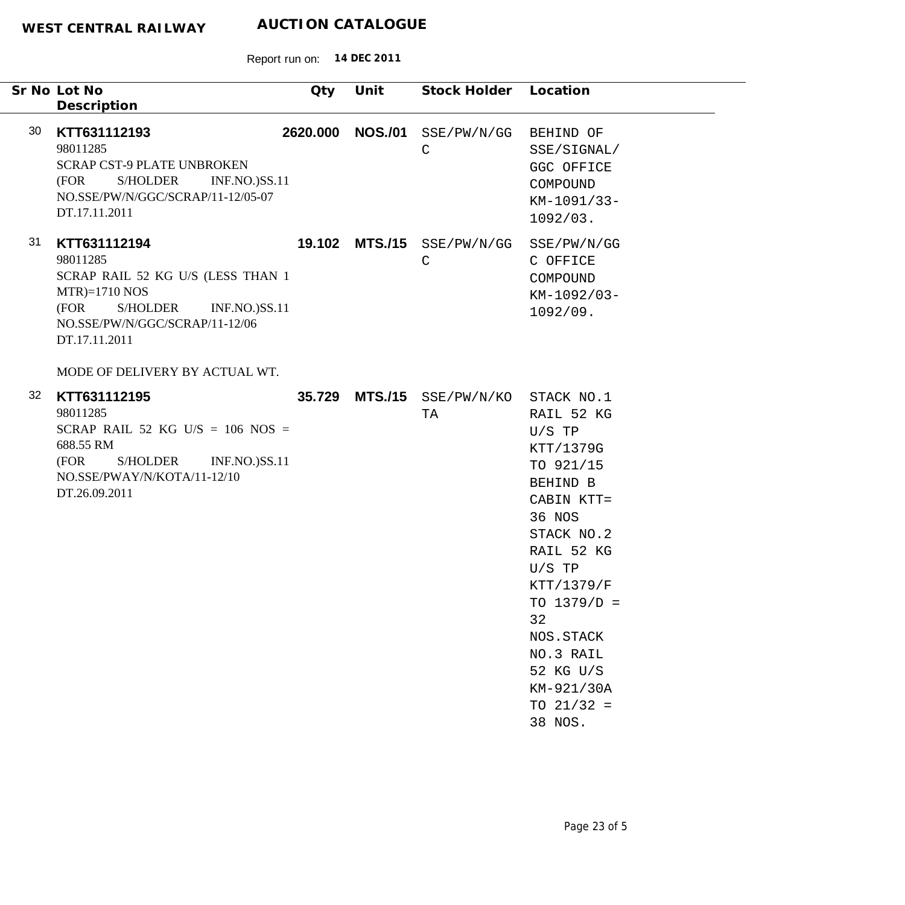**WEST CENTRAL RAILWAY** **AUCTION CATALOGUE**

Report run on: **14 DEC 2011**

| Sr No | Lot No / Description | Qty | Unit | Stock Holder | Location |
|---|---|---|---|---|---|
| 30 | **KTT631112193**<br>98011285<br>SCRAP CST-9 PLATE UNBROKEN<br>(FOR S/HOLDER INF.NO.)SS.11 NO.SSE/PW/N/GGC/SCRAP/11-12/05-07 DT.17.11.2011 | **2620.000** | **NOS./01** | SSE/PW/N/GGC | BEHIND OF SSE/SIGNAL/ GGC OFFICE COMPOUND KM-1091/33-1092/03. |
| 31 | **KTT631112194**<br>98011285<br>SCRAP RAIL 52 KG U/S (LESS THAN 1 MTR)=1710 NOS<br>(FOR S/HOLDER INF.NO.)SS.11 NO.SSE/PW/N/GGC/SCRAP/11-12/06 DT.17.11.2011<br><br>MODE OF DELIVERY BY ACTUAL WT. | **19.102** | **MTS./15** | SSE/PW/N/GGC | SSE/PW/N/GGC OFFICE COMPOUND KM-1092/03-1092/09. |
| 32 | **KTT631112195**<br>98011285<br>SCRAP RAIL 52 KG U/S = 106 NOS = 688.55 RM<br>(FOR S/HOLDER INF.NO.)SS.11 NO.SSE/PWAY/N/KOTA/11-12/10 DT.26.09.2011 | **35.729** | **MTS./15** | SSE/PW/N/KOTA | STACK NO.1 RAIL 52 KG U/S TP KTT/1379G TO 921/15 BEHIND B CABIN KTT= 36 NOS STACK NO.2 RAIL 52 KG U/S TP KTT/1379/F TO 1379/D = 32 NOS.STACK NO.3 RAIL 52 KG U/S KM-921/30A TO 21/32 = 38 NOS. |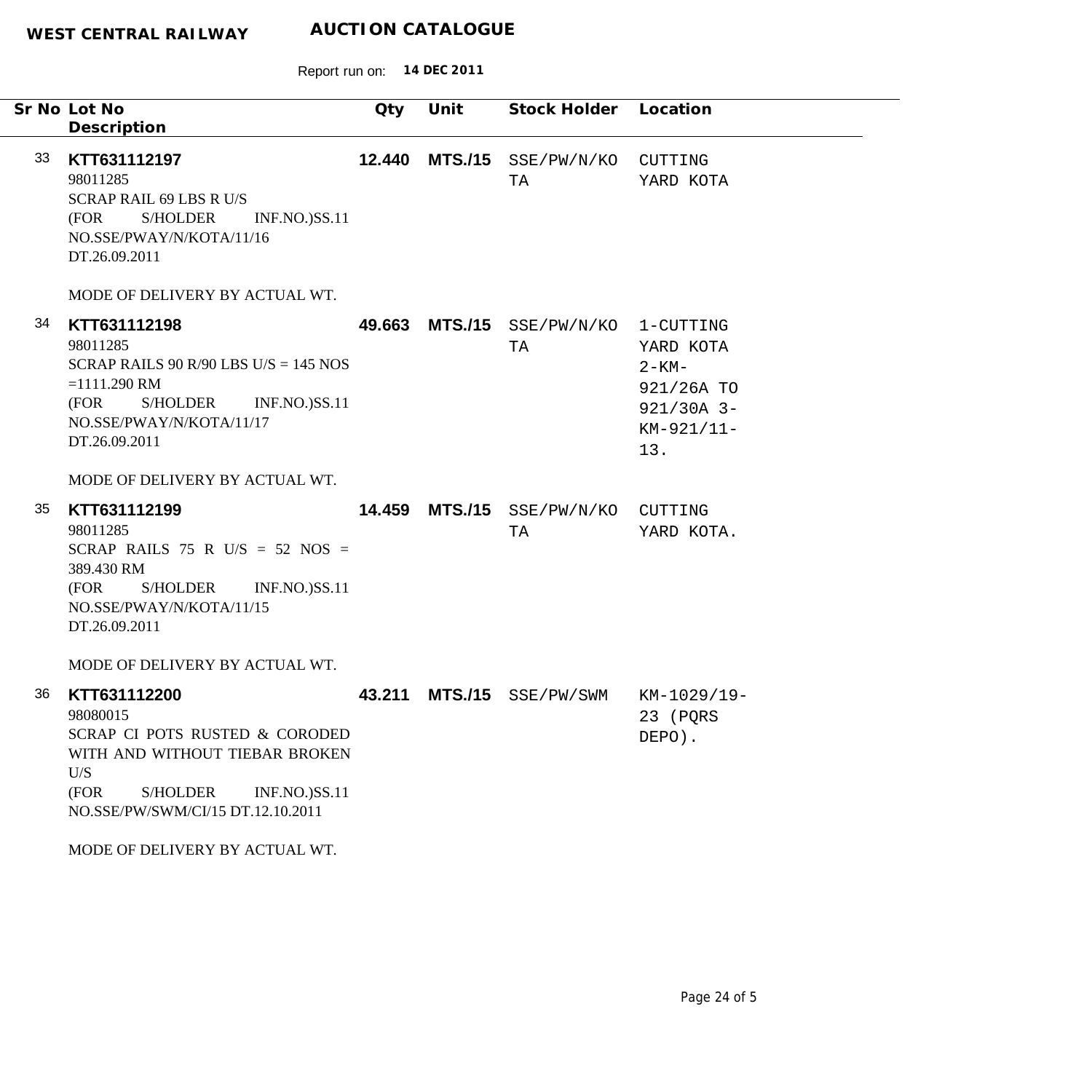| Sr No | Lot No / Description | Qty | Unit | Stock Holder | Location |
|---|---|---|---|---|---|
| 33 | **KTT631112197**<br>98011285<br>SCRAP RAIL 69 LBS R U/S<br>(FOR S/HOLDER INF.NO.)SS.11 NO.SSE/PWAY/N/KOTA/11/16 DT.26.09.2011<br><br>MODE OF DELIVERY BY ACTUAL WT. | **12.440** | **MTS./15** | SSE/PW/N/KOTA | CUTTING YARD KOTA |
| 34 | **KTT631112198**<br>98011285<br>SCRAP RAILS 90 R/90 LBS U/S = 145 NOS =1111.290 RM<br>(FOR S/HOLDER INF.NO.)SS.11 NO.SSE/PWAY/N/KOTA/11/17 DT.26.09.2011<br><br>MODE OF DELIVERY BY ACTUAL WT. | **49.663** | **MTS./15** | SSE/PW/N/KOTA | 1-CUTTING YARD KOTA 2-KM-921/26A TO 921/30A 3-KM-921/11-13. |
| 35 | **KTT631112199**<br>98011285<br>SCRAP RAILS 75 R U/S = 52 NOS = 389.430 RM<br>(FOR S/HOLDER INF.NO.)SS.11 NO.SSE/PWAY/N/KOTA/11/15 DT.26.09.2011<br><br>MODE OF DELIVERY BY ACTUAL WT. | **14.459** | **MTS./15** | SSE/PW/N/KOTA | CUTTING YARD KOTA. |
| 36 | **KTT631112200**<br>98080015<br>SCRAP CI POTS RUSTED & CORODED WITH AND WITHOUT TIEBAR BROKEN U/S<br>(FOR S/HOLDER INF.NO.)SS.11 NO.SSE/PW/SWM/CI/15 DT.12.10.2011<br><br>MODE OF DELIVERY BY ACTUAL WT. | **43.211** | **MTS./15** | SSE/PW/SWM | KM-1029/19-23 (PQRS DEPO). |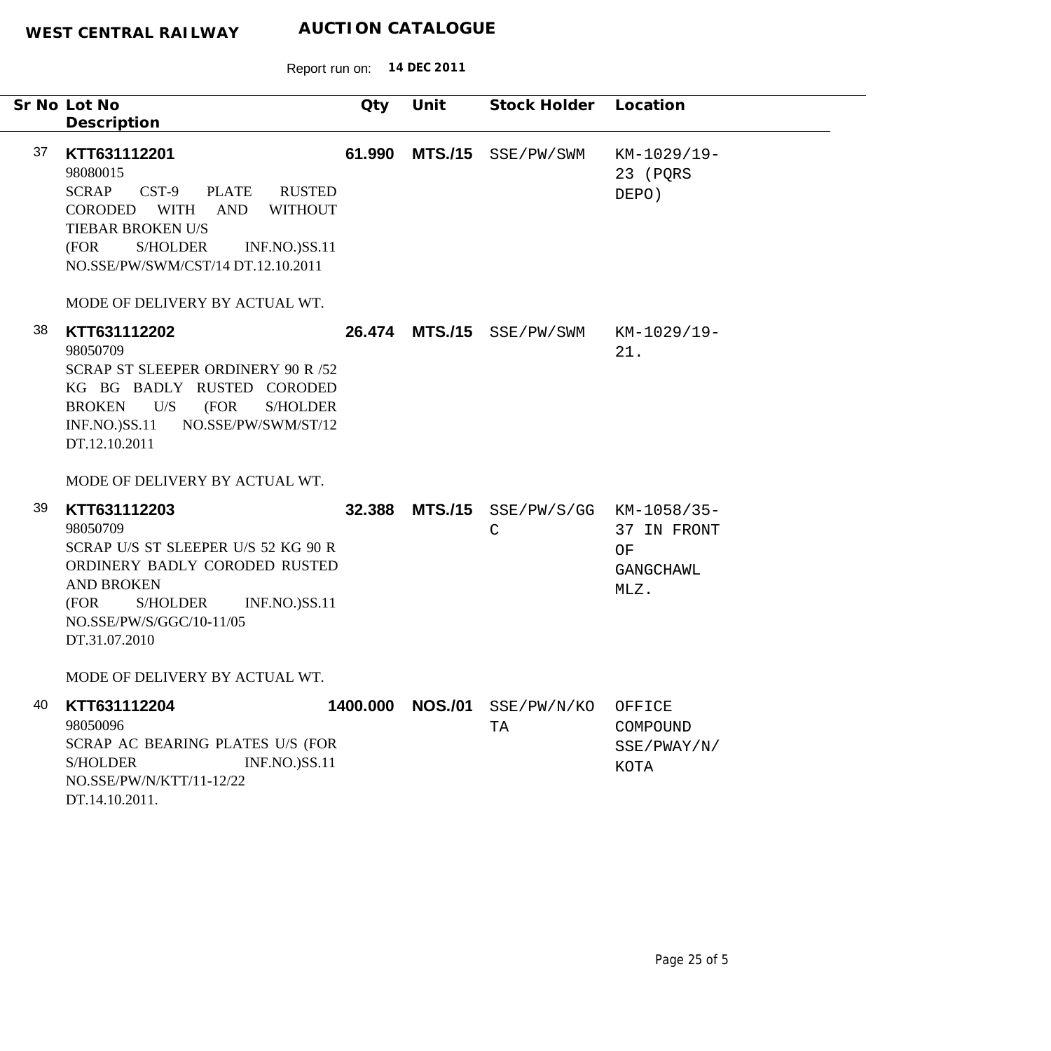**WEST CENTRAL RAILWAY** **AUCTION CATALOGUE**

Report run on: **14 DEC 2011**

| Sr No | Lot No / Description | Qty | Unit | Stock Holder | Location |
|---|---|---|---|---|---|
| 37 | **KTT631112201**<br>98080015<br>SCRAP CST-9 PLATE RUSTED CORODED WITH AND WITHOUT TIEBAR BROKEN U/S<br>(FOR S/HOLDER INF.NO.)SS.11 NO.SSE/PW/SWM/CST/14 DT.12.10.2011<br><br>MODE OF DELIVERY BY ACTUAL WT. | **61.990** | **MTS./15** | SSE/PW/SWM | KM-1029/19-23 (PQRS DEPO) |
| 38 | **KTT631112202**<br>98050709<br>SCRAP ST SLEEPER ORDINERY 90 R /52 KG BG BADLY RUSTED CORODED BROKEN U/S (FOR S/HOLDER INF.NO.)SS.11 NO.SSE/PW/SWM/ST/12 DT.12.10.2011<br><br>MODE OF DELIVERY BY ACTUAL WT. | **26.474** | **MTS./15** | SSE/PW/SWM | KM-1029/19-21. |
| 39 | **KTT631112203**<br>98050709<br>SCRAP U/S ST SLEEPER U/S 52 KG 90 R ORDINERY BADLY CORODED RUSTED AND BROKEN<br>(FOR S/HOLDER INF.NO.)SS.11 NO.SSE/PW/S/GGC/10-11/05 DT.31.07.2010<br><br>MODE OF DELIVERY BY ACTUAL WT. | **32.388** | **MTS./15** | SSE/PW/S/GGC | KM-1058/35-37 IN FRONT OF GANGCHAWL MLZ. |
| 40 | **KTT631112204**<br>98050096<br>SCRAP AC BEARING PLATES U/S (FOR S/HOLDER INF.NO.)SS.11 NO.SSE/PW/N/KTT/11-12/22 DT.14.10.2011. | **1400.000** | **NOS./01** | SSE/PW/N/KOTA | OFFICE COMPOUND SSE/PWAY/N/KOTA |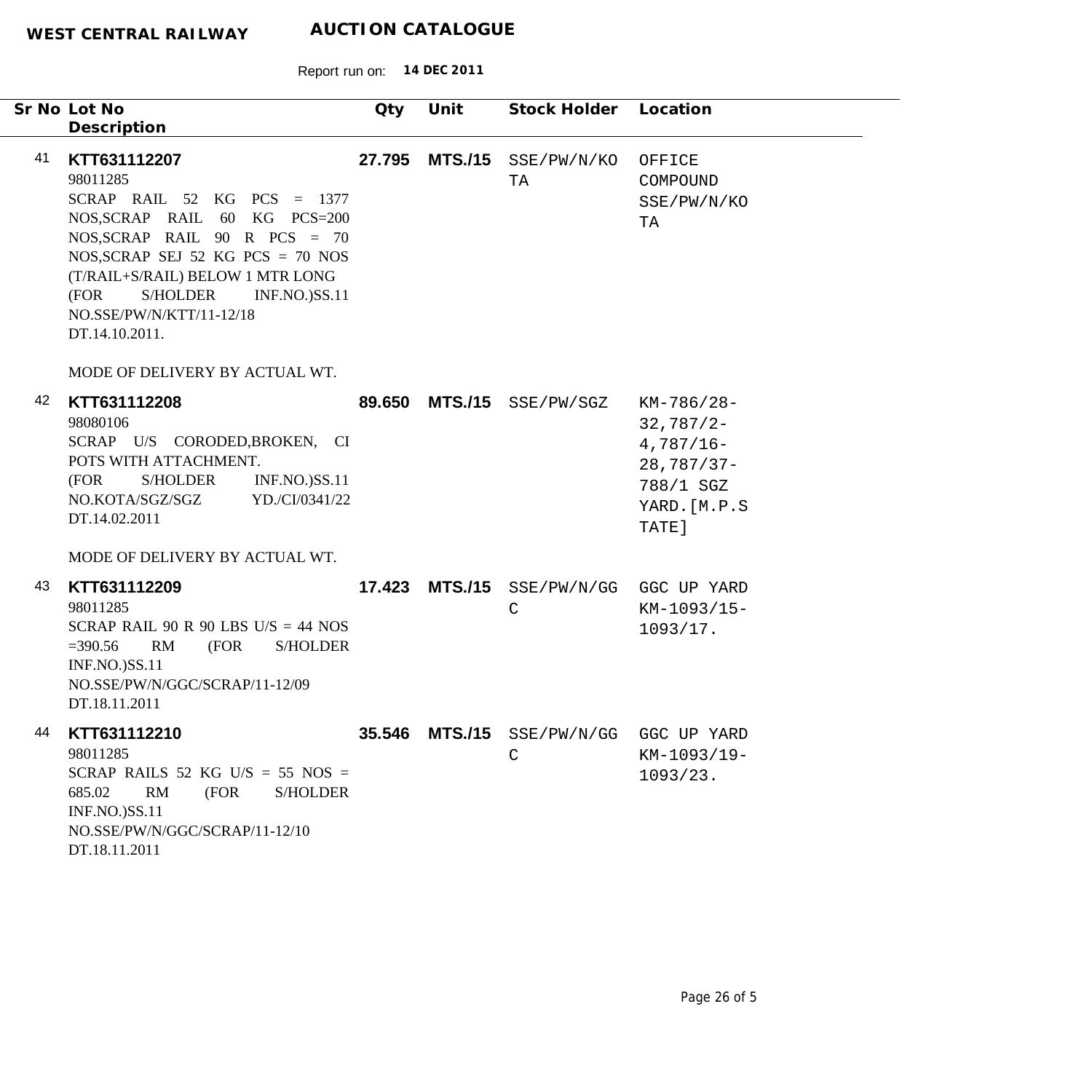**WEST CENTRAL RAILWAY** **AUCTION CATALOGUE**

Report run on: **14 DEC 2011**

| Sr No | Lot No / Description | Qty | Unit | Stock Holder | Location |
|---|---|---|---|---|---|
| 41 | **KTT631112207**<br>98011285<br>SCRAP RAIL 52 KG PCS = 1377 NOS,SCRAP RAIL 60 KG PCS=200 NOS,SCRAP RAIL 90 R PCS = 70 NOS,SCRAP SEJ 52 KG PCS = 70 NOS (T/RAIL+S/RAIL) BELOW 1 MTR LONG (FOR S/HOLDER INF.NO.)SS.11 NO.SSE/PW/N/KTT/11-12/18 DT.14.10.2011.<br><br>MODE OF DELIVERY BY ACTUAL WT. | **27.795** | **MTS./15** | SSE/PW/N/KOTA | OFFICE COMPOUND SSE/PW/N/KOTA |
| 42 | **KTT631112208**<br>98080106<br>SCRAP U/S CORODED,BROKEN, CI POTS WITH ATTACHMENT.<br>(FOR S/HOLDER INF.NO.)SS.11 NO.KOTA/SGZ/SGZ YD./CI/0341/22 DT.14.02.2011<br><br>MODE OF DELIVERY BY ACTUAL WT. | **89.650** | **MTS./15** | SSE/PW/SGZ | KM-786/28-32,787/2-4,787/16-28,787/37-788/1 SGZ YARD.[M.P.STATE] |
| 43 | **KTT631112209**<br>98011285<br>SCRAP RAIL 90 R 90 LBS U/S = 44 NOS =390.56 RM (FOR S/HOLDER INF.NO.)SS.11 NO.SSE/PW/N/GGC/SCRAP/11-12/09 DT.18.11.2011 | **17.423** | **MTS./15** | SSE/PW/N/GGC | GGC UP YARD KM-1093/15-1093/17. |
| 44 | **KTT631112210**<br>98011285<br>SCRAP RAILS 52 KG U/S = 55 NOS = 685.02 RM (FOR S/HOLDER INF.NO.)SS.11 NO.SSE/PW/N/GGC/SCRAP/11-12/10 DT.18.11.2011 | **35.546** | **MTS./15** | SSE/PW/N/GGC | GGC UP YARD KM-1093/19-1093/23. |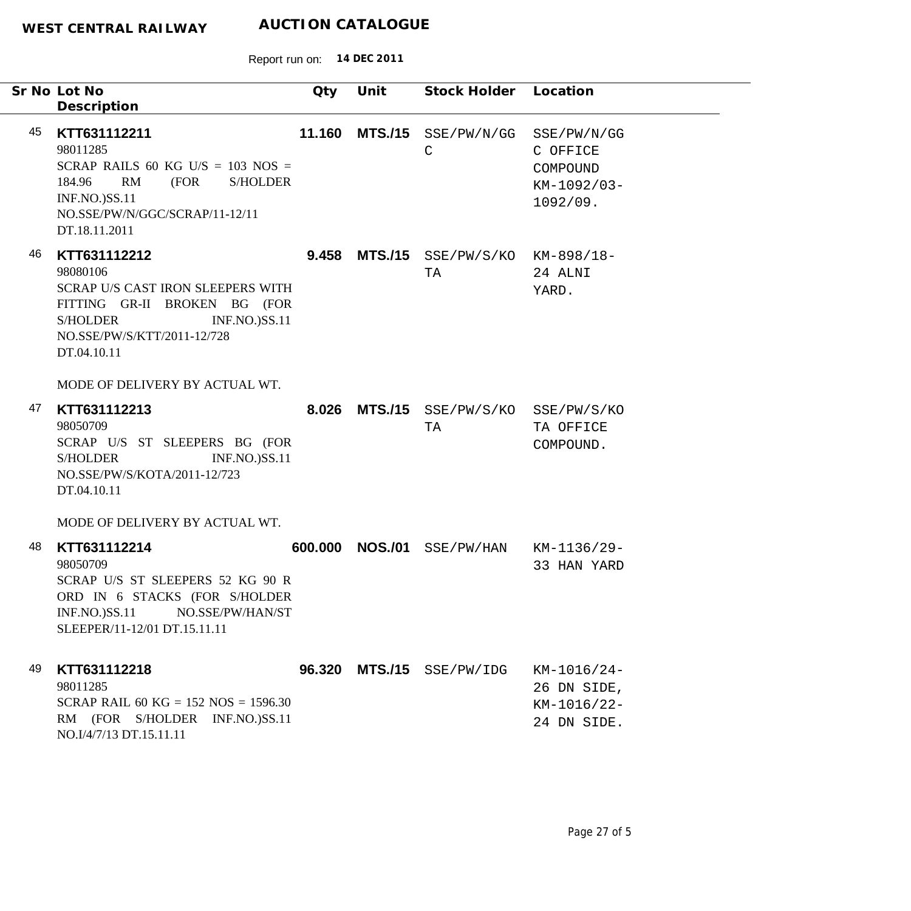**WEST CENTRAL RAILWAY** **AUCTION CATALOGUE**

Report run on: **14 DEC 2011**

| Sr No | Lot No / Description | Qty | Unit | Stock Holder | Location |
|---|---|---|---|---|---|
| 45 | **KTT631112211**<br>98011285<br>SCRAP RAILS 60 KG U/S = 103 NOS = 184.96 RM (FOR S/HOLDER INF.NO.)SS.11 NO.SSE/PW/N/GGC/SCRAP/11-12/11 DT.18.11.2011 | **11.160** | **MTS./15** | SSE/PW/N/GGC | SSE/PW/N/GGC OFFICE COMPOUND KM-1092/03-1092/09. |
| 46 | **KTT631112212**<br>98080106<br>SCRAP U/S CAST IRON SLEEPERS WITH FITTING GR-II BROKEN BG (FOR S/HOLDER INF.NO.)SS.11 NO.SSE/PW/S/KTT/2011-12/728 DT.04.10.11<br><br>MODE OF DELIVERY BY ACTUAL WT. | **9.458** | **MTS./15** | SSE/PW/S/KOTA | KM-898/18-24 ALNI YARD. |
| 47 | **KTT631112213**<br>98050709<br>SCRAP U/S ST SLEEPERS BG (FOR S/HOLDER INF.NO.)SS.11 NO.SSE/PW/S/KOTA/2011-12/723 DT.04.10.11<br><br>MODE OF DELIVERY BY ACTUAL WT. | **8.026** | **MTS./15** | SSE/PW/S/KOTA | SSE/PW/S/KOTA OFFICE COMPOUND. |
| 48 | **KTT631112214**<br>98050709<br>SCRAP U/S ST SLEEPERS 52 KG 90 R ORD IN 6 STACKS (FOR S/HOLDER INF.NO.)SS.11 NO.SSE/PW/HAN/ST SLEEPER/11-12/01 DT.15.11.11 | **600.000** | **NOS./01** | SSE/PW/HAN | KM-1136/29-33 HAN YARD |
| 49 | **KTT631112218**<br>98011285<br>SCRAP RAIL 60 KG = 152 NOS = 1596.30 RM (FOR S/HOLDER INF.NO.)SS.11 NO.I/4/7/13 DT.15.11.11 | **96.320** | **MTS./15** | SSE/PW/IDG | KM-1016/24-26 DN SIDE, KM-1016/22-24 DN SIDE. |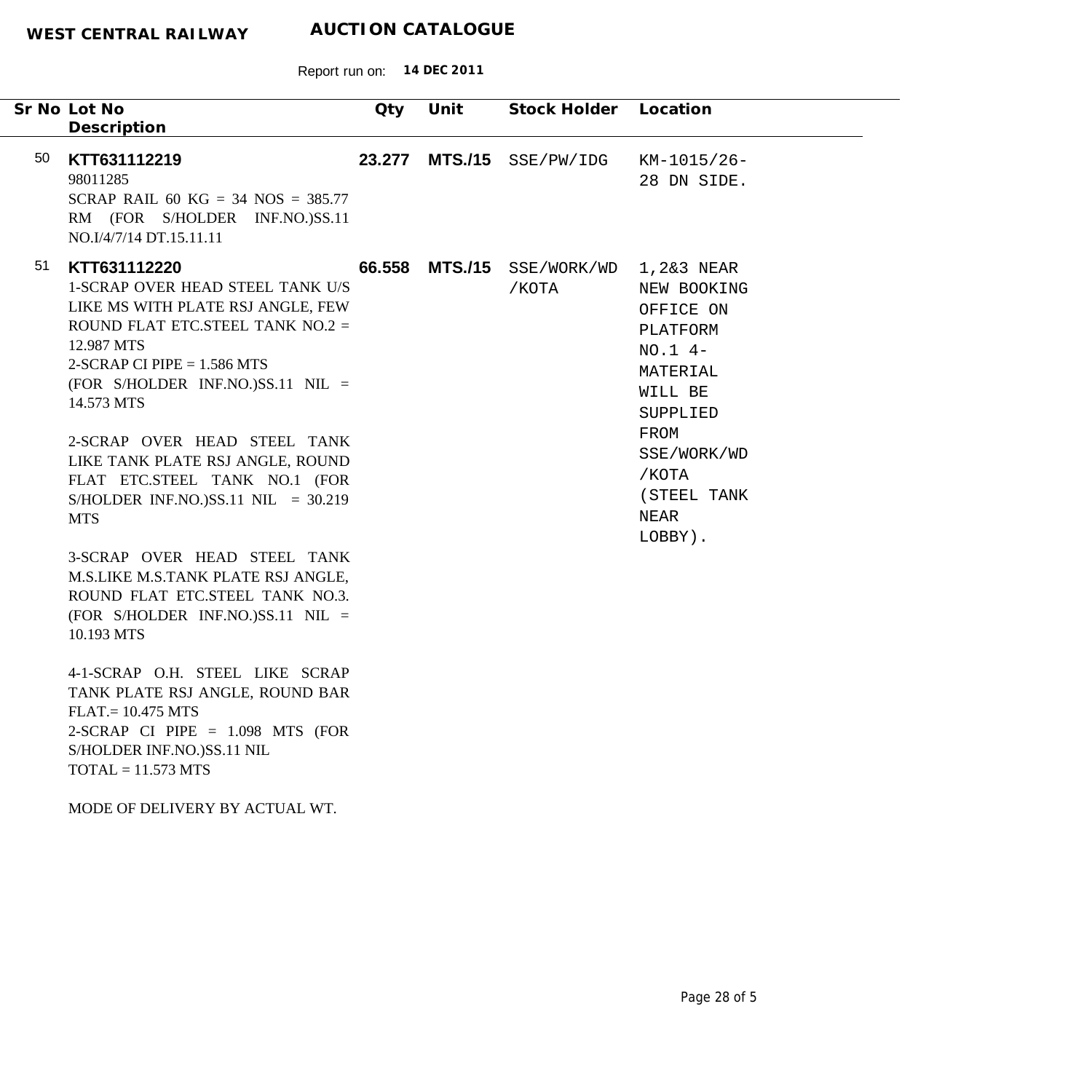| Sr No | Lot No<br>Description | Qty | Unit | Stock Holder | Location |
|---|---|---|---|---|---|
| 50 | **KTT631112219**<br>98011285<br>SCRAP RAIL 60 KG = 34 NOS = 385.77 RM (FOR S/HOLDER INF.NO.)SS.11 NO.I/4/7/14 DT.15.11.11 | **23.277** | **MTS./15** | SSE/PW/IDG | KM-1015/26-28 DN SIDE. |
| 51 | **KTT631112220**<br>1-SCRAP OVER HEAD STEEL TANK U/S LIKE MS WITH PLATE RSJ ANGLE, FEW ROUND FLAT ETC.STEEL TANK NO.2 = 12.987 MTS<br>2-SCRAP CI PIPE = 1.586 MTS<br>(FOR S/HOLDER INF.NO.)SS.11 NIL = 14.573 MTS<br><br>2-SCRAP OVER HEAD STEEL TANK LIKE TANK PLATE RSJ ANGLE, ROUND FLAT ETC.STEEL TANK NO.1 (FOR S/HOLDER INF.NO.)SS.11 NIL = 30.219 MTS<br><br>3-SCRAP OVER HEAD STEEL TANK M.S.LIKE M.S.TANK PLATE RSJ ANGLE, ROUND FLAT ETC.STEEL TANK NO.3. (FOR S/HOLDER INF.NO.)SS.11 NIL = 10.193 MTS<br><br>4-1-SCRAP O.H. STEEL LIKE SCRAP TANK PLATE RSJ ANGLE, ROUND BAR FLAT.= 10.475 MTS<br>2-SCRAP CI PIPE = 1.098 MTS (FOR S/HOLDER INF.NO.)SS.11 NIL<br>TOTAL = 11.573 MTS<br><br>MODE OF DELIVERY BY ACTUAL WT. | **66.558** | **MTS./15** | SSE/WORK/WD/KOTA | 1,2&3 NEAR NEW BOOKING OFFICE ON PLATFORM NO.1 4-MATERIAL WILL BE SUPPLIED FROM SSE/WORK/WD/KOTA (STEEL TANK NEAR LOBBY). |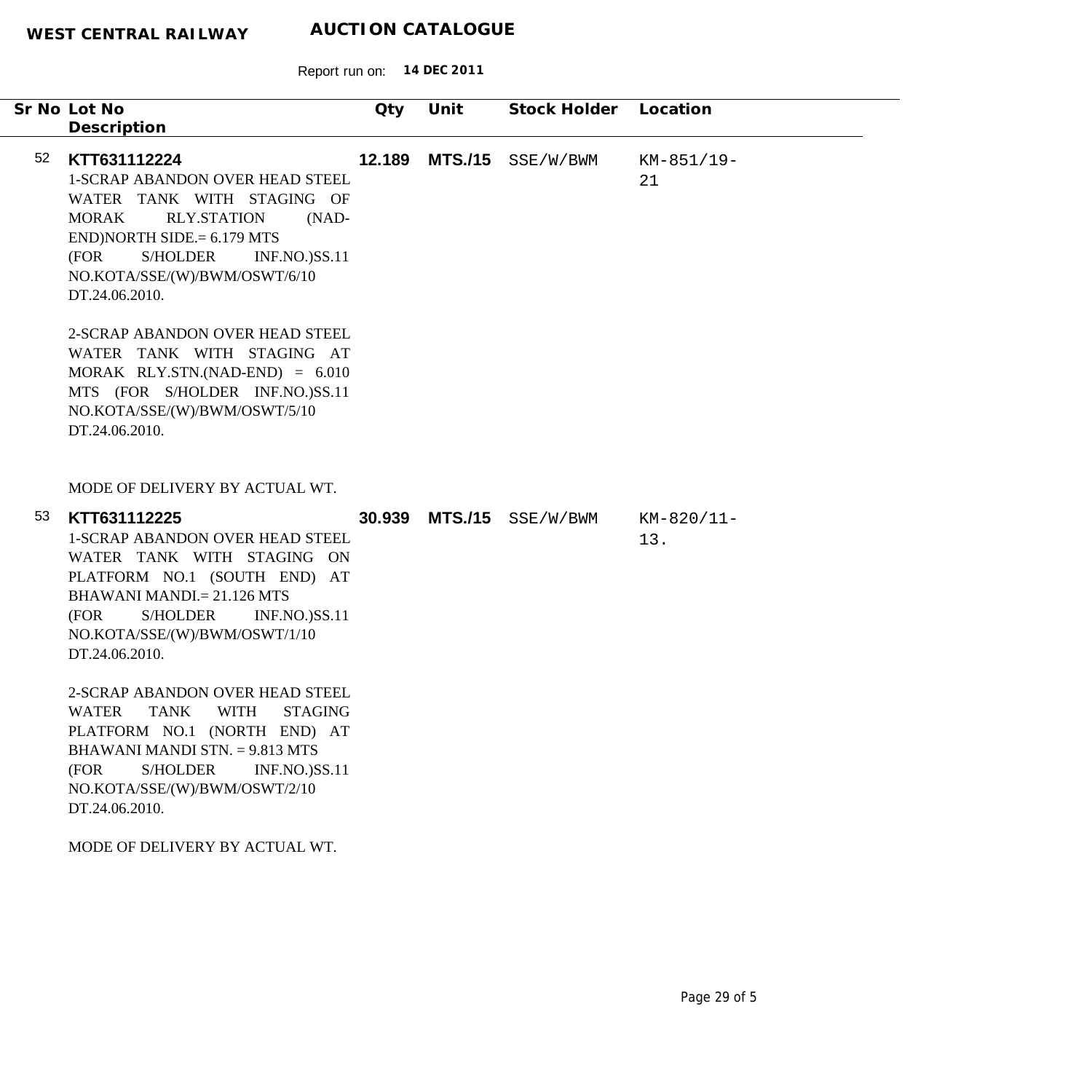**WEST CENTRAL RAILWAY** **AUCTION CATALOGUE**

Report run on: **14 DEC 2011**

| Sr No | Lot No / Description | Qty | Unit | Stock Holder | Location |
|---|---|---|---|---|---|
| 52 | **KTT631112224**<br>1-SCRAP ABANDON OVER HEAD STEEL WATER TANK WITH STAGING OF MORAK RLY.STATION (NAD-END)NORTH SIDE.= 6.179 MTS (FOR S/HOLDER INF.NO.)SS.11 NO.KOTA/SSE/(W)/BWM/OSWT/6/10 DT.24.06.2010.<br><br>2-SCRAP ABANDON OVER HEAD STEEL WATER TANK WITH STAGING AT MORAK RLY.STN.(NAD-END) = 6.010 MTS (FOR S/HOLDER INF.NO.)SS.11 NO.KOTA/SSE/(W)/BWM/OSWT/5/10 DT.24.06.2010.<br><br>MODE OF DELIVERY BY ACTUAL WT. | **12.189** | **MTS./15** | SSE/W/BWM | KM-851/19-21 |
| 53 | **KTT631112225**<br>1-SCRAP ABANDON OVER HEAD STEEL WATER TANK WITH STAGING ON PLATFORM NO.1 (SOUTH END) AT BHAWANI MANDI.= 21.126 MTS (FOR S/HOLDER INF.NO.)SS.11 NO.KOTA/SSE/(W)/BWM/OSWT/1/10 DT.24.06.2010.<br><br>2-SCRAP ABANDON OVER HEAD STEEL WATER TANK WITH STAGING PLATFORM NO.1 (NORTH END) AT BHAWANI MANDI STN. = 9.813 MTS (FOR S/HOLDER INF.NO.)SS.11 NO.KOTA/SSE/(W)/BWM/OSWT/2/10 DT.24.06.2010.<br><br>MODE OF DELIVERY BY ACTUAL WT. | **30.939** | **MTS./15** | SSE/W/BWM | KM-820/11-13. |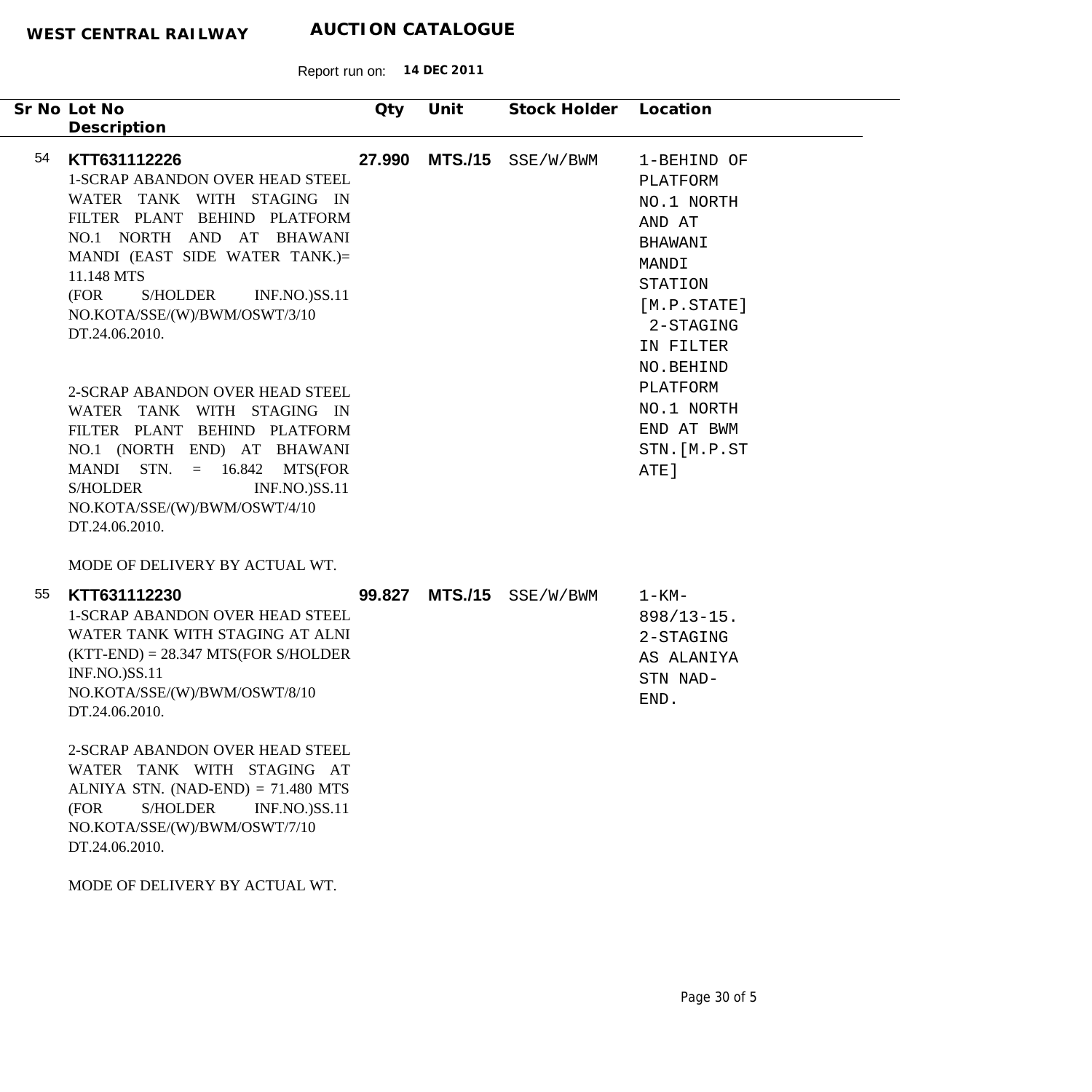| Sr No | Lot No / Description | Qty | Unit | Stock Holder | Location |
|---|---|---|---|---|---|
| 54 | **KTT631112226**<br>1-SCRAP ABANDON OVER HEAD STEEL WATER TANK WITH STAGING IN FILTER PLANT BEHIND PLATFORM NO.1 NORTH AND AT BHAWANI MANDI (EAST SIDE WATER TANK.)= 11.148 MTS (FOR S/HOLDER INF.NO.)SS.11 NO.KOTA/SSE/(W)/BWM/OSWT/3/10 DT.24.06.2010.<br><br>2-SCRAP ABANDON OVER HEAD STEEL WATER TANK WITH STAGING IN FILTER PLANT BEHIND PLATFORM NO.1 (NORTH END) AT BHAWANI MANDI STN. = 16.842 MTS(FOR S/HOLDER INF.NO.)SS.11 NO.KOTA/SSE/(W)/BWM/OSWT/4/10 DT.24.06.2010.<br><br>MODE OF DELIVERY BY ACTUAL WT. | **27.990** | **MTS./15** | SSE/W/BWM | 1-BEHIND OF PLATFORM NO.1 NORTH AND AT BHAWANI MANDI STATION [M.P.STATE] 2-STAGING IN FILTER NO.BEHIND PLATFORM NO.1 NORTH END AT BWM STN.[M.P.STATE] |
| 55 | **KTT631112230**<br>1-SCRAP ABANDON OVER HEAD STEEL WATER TANK WITH STAGING AT ALNI (KTT-END) = 28.347 MTS(FOR S/HOLDER INF.NO.)SS.11 NO.KOTA/SSE/(W)/BWM/OSWT/8/10 DT.24.06.2010.<br><br>2-SCRAP ABANDON OVER HEAD STEEL WATER TANK WITH STAGING AT ALNIYA STN. (NAD-END) = 71.480 MTS (FOR S/HOLDER INF.NO.)SS.11 NO.KOTA/SSE/(W)/BWM/OSWT/7/10 DT.24.06.2010.<br><br>MODE OF DELIVERY BY ACTUAL WT. | **99.827** | **MTS./15** | SSE/W/BWM | 1-KM-898/13-15. 2-STAGING AS ALANIYA STN NAD-END. |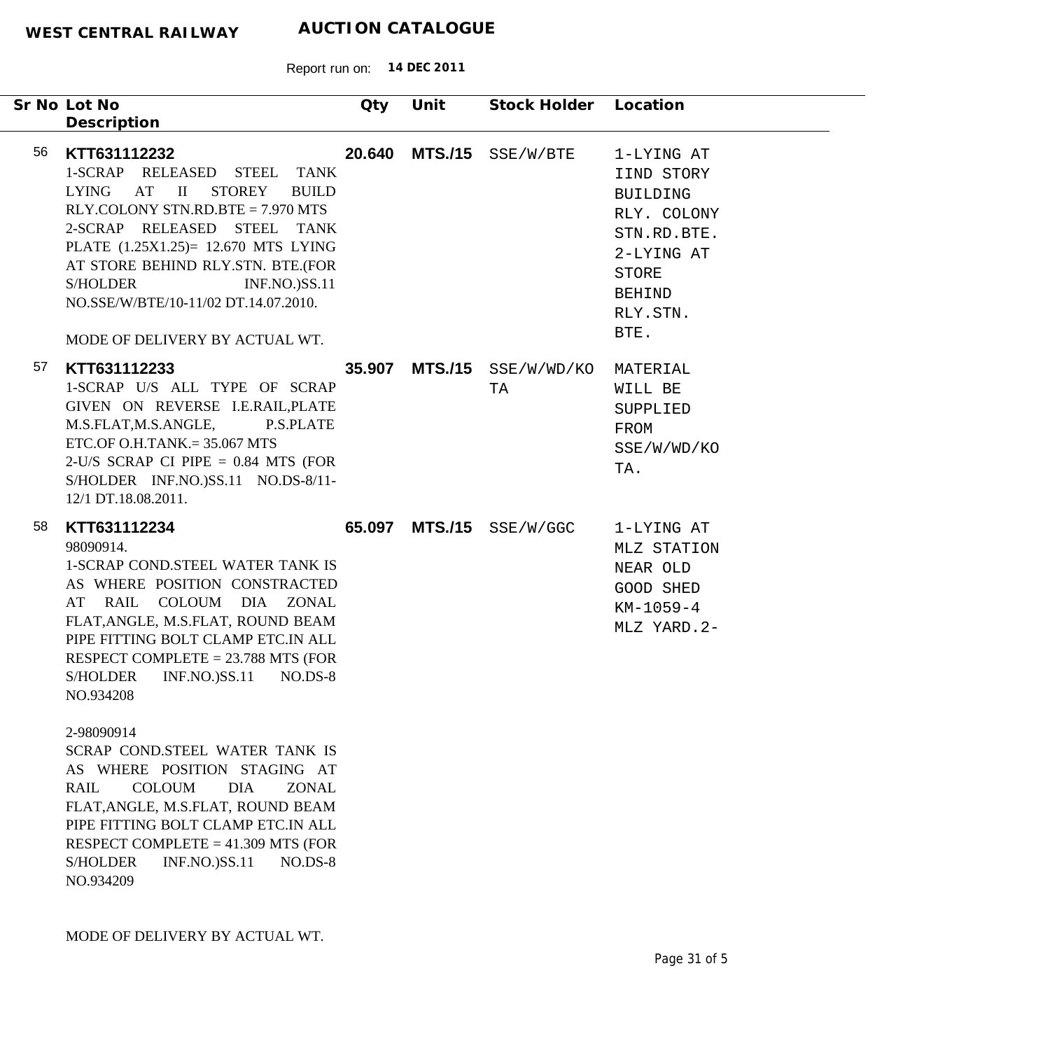WEST CENTRAL RAILWAY **AUCTION CATALOGUE**

Report run on: **14 DEC 2011**

| Sr No | Lot No / Description | Qty | Unit | Stock Holder | Location |
|---|---|---|---|---|---|
| 56 | **KTT631112232**<br>1-SCRAP RELEASED STEEL TANK LYING AT II STOREY BUILD RLY.COLONY STN.RD.BTE = 7.970 MTS<br>2-SCRAP RELEASED STEEL TANK PLATE (1.25X1.25)= 12.670 MTS LYING AT STORE BEHIND RLY.STN. BTE.(FOR S/HOLDER INF.NO.)SS.11 NO.SSE/W/BTE/10-11/02 DT.14.07.2010.<br><br>MODE OF DELIVERY BY ACTUAL WT. | **20.640** | **MTS./15** | SSE/W/BTE | 1-LYING AT IIND STORY BUILDING RLY. COLONY STN.RD.BTE. 2-LYING AT STORE BEHIND RLY.STN. BTE. |
| 57 | **KTT631112233**<br>1-SCRAP U/S ALL TYPE OF SCRAP GIVEN ON REVERSE I.E.RAIL,PLATE M.S.FLAT,M.S.ANGLE, P.S.PLATE ETC.OF O.H.TANK.= 35.067 MTS<br>2-U/S SCRAP CI PIPE = 0.84 MTS (FOR S/HOLDER INF.NO.)SS.11 NO.DS-8/11-12/1 DT.18.08.2011. | **35.907** | **MTS./15** | SSE/W/WD/KOTA | MATERIAL WILL BE SUPPLIED FROM SSE/W/WD/KOTA. |
| 58 | **KTT631112234**<br>98090914.<br>1-SCRAP COND.STEEL WATER TANK IS AS WHERE POSITION CONSTRACTED AT RAIL COLOUM DIA ZONAL FLAT,ANGLE, M.S.FLAT, ROUND BEAM PIPE FITTING BOLT CLAMP ETC.IN ALL RESPECT COMPLETE = 23.788 MTS (FOR S/HOLDER INF.NO.)SS.11 NO.DS-8 NO.934208<br><br>2-98090914<br>SCRAP COND.STEEL WATER TANK IS AS WHERE POSITION STAGING AT RAIL COLOUM DIA ZONAL FLAT,ANGLE, M.S.FLAT, ROUND BEAM PIPE FITTING BOLT CLAMP ETC.IN ALL RESPECT COMPLETE = 41.309 MTS (FOR S/HOLDER INF.NO.)SS.11 NO.DS-8 NO.934209<br><br>MODE OF DELIVERY BY ACTUAL WT. | **65.097** | **MTS./15** | SSE/W/GGC | 1-LYING AT MLZ STATION NEAR OLD GOOD SHED KM-1059-4 MLZ YARD.2- |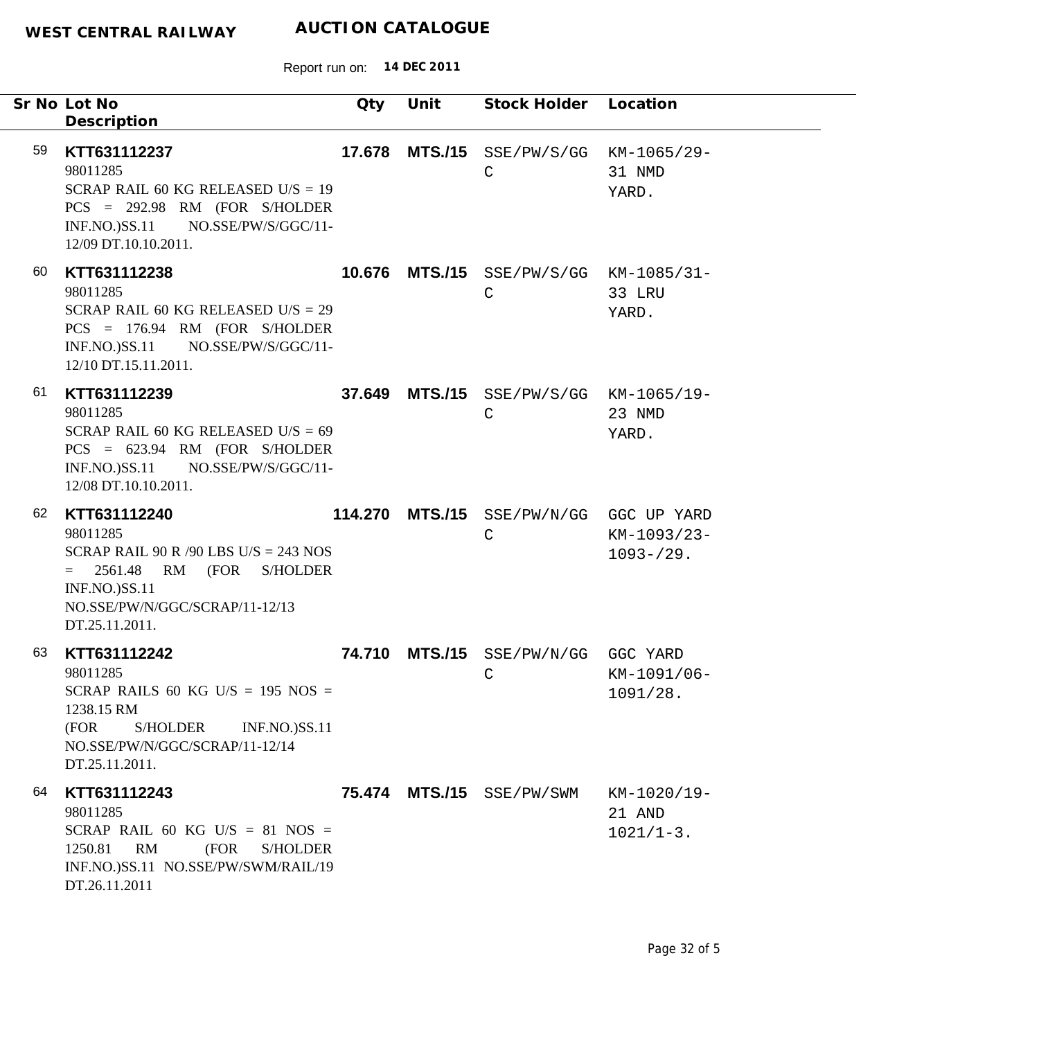**WEST CENTRAL RAILWAY** **AUCTION CATALOGUE**

Report run on: **14 DEC 2011**

| Sr No | Lot No<br>Description | Qty | Unit | Stock Holder | Location |
|---|---|---|---|---|---|
| 59 | **KTT631112237**<br>98011285<br>SCRAP RAIL 60 KG RELEASED U/S = 19 PCS = 292.98 RM (FOR S/HOLDER INF.NO.)SS.11 NO.SSE/PW/S/GGC/11-12/09 DT.10.10.2011. | **17.678** | **MTS./15** | SSE/PW/S/GGC | KM-1065/29-31 NMD YARD. |
| 60 | **KTT631112238**<br>98011285<br>SCRAP RAIL 60 KG RELEASED U/S = 29 PCS = 176.94 RM (FOR S/HOLDER INF.NO.)SS.11 NO.SSE/PW/S/GGC/11-12/10 DT.15.11.2011. | **10.676** | **MTS./15** | SSE/PW/S/GGC | KM-1085/31-33 LRU YARD. |
| 61 | **KTT631112239**<br>98011285<br>SCRAP RAIL 60 KG RELEASED U/S = 69 PCS = 623.94 RM (FOR S/HOLDER INF.NO.)SS.11 NO.SSE/PW/S/GGC/11-12/08 DT.10.10.2011. | **37.649** | **MTS./15** | SSE/PW/S/GGC | KM-1065/19-23 NMD YARD. |
| 62 | **KTT631112240**<br>98011285<br>SCRAP RAIL 90 R /90 LBS U/S = 243 NOS = 2561.48 RM (FOR S/HOLDER INF.NO.)SS.11 NO.SSE/PW/N/GGC/SCRAP/11-12/13 DT.25.11.2011. | **114.270** | **MTS./15** | SSE/PW/N/GGC | GGC UP YARD KM-1093/23-1093-/29. |
| 63 | **KTT631112242**<br>98011285<br>SCRAP RAILS 60 KG U/S = 195 NOS = 1238.15 RM (FOR S/HOLDER INF.NO.)SS.11 NO.SSE/PW/N/GGC/SCRAP/11-12/14 DT.25.11.2011. | **74.710** | **MTS./15** | SSE/PW/N/GGC | GGC YARD KM-1091/06-1091/28. |
| 64 | **KTT631112243**<br>98011285<br>SCRAP RAIL 60 KG U/S = 81 NOS = 1250.81 RM (FOR S/HOLDER INF.NO.)SS.11 NO.SSE/PW/SWM/RAIL/19 DT.26.11.2011 | **75.474** | **MTS./15** | SSE/PW/SWM | KM-1020/19-21 AND 1021/1-3. |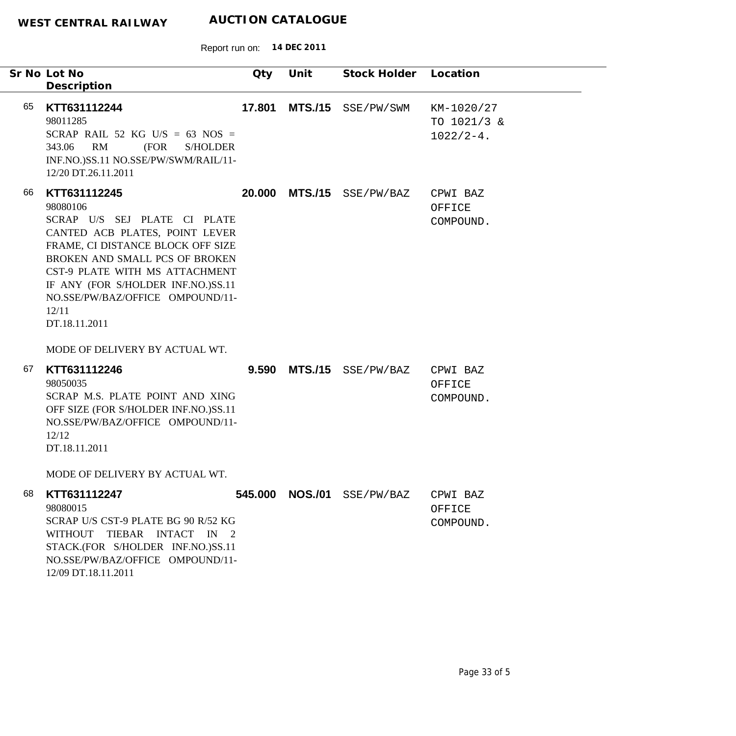**WEST CENTRAL RAILWAY** **AUCTION CATALOGUE**

Report run on: **14 DEC 2011**

| Sr No | Lot No / Description | Qty | Unit | Stock Holder | Location |
|---|---|---|---|---|---|
| 65 | **KTT631112244**<br>98011285<br>SCRAP RAIL 52 KG U/S = 63 NOS = 343.06 RM (FOR S/HOLDER INF.NO.)SS.11 NO.SSE/PW/SWM/RAIL/11-12/20 DT.26.11.2011 | **17.801** | **MTS./15** | SSE/PW/SWM | KM-1020/27 TO 1021/3 & 1022/2-4. |
| 66 | **KTT631112245**<br>98080106<br>SCRAP U/S SEJ PLATE CI PLATE CANTED ACB PLATES, POINT LEVER FRAME, CI DISTANCE BLOCK OFF SIZE BROKEN AND SMALL PCS OF BROKEN CST-9 PLATE WITH MS ATTACHMENT IF ANY (FOR S/HOLDER INF.NO.)SS.11 NO.SSE/PW/BAZ/OFFICE OMPOUND/11-12/11<br>DT.18.11.2011<br><br>MODE OF DELIVERY BY ACTUAL WT. | **20.000** | **MTS./15** | SSE/PW/BAZ | CPWI BAZ OFFICE COMPOUND. |
| 67 | **KTT631112246**<br>98050035<br>SCRAP M.S. PLATE POINT AND XING OFF SIZE (FOR S/HOLDER INF.NO.)SS.11 NO.SSE/PW/BAZ/OFFICE OMPOUND/11-12/12<br>DT.18.11.2011<br><br>MODE OF DELIVERY BY ACTUAL WT. | **9.590** | **MTS./15** | SSE/PW/BAZ | CPWI BAZ OFFICE COMPOUND. |
| 68 | **KTT631112247**<br>98080015<br>SCRAP U/S CST-9 PLATE BG 90 R/52 KG WITHOUT TIEBAR INTACT IN 2 STACK.(FOR S/HOLDER INF.NO.)SS.11 NO.SSE/PW/BAZ/OFFICE OMPOUND/11-12/09 DT.18.11.2011 | **545.000** | **NOS./01** | SSE/PW/BAZ | CPWI BAZ OFFICE COMPOUND. |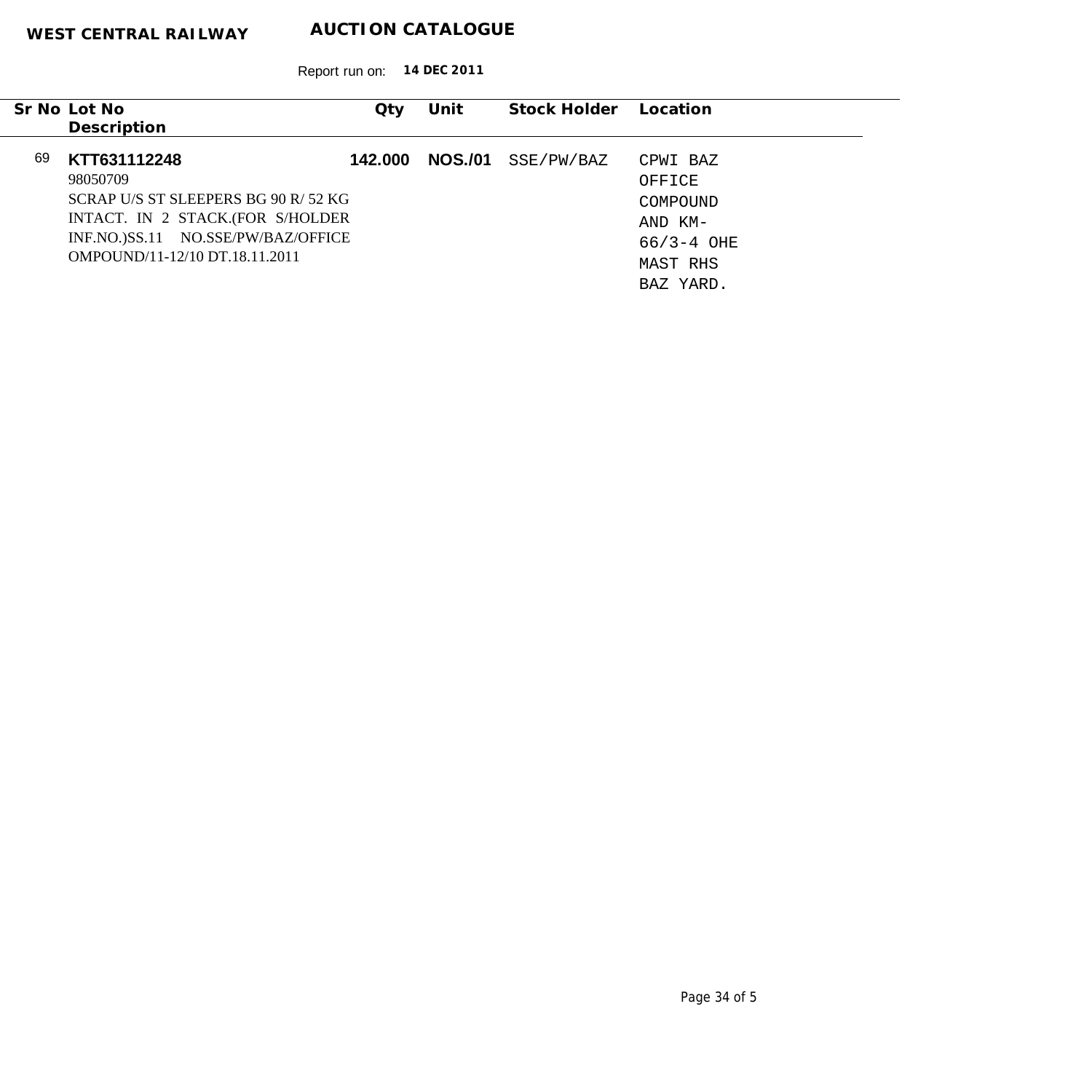**WEST CENTRAL RAILWAY** **AUCTION CATALOGUE**

Report run on: **14 DEC 2011**

| Sr No | Lot No / Description | Qty | Unit | Stock Holder | Location |
|---|---|---|---|---|---|
| 69 | **KTT631112248**<br>98050709<br>SCRAP U/S ST SLEEPERS BG 90 R/ 52 KG INTACT. IN 2 STACK.(FOR S/HOLDER INF.NO.)SS.11 NO.SSE/PW/BAZ/OFFICE OMPOUND/11-12/10 DT.18.11.2011 | **142.000** | **NOS./01** | SSE/PW/BAZ | CPWI BAZ OFFICE COMPOUND AND KM-66/3-4 OHE MAST RHS BAZ YARD. |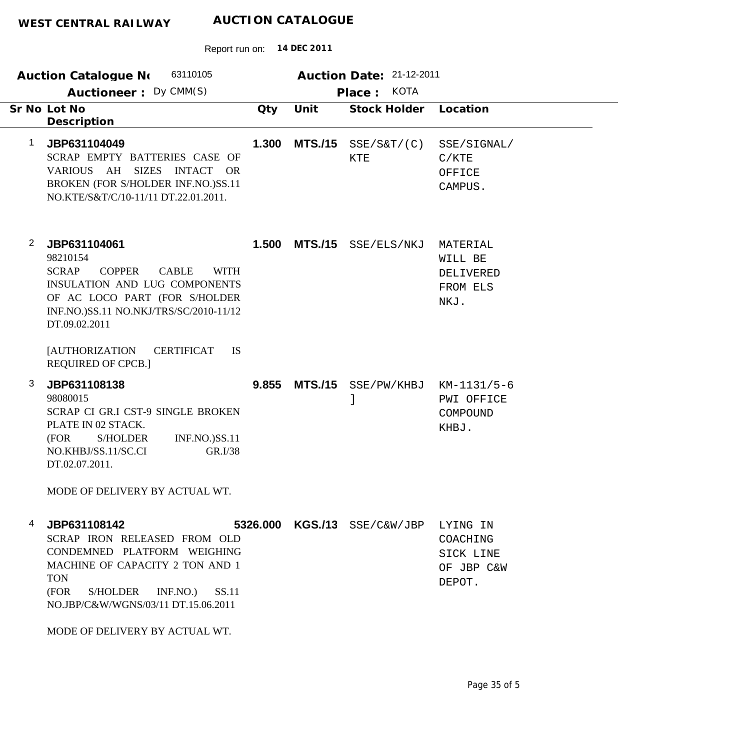**WEST CENTRAL RAILWAY** **AUCTION CATALOGUE**

Report run on: **14 DEC 2011**

**Auction Catalogue No** 63110105 **Auction Date:** 21-12-2011

**Auctioneer :** Dy CMM(S) **Place :** KOTA

| Sr No | Lot No / Description | Qty | Unit | Stock Holder | Location |
|---|---|---|---|---|---|
| 1 | **JBP631104049**<br>SCRAP EMPTY BATTERIES CASE OF VARIOUS AH SIZES INTACT OR BROKEN (FOR S/HOLDER INF.NO.)SS.11 NO.KTE/S&T/C/10-11/11 DT.22.01.2011. | **1.300** | **MTS./15** | SSE/S&T/(C) KTE | SSE/SIGNAL/ C/KTE OFFICE CAMPUS. |
| 2 | **JBP631104061**<br>98210154<br>SCRAP COPPER CABLE WITH INSULATION AND LUG COMPONENTS OF AC LOCO PART (FOR S/HOLDER INF.NO.)SS.11 NO.NKJ/TRS/SC/2010-11/12 DT.09.02.2011<br><br>[AUTHORIZATION CERTIFICAT IS REQUIRED OF CPCB.] | **1.500** | **MTS./15** | SSE/ELS/NKJ | MATERIAL WILL BE DELIVERED FROM ELS NKJ. |
| 3 | **JBP631108138**<br>98080015<br>SCRAP CI GR.I CST-9 SINGLE BROKEN PLATE IN 02 STACK.<br>(FOR S/HOLDER INF.NO.)SS.11 NO.KHBJ/SS.11/SC.CI GR.I/38 DT.02.07.2011.<br><br>MODE OF DELIVERY BY ACTUAL WT. | **9.855** | **MTS./15** | SSE/PW/KHBJ ] | KM-1131/5-6 PWI OFFICE COMPOUND KHBJ. |
| 4 | **JBP631108142**<br>SCRAP IRON RELEASED FROM OLD CONDEMNED PLATFORM WEIGHING MACHINE OF CAPACITY 2 TON AND 1 TON<br>(FOR S/HOLDER INF.NO.) SS.11 NO.JBP/C&W/WGNS/03/11 DT.15.06.2011<br><br>MODE OF DELIVERY BY ACTUAL WT. | **5326.000** | **KGS./13** | SSE/C&W/JBP | LYING IN COACHING SICK LINE OF JBP C&W DEPOT. |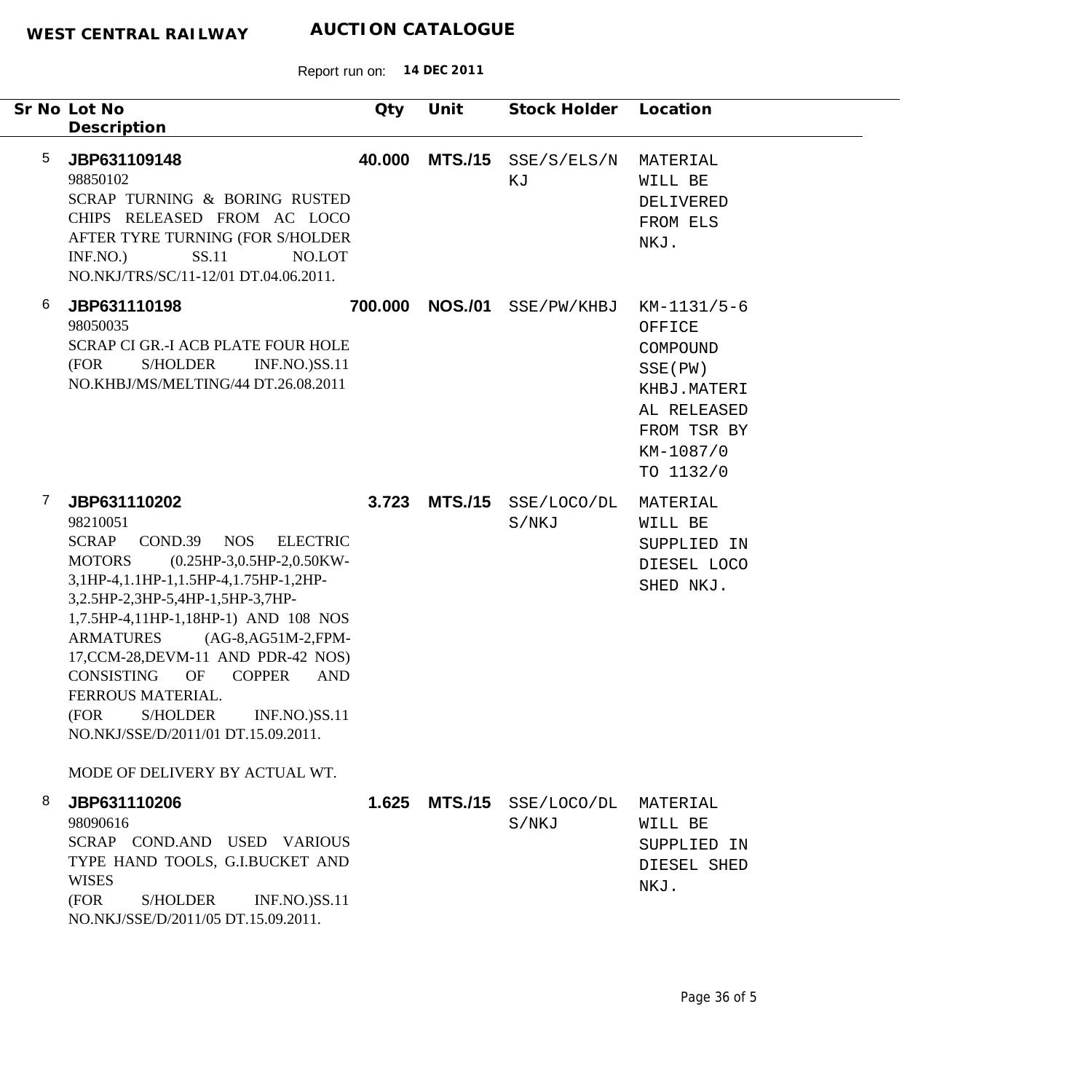**WEST CENTRAL RAILWAY** **AUCTION CATALOGUE**

Report run on: **14 DEC 2011**

| Sr No | Lot No / Description | Qty | Unit | Stock Holder | Location |
|---|---|---|---|---|---|
| 5 | **JBP631109148**<br>98850102<br>SCRAP TURNING & BORING RUSTED CHIPS RELEASED FROM AC LOCO AFTER TYRE TURNING (FOR S/HOLDER INF.NO.) SS.11 NO.LOT NO.NKJ/TRS/SC/11-12/01 DT.04.06.2011. | **40.000** | **MTS./15** | SSE/S/ELS/NKJ | MATERIAL WILL BE DELIVERED FROM ELS NKJ. |
| 6 | **JBP631110198**<br>98050035<br>SCRAP CI GR.-I ACB PLATE FOUR HOLE (FOR S/HOLDER INF.NO.)SS.11 NO.KHBJ/MS/MELTING/44 DT.26.08.2011 | **700.000** | **NOS./01** | SSE/PW/KHBJ | KM-1131/5-6 OFFICE COMPOUND SSE(PW) KHBJ.MATERIAL RELEASED FROM TSR BY KM-1087/0 TO 1132/0 |
| 7 | **JBP631110202**<br>98210051<br>SCRAP COND.39 NOS ELECTRIC MOTORS (0.25HP-3,0.5HP-2,0.50KW-3,1HP-4,1.1HP-1,1.5HP-4,1.75HP-1,2HP-3,2.5HP-2,3HP-5,4HP-1,5HP-3,7HP-1,7.5HP-4,11HP-1,18HP-1) AND 108 NOS ARMATURES (AG-8,AG51M-2,FPM-17,CCM-28,DEVM-11 AND PDR-42 NOS) CONSISTING OF COPPER AND FERROUS MATERIAL.<br>(FOR S/HOLDER INF.NO.)SS.11 NO.NKJ/SSE/D/2011/01 DT.15.09.2011.<br><br>MODE OF DELIVERY BY ACTUAL WT. | **3.723** | **MTS./15** | SSE/LOCO/DLS/NKJ | MATERIAL WILL BE SUPPLIED IN DIESEL LOCO SHED NKJ. |
| 8 | **JBP631110206**<br>98090616<br>SCRAP COND.AND USED VARIOUS TYPE HAND TOOLS, G.I.BUCKET AND WISES<br>(FOR S/HOLDER INF.NO.)SS.11 NO.NKJ/SSE/D/2011/05 DT.15.09.2011. | **1.625** | **MTS./15** | SSE/LOCO/DLS/NKJ | MATERIAL WILL BE SUPPLIED IN DIESEL SHED NKJ. |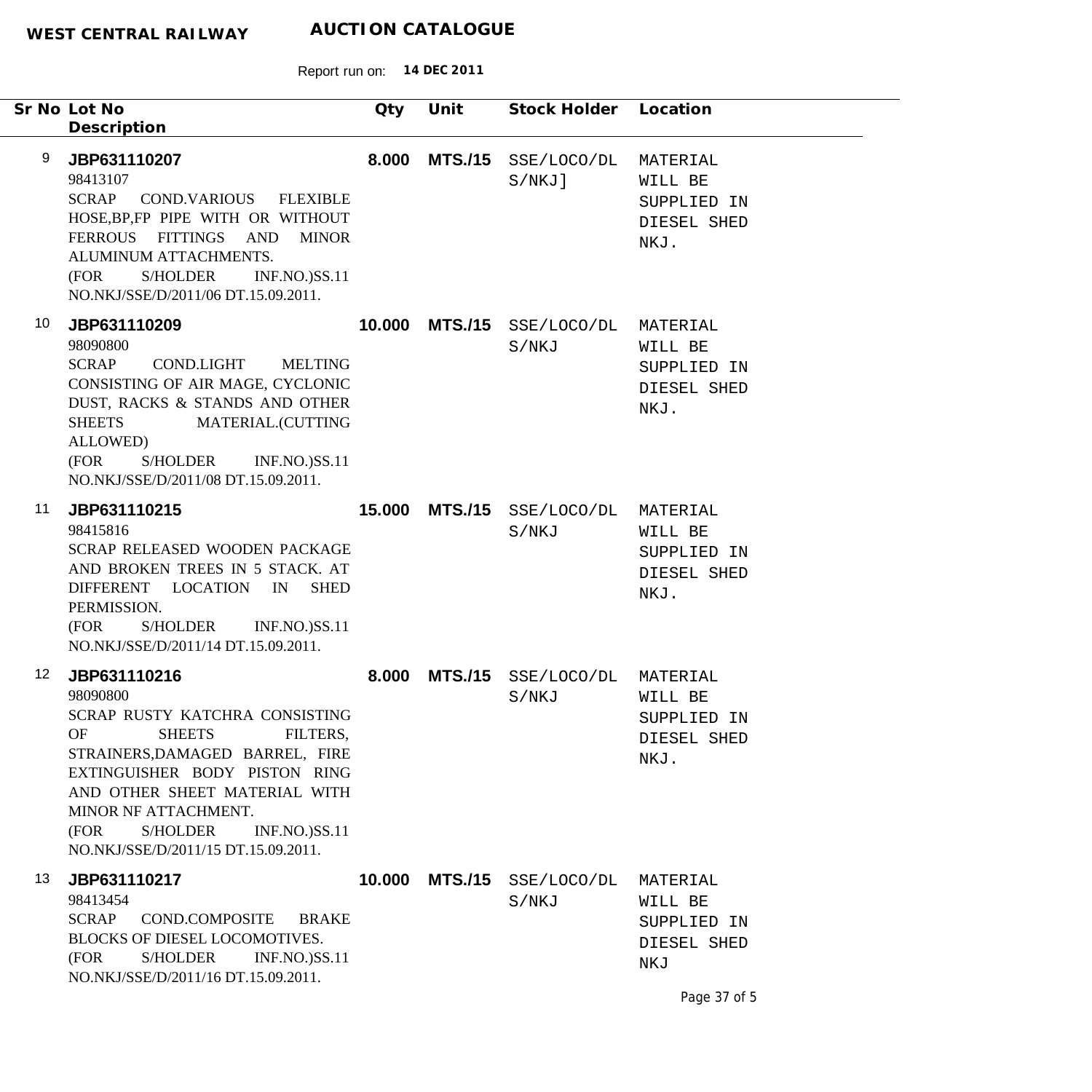**WEST CENTRAL RAILWAY** **AUCTION CATALOGUE**

Report run on: **14 DEC 2011**

| Sr No | Lot No / Description | Qty | Unit | Stock Holder | Location |
|---|---|---|---|---|---|
| 9 | **JBP631110207**<br>98413107<br>SCRAP COND.VARIOUS FLEXIBLE HOSE,BP,FP PIPE WITH OR WITHOUT FERROUS FITTINGS AND MINOR ALUMINUM ATTACHMENTS.<br>(FOR S/HOLDER INF.NO.)SS.11 NO.NKJ/SSE/D/2011/06 DT.15.09.2011. | **8.000** | **MTS./15** | SSE/LOCO/DLS/NKJ] | MATERIAL WILL BE SUPPLIED IN DIESEL SHED NKJ. |
| 10 | **JBP631110209**<br>98090800<br>SCRAP COND.LIGHT MELTING CONSISTING OF AIR MAGE, CYCLONIC DUST, RACKS & STANDS AND OTHER SHEETS MATERIAL.(CUTTING ALLOWED)<br>(FOR S/HOLDER INF.NO.)SS.11 NO.NKJ/SSE/D/2011/08 DT.15.09.2011. | **10.000** | **MTS./15** | SSE/LOCO/DLS/NKJ | MATERIAL WILL BE SUPPLIED IN DIESEL SHED NKJ. |
| 11 | **JBP631110215**<br>98415816<br>SCRAP RELEASED WOODEN PACKAGE AND BROKEN TREES IN 5 STACK. AT DIFFERENT LOCATION IN SHED PERMISSION.<br>(FOR S/HOLDER INF.NO.)SS.11 NO.NKJ/SSE/D/2011/14 DT.15.09.2011. | **15.000** | **MTS./15** | SSE/LOCO/DLS/NKJ | MATERIAL WILL BE SUPPLIED IN DIESEL SHED NKJ. |
| 12 | **JBP631110216**<br>98090800<br>SCRAP RUSTY KATCHRA CONSISTING OF SHEETS FILTERS, STRAINERS,DAMAGED BARREL, FIRE EXTINGUISHER BODY PISTON RING AND OTHER SHEET MATERIAL WITH MINOR NF ATTACHMENT.<br>(FOR S/HOLDER INF.NO.)SS.11 NO.NKJ/SSE/D/2011/15 DT.15.09.2011. | **8.000** | **MTS./15** | SSE/LOCO/DLS/NKJ | MATERIAL WILL BE SUPPLIED IN DIESEL SHED NKJ. |
| 13 | **JBP631110217**<br>98413454<br>SCRAP COND.COMPOSITE BRAKE BLOCKS OF DIESEL LOCOMOTIVES.<br>(FOR S/HOLDER INF.NO.)SS.11 NO.NKJ/SSE/D/2011/16 DT.15.09.2011. | **10.000** | **MTS./15** | SSE/LOCO/DLS/NKJ | MATERIAL WILL BE SUPPLIED IN DIESEL SHED NKJ |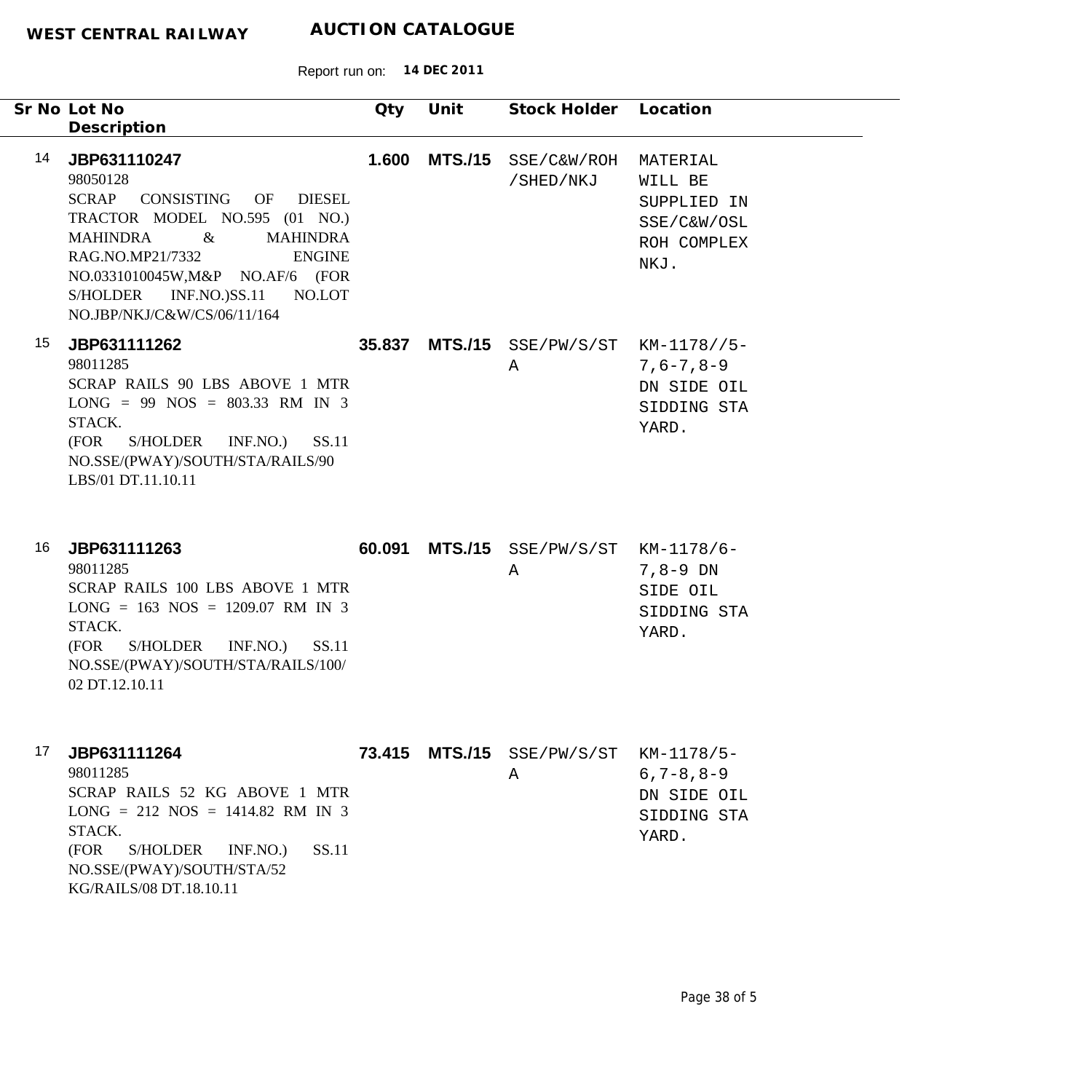**WEST CENTRAL RAILWAY** **AUCTION CATALOGUE**

Report run on: **14 DEC 2011**

| Sr No | Lot No / Description | Qty | Unit | Stock Holder | Location |
|---|---|---|---|---|---|
| 14 | **JBP631110247**<br>98050128<br>SCRAP CONSISTING OF DIESEL TRACTOR MODEL NO.595 (01 NO.) MAHINDRA & MAHINDRA RAG.NO.MP21/7332 ENGINE NO.0331010045W,M&P NO.AF/6 (FOR S/HOLDER INF.NO.)SS.11 NO.LOT NO.JBP/NKJ/C&W/CS/06/11/164 | **1.600** | **MTS./15** | SSE/C&W/ROH/SHED/NKJ | MATERIAL WILL BE SUPPLIED IN SSE/C&W/OSL ROH COMPLEX NKJ. |
| 15 | **JBP631111262**<br>98011285<br>SCRAP RAILS 90 LBS ABOVE 1 MTR LONG = 99 NOS = 803.33 RM IN 3 STACK.<br>(FOR S/HOLDER INF.NO.) SS.11 NO.SSE/(PWAY)/SOUTH/STA/RAILS/90 LBS/01 DT.11.10.11 | **35.837** | **MTS./15** | SSE/PW/S/STA | KM-1178//5-7,6-7,8-9 DN SIDE OIL SIDDING STA YARD. |
| 16 | **JBP631111263**<br>98011285<br>SCRAP RAILS 100 LBS ABOVE 1 MTR LONG = 163 NOS = 1209.07 RM IN 3 STACK.<br>(FOR S/HOLDER INF.NO.) SS.11 NO.SSE/(PWAY)/SOUTH/STA/RAILS/100/02 DT.12.10.11 | **60.091** | **MTS./15** | SSE/PW/S/STA | KM-1178/6-7,8-9 DN SIDE OIL SIDDING STA YARD. |
| 17 | **JBP631111264**<br>98011285<br>SCRAP RAILS 52 KG ABOVE 1 MTR LONG = 212 NOS = 1414.82 RM IN 3 STACK.<br>(FOR S/HOLDER INF.NO.) SS.11 NO.SSE/(PWAY)/SOUTH/STA/52 KG/RAILS/08 DT.18.10.11 | **73.415** | **MTS./15** | SSE/PW/S/STA | KM-1178/5-6,7-8,8-9 DN SIDE OIL SIDDING STA YARD. |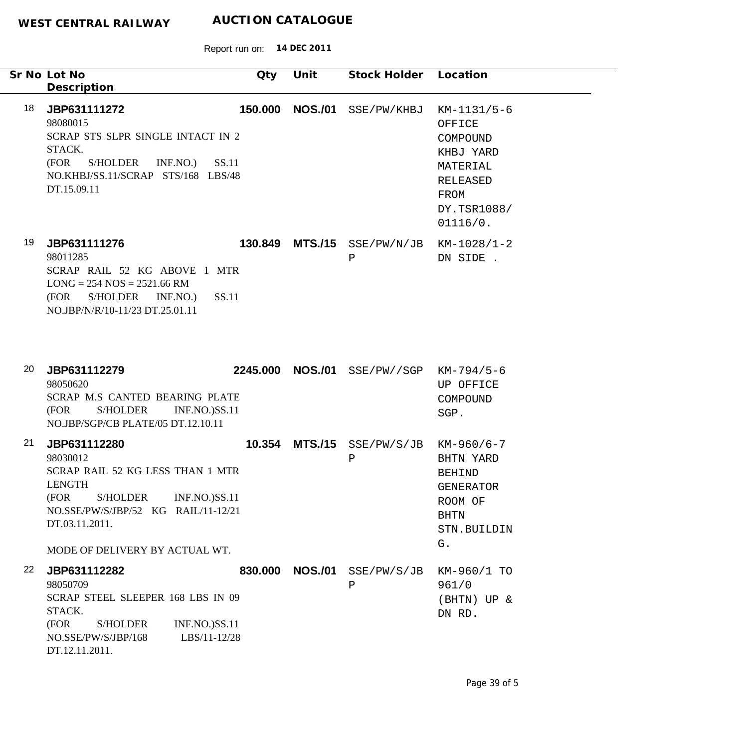**WEST CENTRAL RAILWAY** **AUCTION CATALOGUE**

Report run on: **14 DEC 2011**

| Sr No | Lot No / Description | Qty | Unit | Stock Holder | Location |
|---|---|---|---|---|---|
| 18 | **JBP631111272**<br>98080015<br>SCRAP STS SLPR SINGLE INTACT IN 2 STACK.<br>(FOR S/HOLDER INF.NO.) SS.11 NO.KHBJ/SS.11/SCRAP STS/168 LBS/48 DT.15.09.11 | **150.000** | **NOS./01** | SSE/PW/KHBJ | KM-1131/5-6 OFFICE COMPOUND KHBJ YARD MATERIAL RELEASED FROM DY.TSR1088/01116/0. |
| 19 | **JBP631111276**<br>98011285<br>SCRAP RAIL 52 KG ABOVE 1 MTR LONG = 254 NOS = 2521.66 RM<br>(FOR S/HOLDER INF.NO.) SS.11 NO.JBP/N/R/10-11/23 DT.25.01.11 | **130.849** | **MTS./15** | SSE/PW/N/JBP | KM-1028/1-2 DN SIDE . |
| 20 | **JBP631112279**<br>98050620<br>SCRAP M.S CANTED BEARING PLATE<br>(FOR S/HOLDER INF.NO.)SS.11 NO.JBP/SGP/CB PLATE/05 DT.12.10.11 | **2245.000** | **NOS./01** | SSE/PW//SGP | KM-794/5-6 UP OFFICE COMPOUND SGP. |
| 21 | **JBP631112280**<br>98030012<br>SCRAP RAIL 52 KG LESS THAN 1 MTR LENGTH<br>(FOR S/HOLDER INF.NO.)SS.11 NO.SSE/PW/S/JBP/52 KG RAIL/11-12/21 DT.03.11.2011.<br><br>MODE OF DELIVERY BY ACTUAL WT. | **10.354** | **MTS./15** | SSE/PW/S/JBP | KM-960/6-7 BHTN YARD BEHIND GENERATOR ROOM OF BHTN STN.BUILDING. |
| 22 | **JBP631112282**<br>98050709<br>SCRAP STEEL SLEEPER 168 LBS IN 09 STACK.<br>(FOR S/HOLDER INF.NO.)SS.11 NO.SSE/PW/S/JBP/168 LBS/11-12/28 DT.12.11.2011. | **830.000** | **NOS./01** | SSE/PW/S/JBP | KM-960/1 TO 961/0 (BHTN) UP & DN RD. |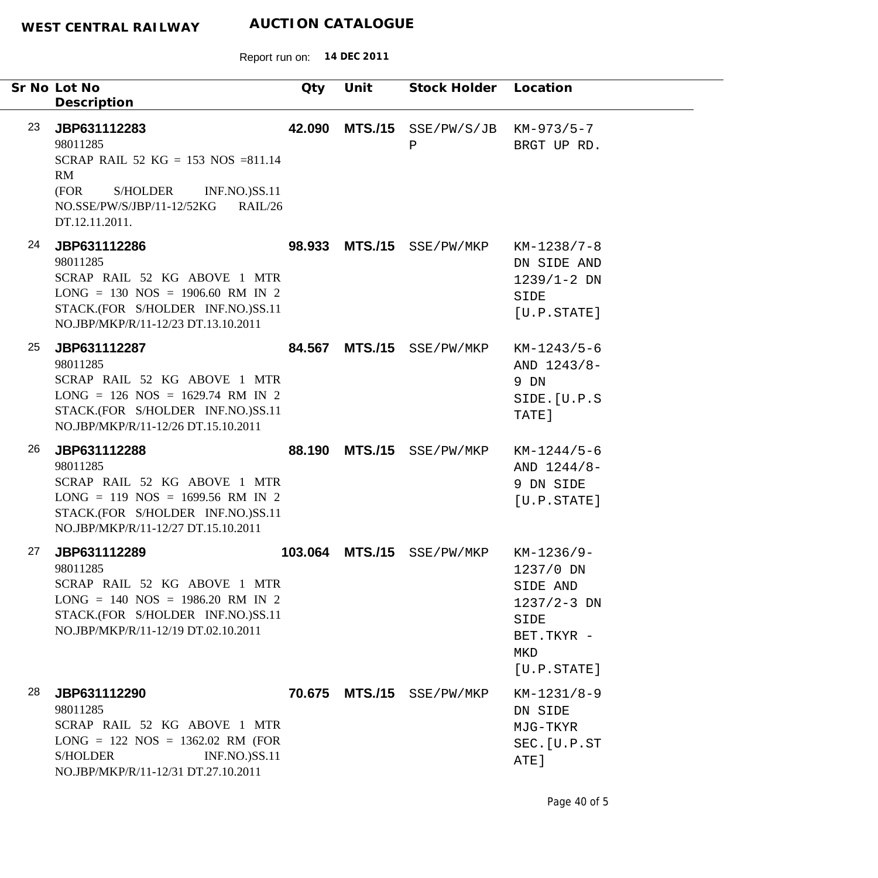**WEST CENTRAL RAILWAY** **AUCTION CATALOGUE**

Report run on: **14 DEC 2011**

| Sr No | Lot No / Description | Qty | Unit | Stock Holder | Location |
|---|---|---|---|---|---|
| 23 | **JBP631112283**<br>98011285<br>SCRAP RAIL 52 KG = 153 NOS =811.14 RM<br>(FOR S/HOLDER INF.NO.)SS.11 NO.SSE/PW/S/JBP/11-12/52KG RAIL/26 DT.12.11.2011. | **42.090** | **MTS./15** | SSE/PW/S/JBP | KM-973/5-7 BRGT UP RD. |
| 24 | **JBP631112286**<br>98011285<br>SCRAP RAIL 52 KG ABOVE 1 MTR LONG = 130 NOS = 1906.60 RM IN 2 STACK.(FOR S/HOLDER INF.NO.)SS.11 NO.JBP/MKP/R/11-12/23 DT.13.10.2011 | **98.933** | **MTS./15** | SSE/PW/MKP | KM-1238/7-8 DN SIDE AND 1239/1-2 DN SIDE [U.P.STATE] |
| 25 | **JBP631112287**<br>98011285<br>SCRAP RAIL 52 KG ABOVE 1 MTR LONG = 126 NOS = 1629.74 RM IN 2 STACK.(FOR S/HOLDER INF.NO.)SS.11 NO.JBP/MKP/R/11-12/26 DT.15.10.2011 | **84.567** | **MTS./15** | SSE/PW/MKP | KM-1243/5-6 AND 1243/8-9 DN SIDE.[U.P.STATE] |
| 26 | **JBP631112288**<br>98011285<br>SCRAP RAIL 52 KG ABOVE 1 MTR LONG = 119 NOS = 1699.56 RM IN 2 STACK.(FOR S/HOLDER INF.NO.)SS.11 NO.JBP/MKP/R/11-12/27 DT.15.10.2011 | **88.190** | **MTS./15** | SSE/PW/MKP | KM-1244/5-6 AND 1244/8-9 DN SIDE [U.P.STATE] |
| 27 | **JBP631112289**<br>98011285<br>SCRAP RAIL 52 KG ABOVE 1 MTR LONG = 140 NOS = 1986.20 RM IN 2 STACK.(FOR S/HOLDER INF.NO.)SS.11 NO.JBP/MKP/R/11-12/19 DT.02.10.2011 | **103.064** | **MTS./15** | SSE/PW/MKP | KM-1236/9-1237/0 DN SIDE AND 1237/2-3 DN SIDE BET.TKYR - MKD [U.P.STATE] |
| 28 | **JBP631112290**<br>98011285<br>SCRAP RAIL 52 KG ABOVE 1 MTR LONG = 122 NOS = 1362.02 RM (FOR S/HOLDER INF.NO.)SS.11 NO.JBP/MKP/R/11-12/31 DT.27.10.2011 | **70.675** | **MTS./15** | SSE/PW/MKP | KM-1231/8-9 DN SIDE MJG-TKYR SEC.[U.P.STATE] |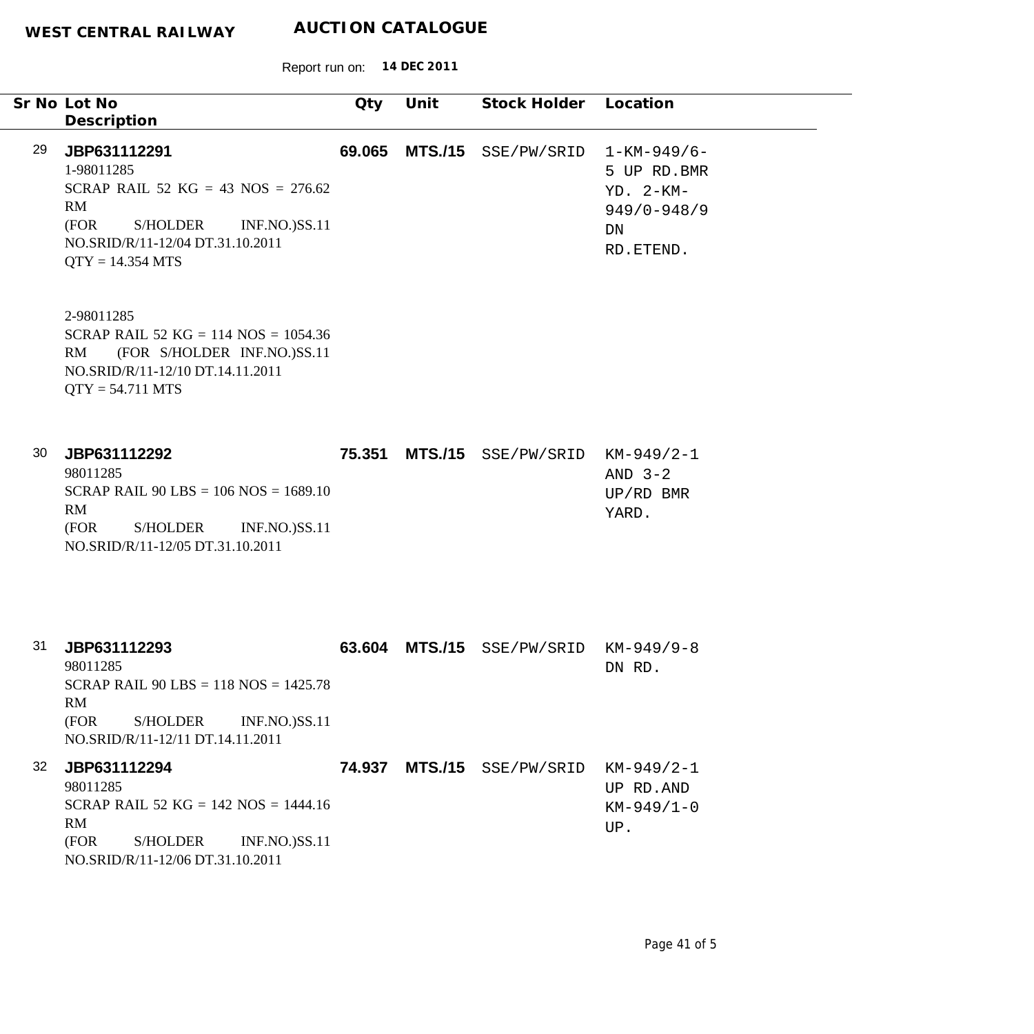**WEST CENTRAL RAILWAY** **AUCTION CATALOGUE**

Report run on: **14 DEC 2011**

| Sr No | Lot No<br>Description | Qty | Unit | Stock Holder | Location |
|---|---|---|---|---|---|
| 29 | **JBP631112291**<br>1-98011285<br>SCRAP RAIL 52 KG = 43 NOS = 276.62 RM<br>(FOR S/HOLDER INF.NO.)SS.11 NO.SRID/R/11-12/04 DT.31.10.2011<br>QTY = 14.354 MTS<br><br>2-98011285<br>SCRAP RAIL 52 KG = 114 NOS = 1054.36 RM (FOR S/HOLDER INF.NO.)SS.11 NO.SRID/R/11-12/10 DT.14.11.2011<br>QTY = 54.711 MTS | **69.065** | **MTS./15** | SSE/PW/SRID | 1-KM-949/6-5 UP RD.BMR YD. 2-KM-949/0-948/9 DN RD.ETEND. |
| 30 | **JBP631112292**<br>98011285<br>SCRAP RAIL 90 LBS = 106 NOS = 1689.10 RM<br>(FOR S/HOLDER INF.NO.)SS.11 NO.SRID/R/11-12/05 DT.31.10.2011 | **75.351** | **MTS./15** | SSE/PW/SRID | KM-949/2-1 AND 3-2 UP/RD BMR YARD. |
| 31 | **JBP631112293**<br>98011285<br>SCRAP RAIL 90 LBS = 118 NOS = 1425.78 RM<br>(FOR S/HOLDER INF.NO.)SS.11 NO.SRID/R/11-12/11 DT.14.11.2011 | **63.604** | **MTS./15** | SSE/PW/SRID | KM-949/9-8 DN RD. |
| 32 | **JBP631112294**<br>98011285<br>SCRAP RAIL 52 KG = 142 NOS = 1444.16 RM<br>(FOR S/HOLDER INF.NO.)SS.11 NO.SRID/R/11-12/06 DT.31.10.2011 | **74.937** | **MTS./15** | SSE/PW/SRID | KM-949/2-1 UP RD.AND KM-949/1-0 UP. |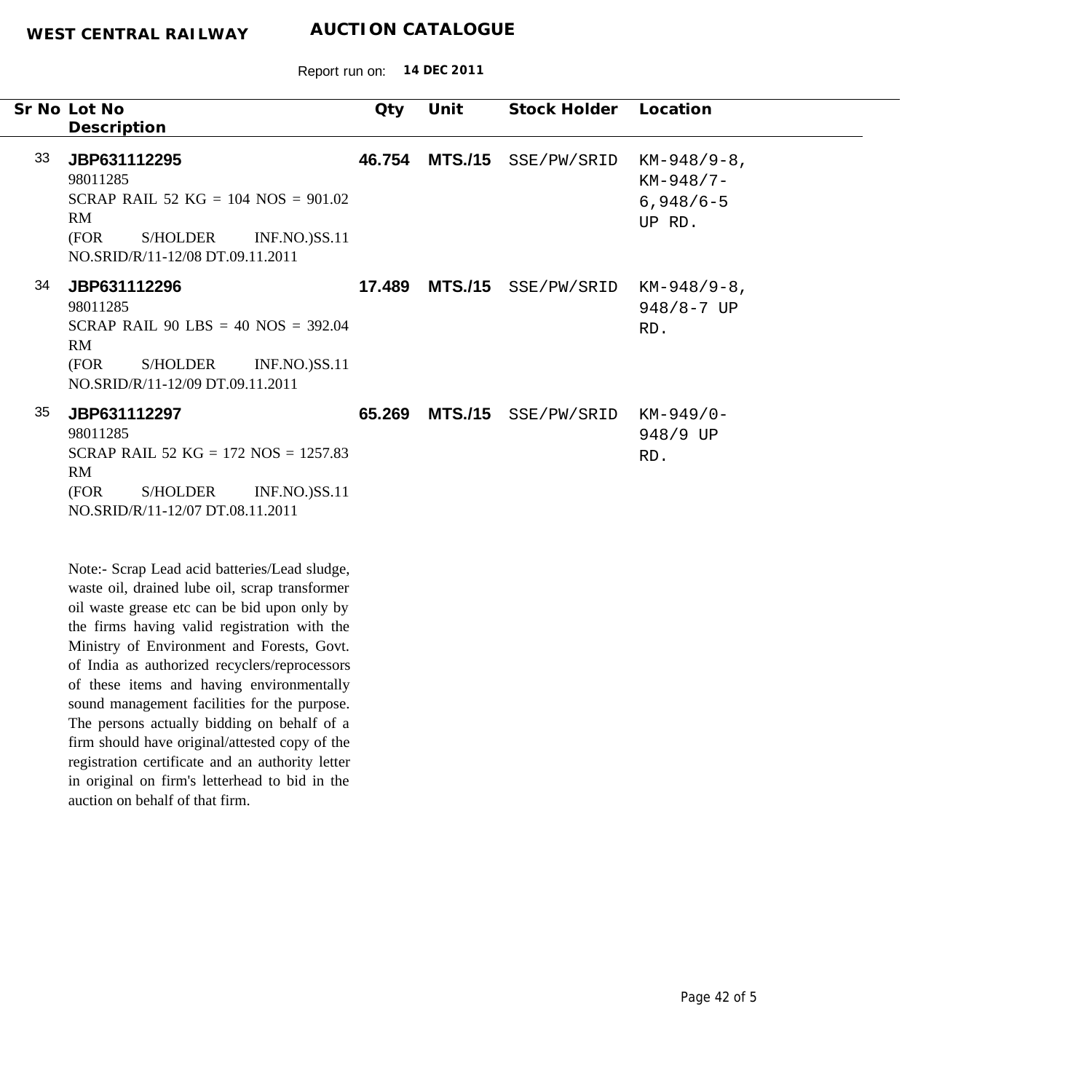**WEST CENTRAL RAILWAY** **AUCTION CATALOGUE**

Report run on: **14 DEC 2011**

| Sr No | Lot No<br>Description | Qty | Unit | Stock Holder | Location |
|---|---|---|---|---|---|
| 33 | **JBP631112295**<br>98011285<br>SCRAP RAIL 52 KG = 104 NOS = 901.02 RM<br>(FOR S/HOLDER INF.NO.)SS.11 NO.SRID/R/11-12/08 DT.09.11.2011 | **46.754** | **MTS./15** | SSE/PW/SRID | KM-948/9-8, KM-948/7-6,948/6-5 UP RD. |
| 34 | **JBP631112296**<br>98011285<br>SCRAP RAIL 90 LBS = 40 NOS = 392.04 RM<br>(FOR S/HOLDER INF.NO.)SS.11 NO.SRID/R/11-12/09 DT.09.11.2011 | **17.489** | **MTS./15** | SSE/PW/SRID | KM-948/9-8, 948/8-7 UP RD. |
| 35 | **JBP631112297**<br>98011285<br>SCRAP RAIL 52 KG = 172 NOS = 1257.83 RM<br>(FOR S/HOLDER INF.NO.)SS.11 NO.SRID/R/11-12/07 DT.08.11.2011 | **65.269** | **MTS./15** | SSE/PW/SRID | KM-949/0-948/9 UP RD. |

Note:- Scrap Lead acid batteries/Lead sludge, waste oil, drained lube oil, scrap transformer oil waste grease etc can be bid upon only by the firms having valid registration with the Ministry of Environment and Forests, Govt. of India as authorized recyclers/reprocessors of these items and having environmentally sound management facilities for the purpose. The persons actually bidding on behalf of a firm should have original/attested copy of the registration certificate and an authority letter in original on firm's letterhead to bid in the auction on behalf of that firm.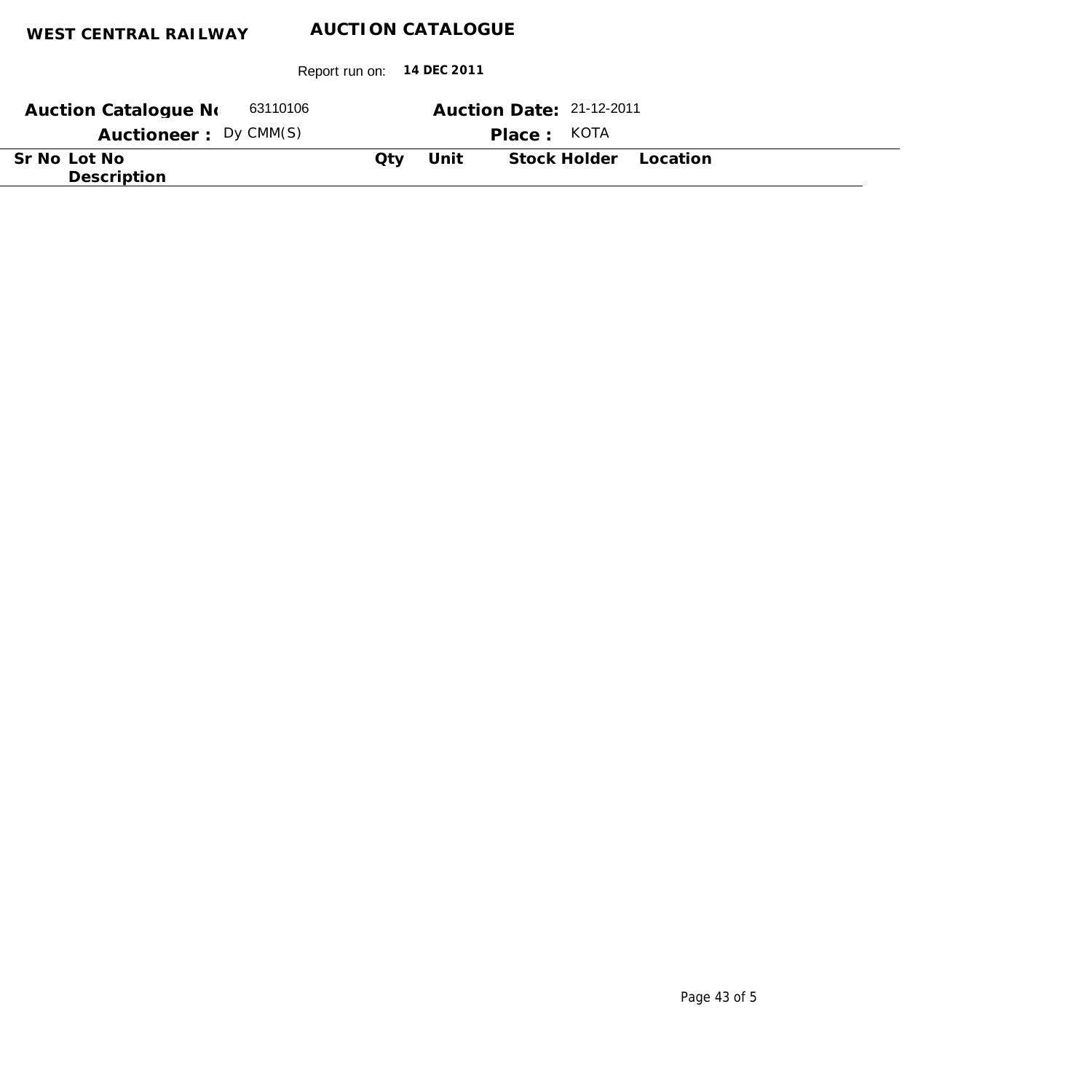**WEST CENTRAL RAILWAY** **AUCTION CATALOGUE**

Report run on: **14 DEC 2011**

**Auction Catalogue No** 63110106 **Auction Date:** 21-12-2011

**Auctioneer :** Dy CMM(S) **Place :** KOTA

| Sr No | Lot No<br>Description | Qty | Unit | Stock Holder | Location |
|---|---|---|---|---|---|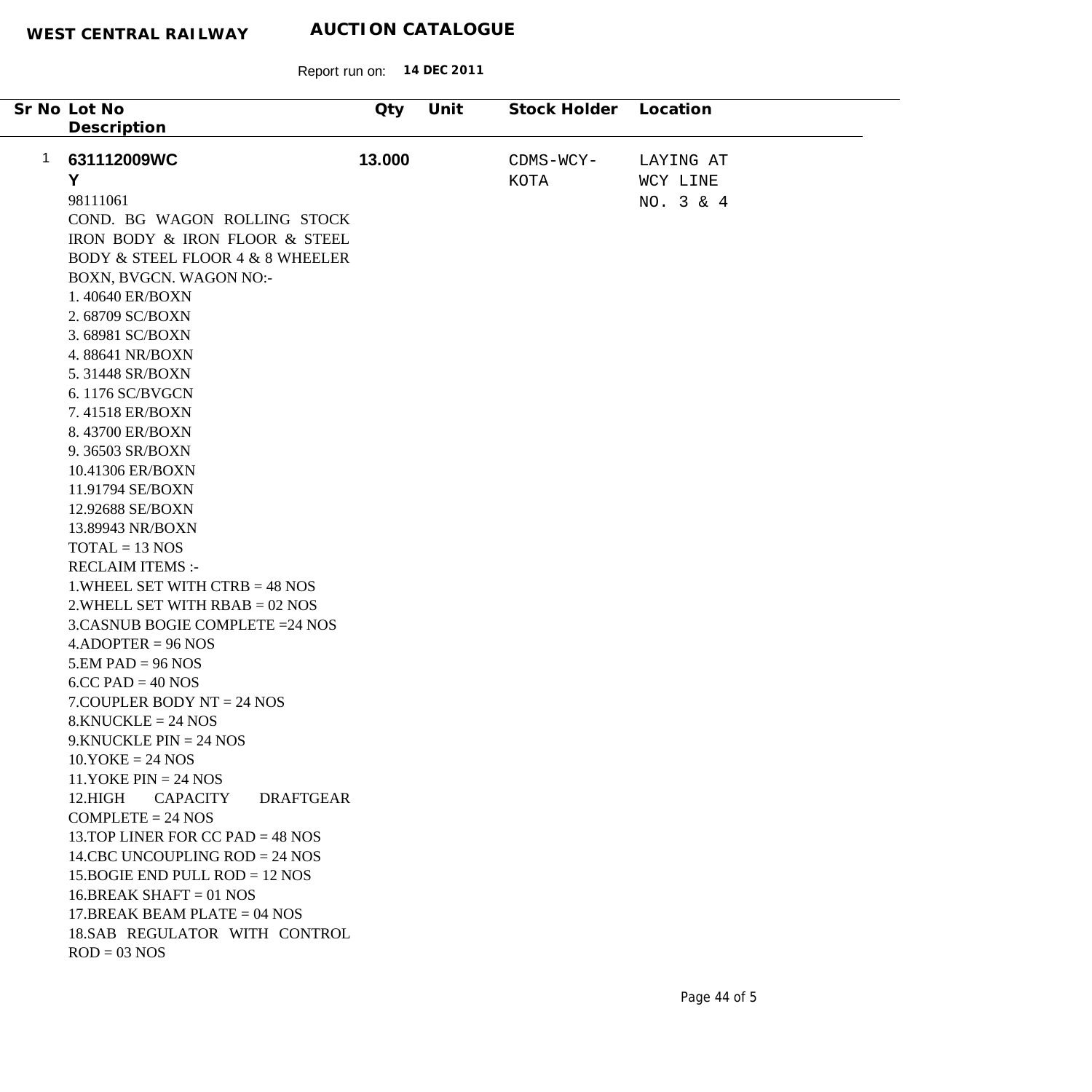**WEST CENTRAL RAILWAY** **AUCTION CATALOGUE**

Report run on: **14 DEC 2011**

| Sr No | Lot No / Description | Qty | Unit | Stock Holder | Location |
|---|---|---|---|---|---|
| 1 | **631112009WCY**<br>98111061<br>COND. BG WAGON ROLLING STOCK IRON BODY & IRON FLOOR & STEEL BODY & STEEL FLOOR 4 & 8 WHEELER BOXN, BVGCN. WAGON NO:-<br>1. 40640 ER/BOXN<br>2. 68709 SC/BOXN<br>3. 68981 SC/BOXN<br>4. 88641 NR/BOXN<br>5. 31448 SR/BOXN<br>6. 1176 SC/BVGCN<br>7. 41518 ER/BOXN<br>8. 43700 ER/BOXN<br>9. 36503 SR/BOXN<br>10.41306 ER/BOXN<br>11.91794 SE/BOXN<br>12.92688 SE/BOXN<br>13.89943 NR/BOXN<br>TOTAL = 13 NOS<br>RECLAIM ITEMS :-<br>1.WHEEL SET WITH CTRB = 48 NOS<br>2.WHELL SET WITH RBAB = 02 NOS<br>3.CASNUB BOGIE COMPLETE =24 NOS<br>4.ADOPTER = 96 NOS<br>5.EM PAD = 96 NOS<br>6.CC PAD = 40 NOS<br>7.COUPLER BODY NT = 24 NOS<br>8.KNUCKLE = 24 NOS<br>9.KNUCKLE PIN = 24 NOS<br>10.YOKE = 24 NOS<br>11.YOKE PIN = 24 NOS<br>12.HIGH CAPACITY DRAFTGEAR COMPLETE = 24 NOS<br>13.TOP LINER FOR CC PAD = 48 NOS<br>14.CBC UNCOUPLING ROD = 24 NOS<br>15.BOGIE END PULL ROD = 12 NOS<br>16.BREAK SHAFT = 01 NOS<br>17.BREAK BEAM PLATE = 04 NOS<br>18.SAB REGULATOR WITH CONTROL ROD = 03 NOS | **13.000** | | CDMS-WCY-KOTA | LAYING AT WCY LINE NO. 3 & 4 |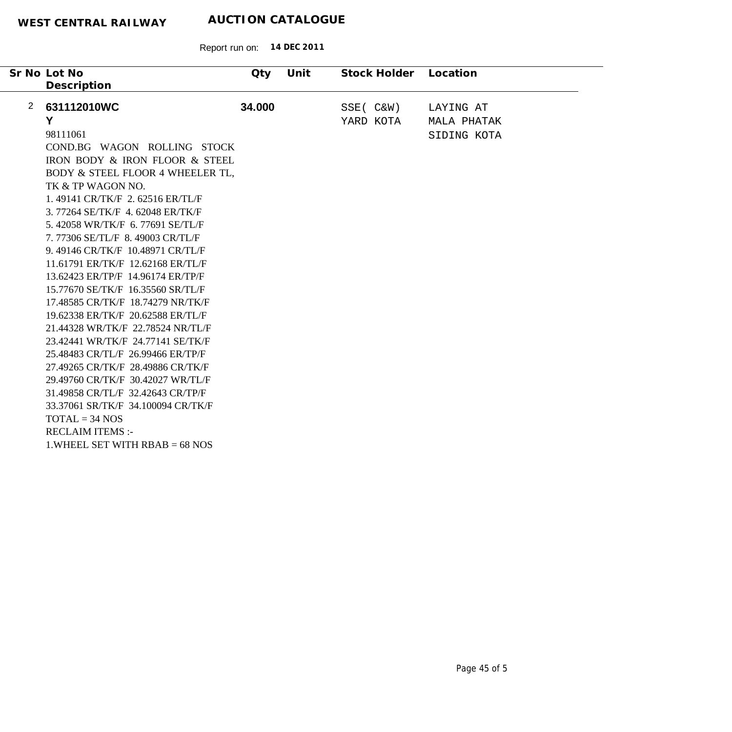**WEST CENTRAL RAILWAY** **AUCTION CATALOGUE**

Report run on: **14 DEC 2011**

| Sr No | Lot No / Description | Qty | Unit | Stock Holder | Location |
|---|---|---|---|---|---|
| 2 | **631112010WCY**<br>98111061<br>COND.BG WAGON ROLLING STOCK IRON BODY & IRON FLOOR & STEEL BODY & STEEL FLOOR 4 WHEELER TL, TK & TP WAGON NO.<br>1. 49141 CR/TK/F 2. 62516 ER/TL/F<br>3. 77264 SE/TK/F 4. 62048 ER/TK/F<br>5. 42058 WR/TK/F 6. 77691 SE/TL/F<br>7. 77306 SE/TL/F 8. 49003 CR/TL/F<br>9. 49146 CR/TK/F 10.48971 CR/TL/F<br>11.61791 ER/TK/F 12.62168 ER/TL/F<br>13.62423 ER/TP/F 14.96174 ER/TP/F<br>15.77670 SE/TK/F 16.35560 SR/TL/F<br>17.48585 CR/TK/F 18.74279 NR/TK/F<br>19.62338 ER/TK/F 20.62588 ER/TL/F<br>21.44328 WR/TK/F 22.78524 NR/TL/F<br>23.42441 WR/TK/F 24.77141 SE/TK/F<br>25.48483 CR/TL/F 26.99466 ER/TP/F<br>27.49265 CR/TK/F 28.49886 CR/TK/F<br>29.49760 CR/TK/F 30.42027 WR/TL/F<br>31.49858 CR/TL/F 32.42643 CR/TP/F<br>33.37061 SR/TK/F 34.100094 CR/TK/F<br>TOTAL = 34 NOS<br>RECLAIM ITEMS :-<br>1.WHEEL SET WITH RBAB = 68 NOS | **34.000** | | SSE( C&W) YARD KOTA | LAYING AT MALA PHATAK SIDING KOTA |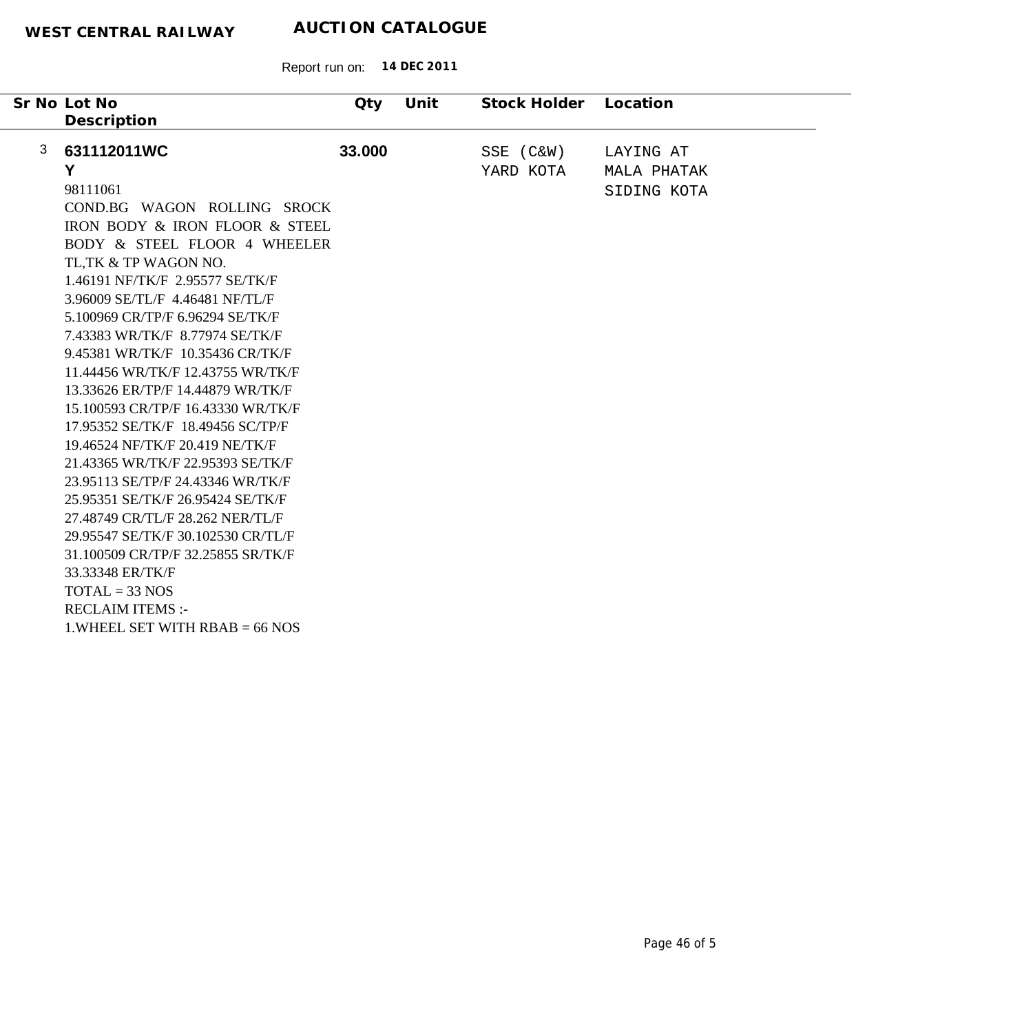**WEST CENTRAL RAILWAY** **AUCTION CATALOGUE**

Report run on: **14 DEC 2011**

| Sr No | Lot No / Description | Qty | Unit | Stock Holder | Location |
|---|---|---|---|---|---|
| 3 | **631112011WCY**<br>98111061<br>COND.BG WAGON ROLLING SROCK IRON BODY & IRON FLOOR & STEEL BODY & STEEL FLOOR 4 WHEELER TL,TK & TP WAGON NO.<br>1.46191 NF/TK/F 2.95577 SE/TK/F<br>3.96009 SE/TL/F 4.46481 NF/TL/F<br>5.100969 CR/TP/F 6.96294 SE/TK/F<br>7.43383 WR/TK/F 8.77974 SE/TK/F<br>9.45381 WR/TK/F 10.35436 CR/TK/F<br>11.44456 WR/TK/F 12.43755 WR/TK/F<br>13.33626 ER/TP/F 14.44879 WR/TK/F<br>15.100593 CR/TP/F 16.43330 WR/TK/F<br>17.95352 SE/TK/F 18.49456 SC/TP/F<br>19.46524 NF/TK/F 20.419 NE/TK/F<br>21.43365 WR/TK/F 22.95393 SE/TK/F<br>23.95113 SE/TP/F 24.43346 WR/TK/F<br>25.95351 SE/TK/F 26.95424 SE/TK/F<br>27.48749 CR/TL/F 28.262 NER/TL/F<br>29.95547 SE/TK/F 30.102530 CR/TL/F<br>31.100509 CR/TP/F 32.25855 SR/TK/F<br>33.33348 ER/TK/F<br>TOTAL = 33 NOS<br>RECLAIM ITEMS :-<br>1.WHEEL SET WITH RBAB = 66 NOS | **33.000** | | SSE (C&W) YARD KOTA | LAYING AT MALA PHATAK SIDING KOTA |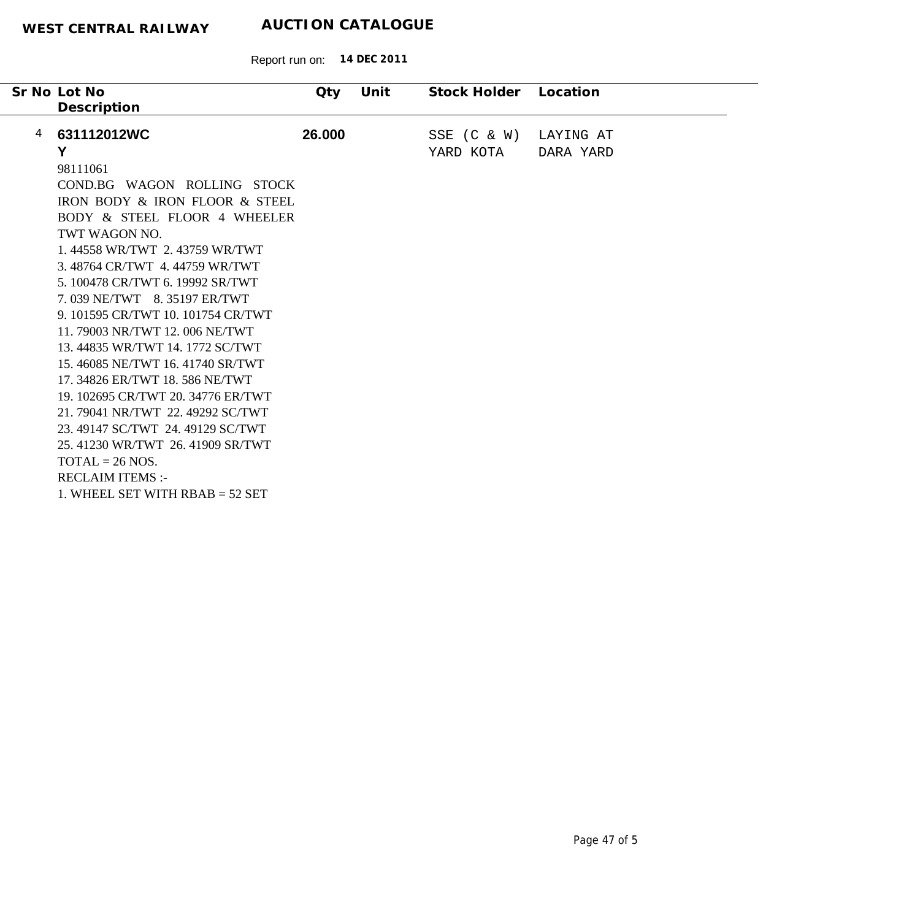**WEST CENTRAL RAILWAY** **AUCTION CATALOGUE**

Report run on: **14 DEC 2011**

| Sr No | Lot No / Description | Qty | Unit | Stock Holder | Location |
|---|---|---|---|---|---|
| 4 | **631112012WCY**<br>98111061<br>COND.BG WAGON ROLLING STOCK IRON BODY & IRON FLOOR & STEEL BODY & STEEL FLOOR 4 WHEELER TWT WAGON NO.<br>1. 44558 WR/TWT 2. 43759 WR/TWT<br>3. 48764 CR/TWT 4. 44759 WR/TWT<br>5. 100478 CR/TWT 6. 19992 SR/TWT<br>7. 039 NE/TWT 8. 35197 ER/TWT<br>9. 101595 CR/TWT 10. 101754 CR/TWT<br>11. 79003 NR/TWT 12. 006 NE/TWT<br>13. 44835 WR/TWT 14. 1772 SC/TWT<br>15. 46085 NE/TWT 16. 41740 SR/TWT<br>17. 34826 ER/TWT 18. 586 NE/TWT<br>19. 102695 CR/TWT 20. 34776 ER/TWT<br>21. 79041 NR/TWT 22. 49292 SC/TWT<br>23. 49147 SC/TWT 24. 49129 SC/TWT<br>25. 41230 WR/TWT 26. 41909 SR/TWT<br>TOTAL = 26 NOS.<br>RECLAIM ITEMS :-<br>1. WHEEL SET WITH RBAB = 52 SET | **26.000** | | SSE (C & W) YARD KOTA | LAYING AT DARA YARD |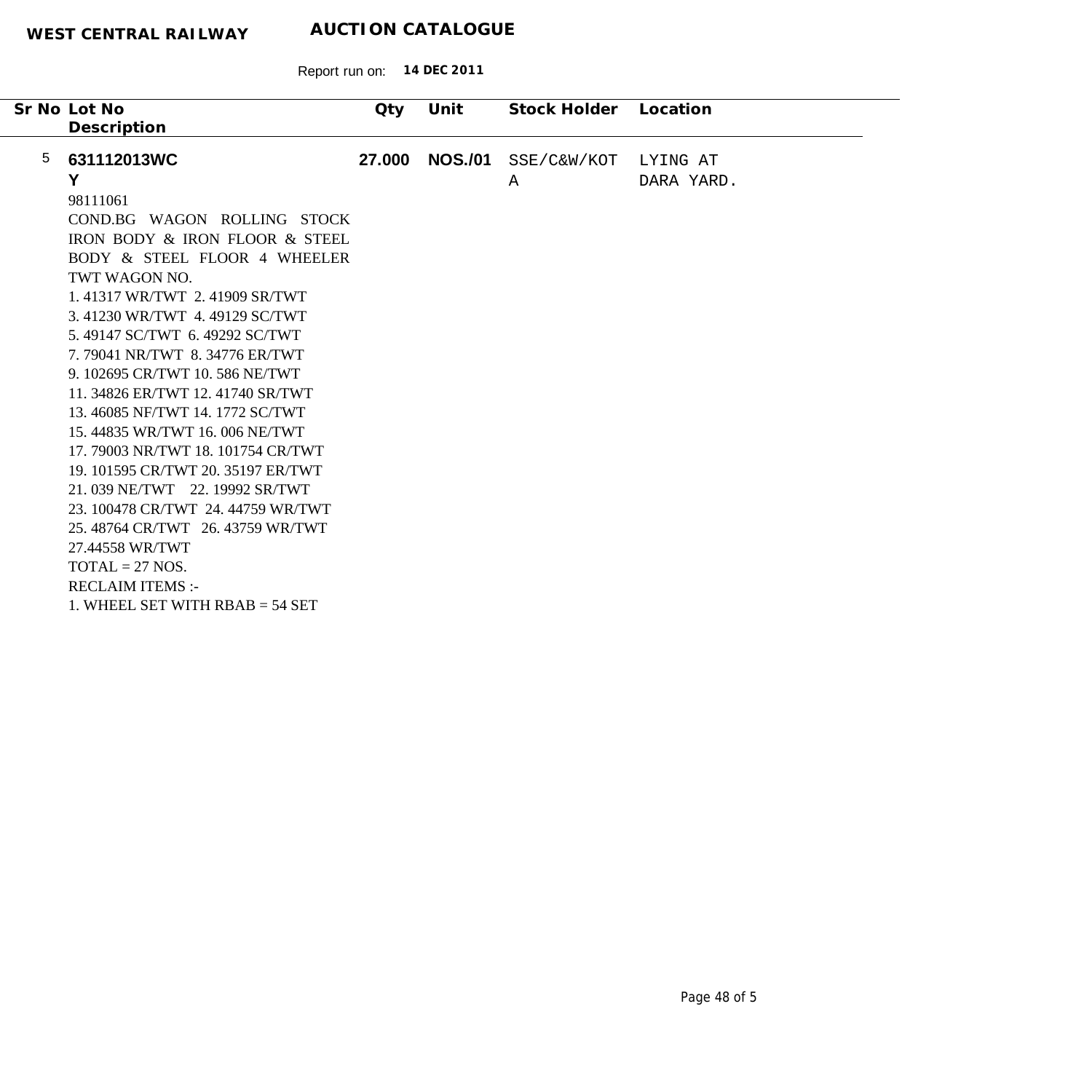**WEST CENTRAL RAILWAY** **AUCTION CATALOGUE**

Report run on: **14 DEC 2011**

| Sr No | Lot No / Description | Qty | Unit | Stock Holder | Location |
|---|---|---|---|---|---|
| 5 | **631112013WCY**<br>98111061<br>COND.BG WAGON ROLLING STOCK IRON BODY & IRON FLOOR & STEEL BODY & STEEL FLOOR 4 WHEELER TWT WAGON NO.<br>1. 41317 WR/TWT 2. 41909 SR/TWT<br>3. 41230 WR/TWT 4. 49129 SC/TWT<br>5. 49147 SC/TWT 6. 49292 SC/TWT<br>7. 79041 NR/TWT 8. 34776 ER/TWT<br>9. 102695 CR/TWT 10. 586 NE/TWT<br>11. 34826 ER/TWT 12. 41740 SR/TWT<br>13. 46085 NF/TWT 14. 1772 SC/TWT<br>15. 44835 WR/TWT 16. 006 NE/TWT<br>17. 79003 NR/TWT 18. 101754 CR/TWT<br>19. 101595 CR/TWT 20. 35197 ER/TWT<br>21. 039 NE/TWT 22. 19992 SR/TWT<br>23. 100478 CR/TWT 24. 44759 WR/TWT<br>25. 48764 CR/TWT 26. 43759 WR/TWT<br>27.44558 WR/TWT<br>TOTAL = 27 NOS.<br>RECLAIM ITEMS :-<br>1. WHEEL SET WITH RBAB = 54 SET | **27.000** | **NOS./01** | SSE/C&W/KOTA | LYING AT DARA YARD. |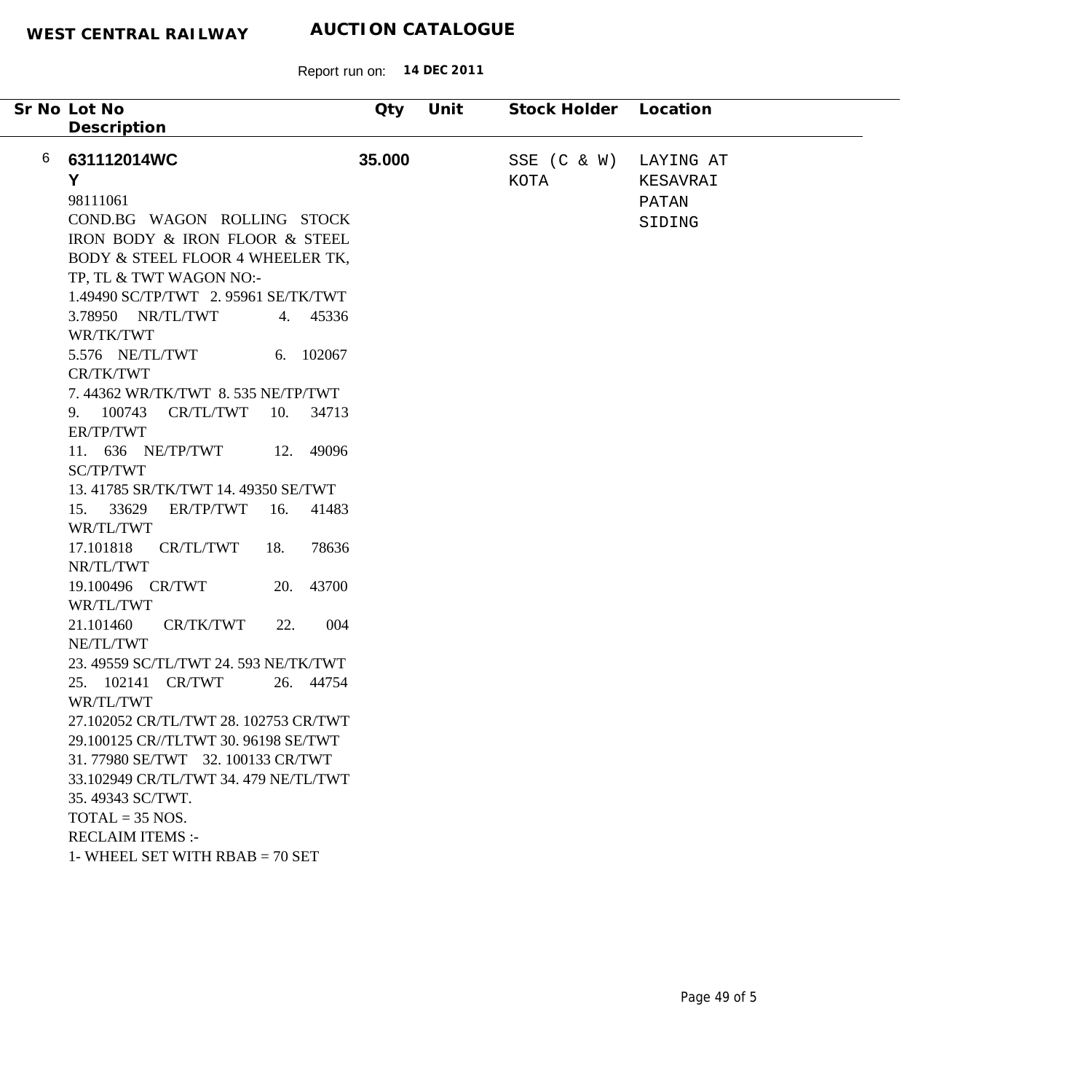**WEST CENTRAL RAILWAY** **AUCTION CATALOGUE**

Report run on: **14 DEC 2011**

| Sr No | Lot No / Description | Qty | Unit | Stock Holder | Location |
|---|---|---|---|---|---|
| 6 | **631112014WCY**<br>98111061<br>COND.BG WAGON ROLLING STOCK IRON BODY & IRON FLOOR & STEEL BODY & STEEL FLOOR 4 WHEELER TK, TP, TL & TWT WAGON NO:-<br>1.49490 SC/TP/TWT 2. 95961 SE/TK/TWT<br>3.78950 NR/TL/TWT 4. 45336 WR/TK/TWT<br>5.576 NE/TL/TWT 6. 102067 CR/TK/TWT<br>7. 44362 WR/TK/TWT 8. 535 NE/TP/TWT<br>9. 100743 CR/TL/TWT 10. 34713 ER/TP/TWT<br>11. 636 NE/TP/TWT 12. 49096 SC/TP/TWT<br>13. 41785 SR/TK/TWT 14. 49350 SE/TWT<br>15. 33629 ER/TP/TWT 16. 41483 WR/TL/TWT<br>17.101818 CR/TL/TWT 18. 78636 NR/TL/TWT<br>19.100496 CR/TWT 20. 43700 WR/TL/TWT<br>21.101460 CR/TK/TWT 22. 004 NE/TL/TWT<br>23. 49559 SC/TL/TWT 24. 593 NE/TK/TWT<br>25. 102141 CR/TWT 26. 44754 WR/TL/TWT<br>27.102052 CR/TL/TWT 28. 102753 CR/TWT<br>29.100125 CR//TLTWT 30. 96198 SE/TWT<br>31. 77980 SE/TWT 32. 100133 CR/TWT<br>33.102949 CR/TL/TWT 34. 479 NE/TL/TWT<br>35. 49343 SC/TWT.<br>TOTAL = 35 NOS.<br>RECLAIM ITEMS :-<br>1- WHEEL SET WITH RBAB = 70 SET | **35.000** | | SSE (C & W) KOTA | LAYING AT KESAVRAI PATAN SIDING |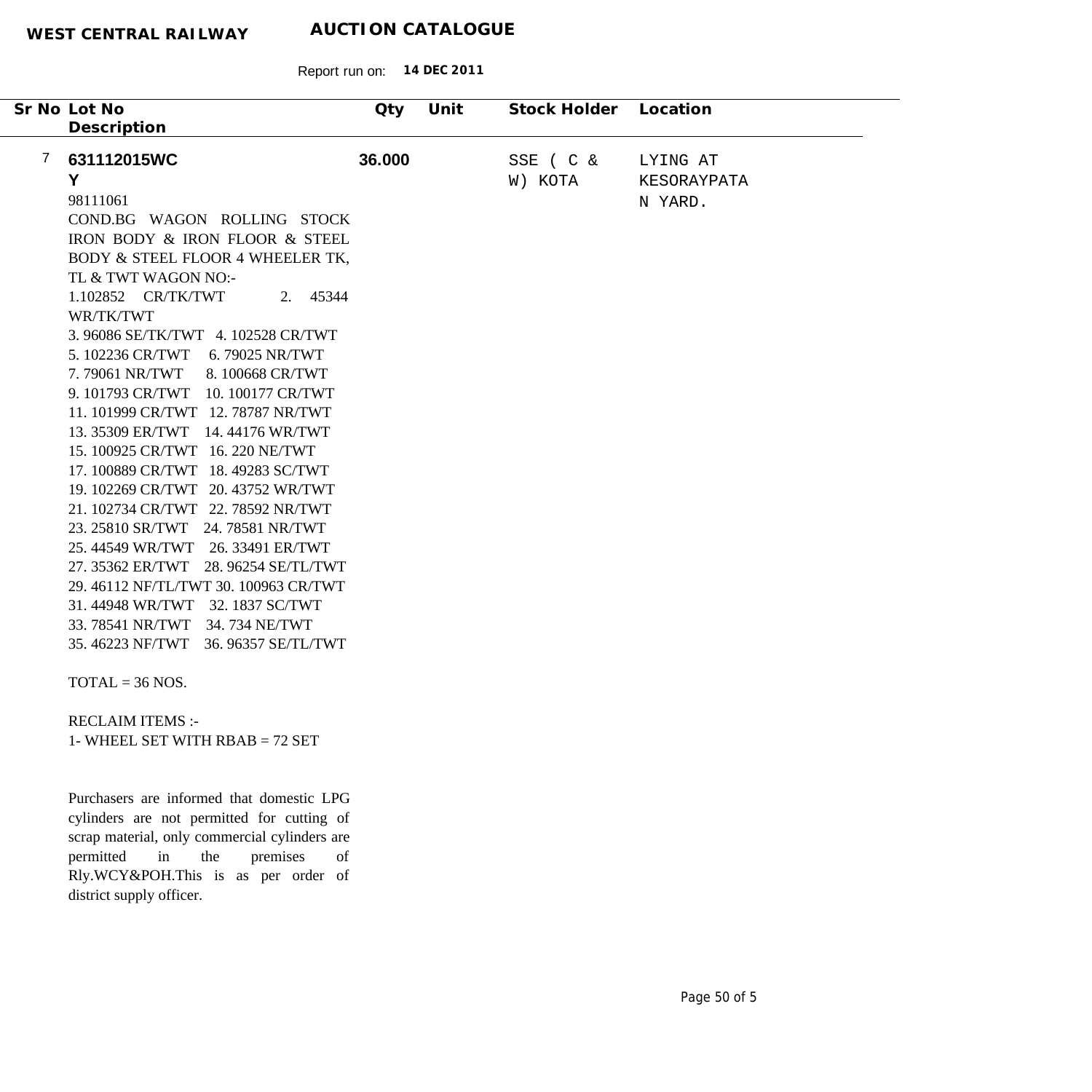WEST CENTRAL RAILWAY **AUCTION CATALOGUE**

Report run on: **14 DEC 2011**

| Sr No | Lot No / Description | Qty | Unit | Stock Holder | Location |
|---|---|---|---|---|---|
| 7 | **631112015WCY**<br>98111061<br>COND.BG WAGON ROLLING STOCK IRON BODY & IRON FLOOR & STEEL BODY & STEEL FLOOR 4 WHEELER TK, TL & TWT WAGON NO:-<br>1.102852 CR/TK/TWT 2. 45344 WR/TK/TWT<br>3. 96086 SE/TK/TWT 4. 102528 CR/TWT<br>5. 102236 CR/TWT 6. 79025 NR/TWT<br>7. 79061 NR/TWT 8. 100668 CR/TWT<br>9. 101793 CR/TWT 10. 100177 CR/TWT<br>11. 101999 CR/TWT 12. 78787 NR/TWT<br>13. 35309 ER/TWT 14. 44176 WR/TWT<br>15. 100925 CR/TWT 16. 220 NE/TWT<br>17. 100889 CR/TWT 18. 49283 SC/TWT<br>19. 102269 CR/TWT 20. 43752 WR/TWT<br>21. 102734 CR/TWT 22. 78592 NR/TWT<br>23. 25810 SR/TWT 24. 78581 NR/TWT<br>25. 44549 WR/TWT 26. 33491 ER/TWT<br>27. 35362 ER/TWT 28. 96254 SE/TL/TWT<br>29. 46112 NF/TL/TWT 30. 100963 CR/TWT<br>31. 44948 WR/TWT 32. 1837 SC/TWT<br>33. 78541 NR/TWT 34. 734 NE/TWT<br>35. 46223 NF/TWT 36. 96357 SE/TL/TWT<br><br>TOTAL = 36 NOS.<br><br>RECLAIM ITEMS :-<br>1- WHEEL SET WITH RBAB = 72 SET<br><br>Purchasers are informed that domestic LPG cylinders are not permitted for cutting of scrap material, only commercial cylinders are permitted in the premises of Rly.WCY&POH.This is as per order of district supply officer. | **36.000** | | SSE ( C & W) KOTA | LYING AT KESORAYPATAN YARD. |